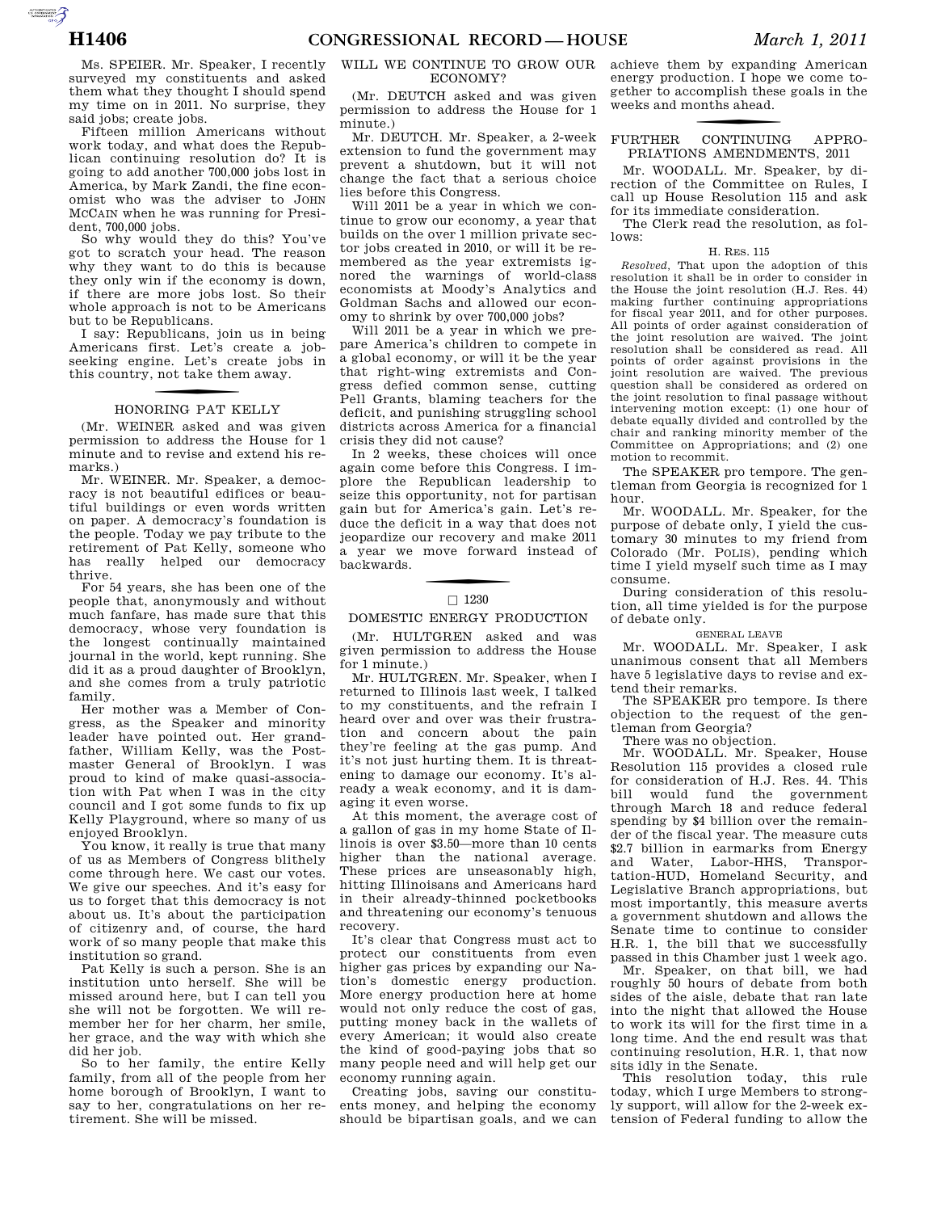Ms. SPEIER. Mr. Speaker, I recently surveyed my constituents and asked them what they thought I should spend my time on in 2011. No surprise, they said jobs; create jobs.

Fifteen million Americans without work today, and what does the Republican continuing resolution do? It is going to add another 700,000 jobs lost in America, by Mark Zandi, the fine economist who was the adviser to JOHN MCCAIN when he was running for President, 700,000 jobs.

So why would they do this? You've got to scratch your head. The reason why they want to do this is because they only win if the economy is down, if there are more jobs lost. So their whole approach is not to be Americans but to be Republicans.

I say: Republicans, join us in being Americans first. Let's create a job-seeking engine. Let's create jobs in this country, not take them away.

## HONORING PAT KELLY

(Mr. WEINER asked and was given permission to address the House for 1 minute and to revise and extend his remarks.)

Mr. WEINER. Mr. Speaker, a democracy is not beautiful edifices or beautiful buildings or even words written on paper. A democracy's foundation is the people. Today we pay tribute to the retirement of Pat Kelly, someone who has really helped our democracy thrive.

For 54 years, she has been one of the people that, anonymously and without much fanfare, has made sure that this democracy, whose very foundation is the longest continually maintained journal in the world, kept running. She did it as a proud daughter of Brooklyn, and she comes from a truly patriotic family.

Her mother was a Member of Congress, as the Speaker and minority leader have pointed out. Her grandfather, William Kelly, was the Postmaster General of Brooklyn. I was proud to kind of make quasi-association with Pat when I was in the city council and I got some funds to fix up Kelly Playground, where so many of us enjoyed Brooklyn.

You know, it really is true that many of us as Members of Congress blithely come through here. We cast our votes. We give our speeches. And it's easy for us to forget that this democracy is not about us. It's about the participation of citizenry and, of course, the hard work of so many people that make this institution so grand.

Pat Kelly is such a person. She is an institution unto herself. She will be missed around here, but I can tell you she will not be forgotten. We will remember her for her charm, her smile, her grace, and the way with which she did her job.

So to her family, the entire Kelly family, from all of the people from her home borough of Brooklyn, I want to say to her, congratulations on her retirement. She will be missed.

## WILL WE CONTINUE TO GROW OUR ECONOMY?

(Mr. DEUTCH asked and was given permission to address the House for 1 minute.)

Mr. DEUTCH. Mr. Speaker, a 2-week extension to fund the government may prevent a shutdown, but it will not change the fact that a serious choice lies before this Congress.

Will 2011 be a year in which we continue to grow our economy, a year that builds on the over 1 million private sector jobs created in 2010, or will it be remembered as the year extremists ignored the warnings of world-class economists at Moody's Analytics and Goldman Sachs and allowed our economy to shrink by over 700,000 jobs?

Will 2011 be a year in which we prepare America's children to compete in a global economy, or will it be the year that right-wing extremists and Congress defied common sense, cutting Pell Grants, blaming teachers for the deficit, and punishing struggling school districts across America for a financial crisis they did not cause?

In 2 weeks, these choices will once again come before this Congress. I implore the Republican leadership to seize this opportunity, not for partisan gain but for America's gain. Let's reduce the deficit in a way that does not jeopardize our recovery and make 2011 a year we move forward instead of backwards.

□ 1230

## DOMESTIC ENERGY PRODUCTION

(Mr. HULTGREN asked and was given permission to address the House for 1 minute.)

Mr. HULTGREN. Mr. Speaker, when I returned to Illinois last week, I talked to my constituents, and the refrain I heard over and over was their frustration and concern about the pain they're feeling at the gas pump. And it's not just hurting them. It is threatening to damage our economy. It's already a weak economy, and it is damaging it even worse.

At this moment, the average cost of a gallon of gas in my home State of Illinois is over $3.50—more than 10 cents higher than the national average. These prices are unseasonably high, hitting Illinoisans and Americans hard in their already-thinned pocketbooks and threatening our economy's tenuous recovery.

It's clear that Congress must act to protect our constituents from even higher gas prices by expanding our Nation's domestic energy production. More energy production here at home would not only reduce the cost of gas, putting money back in the wallets of every American; it would also create the kind of good-paying jobs that so many people need and will help get our economy running again.

Creating jobs, saving our constituents money, and helping the economy should be bipartisan goals, and we can achieve them by expanding American energy production. I hope we come together to accomplish these goals in the weeks and months ahead.

## FURTHER CONTINUING APPROPRIATIONS AMENDMENTS, 2011

Mr. WOODALL. Mr. Speaker, by direction of the Committee on Rules, I call up House Resolution 115 and ask for its immediate consideration.

The Clerk read the resolution, as follows:

H. RES. 115

*Resolved,* That upon the adoption of this resolution it shall be in order to consider in the House the joint resolution (H.J. Res. 44) making further continuing appropriations for fiscal year 2011, and for other purposes. All points of order against consideration of the joint resolution are waived. The joint resolution shall be considered as read. All points of order against provisions in the joint resolution are waived. The previous question shall be considered as ordered on the joint resolution to final passage without intervening motion except: (1) one hour of debate equally divided and controlled by the chair and ranking minority member of the Committee on Appropriations; and (2) one motion to recommit.

The SPEAKER pro tempore. The gentleman from Georgia is recognized for 1 hour.

Mr. WOODALL. Mr. Speaker, for the purpose of debate only, I yield the customary 30 minutes to my friend from Colorado (Mr. POLIS), pending which time I yield myself such time as I may consume.

During consideration of this resolution, all time yielded is for the purpose of debate only.

GENERAL LEAVE

Mr. WOODALL. Mr. Speaker, I ask unanimous consent that all Members have 5 legislative days to revise and extend their remarks.

The SPEAKER pro tempore. Is there objection to the request of the gentleman from Georgia?

There was no objection.

Mr. WOODALL. Mr. Speaker, House Resolution 115 provides a closed rule for consideration of H.J. Res. 44. This bill would fund the government through March 18 and reduce federal spending by $4 billion over the remainder of the fiscal year. The measure cuts $2.7 billion in earmarks from Energy and Water, Labor-HHS, Transportation-HUD, Homeland Security, and Legislative Branch appropriations, but most importantly, this measure averts a government shutdown and allows the Senate time to continue to consider H.R. 1, the bill that we successfully passed in this Chamber just 1 week ago.

Mr. Speaker, on that bill, we had roughly 50 hours of debate from both sides of the aisle, debate that ran late into the night that allowed the House to work its will for the first time in a long time. And the end result was that continuing resolution, H.R. 1, that now sits idly in the Senate.

This resolution today, this rule today, which I urge Members to strongly support, will allow for the 2-week extension of Federal funding to allow the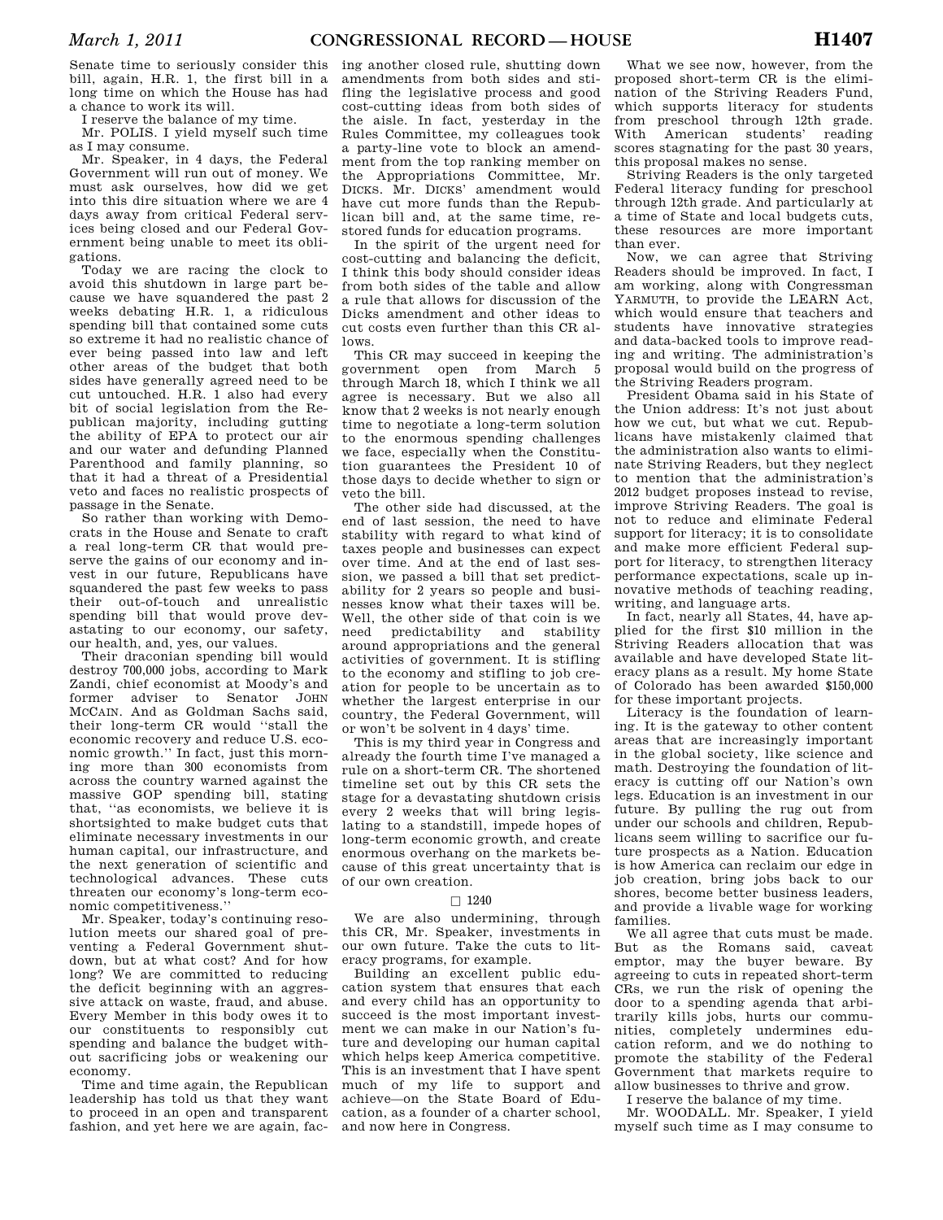Senate time to seriously consider this bill, again, H.R. 1, the first bill in a long time on which the House has had a chance to work its will.

I reserve the balance of my time.

Mr. POLIS. I yield myself such time as I may consume.

Mr. Speaker, in 4 days, the Federal Government will run out of money. We must ask ourselves, how did we get into this dire situation where we are 4 days away from critical Federal services being closed and our Federal Government being unable to meet its obligations.

Today we are racing the clock to avoid this shutdown in large part because we have squandered the past 2 weeks debating H.R. 1, a ridiculous spending bill that contained some cuts so extreme it had no realistic chance of ever being passed into law and left other areas of the budget that both sides have generally agreed need to be cut untouched. H.R. 1 also had every bit of social legislation from the Republican majority, including gutting the ability of EPA to protect our air and our water and defunding Planned Parenthood and family planning, so that it had a threat of a Presidential veto and faces no realistic prospects of passage in the Senate.

So rather than working with Democrats in the House and Senate to craft a real long-term CR that would preserve the gains of our economy and invest in our future, Republicans have squandered the past few weeks to pass their out-of-touch and unrealistic spending bill that would prove devastating to our economy, our safety, our health, and, yes, our values.

Their draconian spending bill would destroy 700,000 jobs, according to Mark Zandi, chief economist at Moody's and former adviser to Senator JOHN MCCAIN. And as Goldman Sachs said, their long-term CR would "stall the economic recovery and reduce U.S. economic growth." In fact, just this morning more than 300 economists from across the country warned against the massive GOP spending bill, stating that, "as economists, we believe it is shortsighted to make budget cuts that eliminate necessary investments in our human capital, our infrastructure, and the next generation of scientific and technological advances. These cuts threaten our economy's long-term economic competitiveness."

Mr. Speaker, today's continuing resolution meets our shared goal of preventing a Federal Government shutdown, but at what cost? And for how long? We are committed to reducing the deficit beginning with an aggressive attack on waste, fraud, and abuse. Every Member in this body owes it to our constituents to responsibly cut spending and balance the budget without sacrificing jobs or weakening our economy.

Time and time again, the Republican leadership has told us that they want to proceed in an open and transparent fashion, and yet here we are again, facing another closed rule, shutting down amendments from both sides and stifling the legislative process and good cost-cutting ideas from both sides of the aisle. In fact, yesterday in the Rules Committee, my colleagues took a party-line vote to block an amendment from the top ranking member on the Appropriations Committee, Mr. DICKS. Mr. DICKS' amendment would have cut more funds than the Republican bill and, at the same time, restored funds for education programs.

In the spirit of the urgent need for cost-cutting and balancing the deficit, I think this body should consider ideas from both sides of the table and allow a rule that allows for discussion of the Dicks amendment and other ideas to cut costs even further than this CR allows.

This CR may succeed in keeping the government open from March 5 through March 18, which I think we all agree is necessary. But we also all know that 2 weeks is not nearly enough time to negotiate a long-term solution to the enormous spending challenges we face, especially when the Constitution guarantees the President 10 of those days to decide whether to sign or veto the bill.

The other side had discussed, at the end of last session, the need to have stability with regard to what kind of taxes people and businesses can expect over time. And at the end of last session, we passed a bill that set predictability for 2 years so people and businesses know what their taxes will be. Well, the other side of that coin is we need predictability and stability around appropriations and the general activities of government. It is stifling to the economy and stifling to job creation for people to be uncertain as to whether the largest enterprise in our country, the Federal Government, will or won't be solvent in 4 days' time.

This is my third year in Congress and already the fourth time I've managed a rule on a short-term CR. The shortened timeline set out by this CR sets the stage for a devastating shutdown crisis every 2 weeks that will bring legislating to a standstill, impede hopes of long-term economic growth, and create enormous overhang on the markets because of this great uncertainty that is of our own creation.

□ 1240

We are also undermining, through this CR, Mr. Speaker, investments in our own future. Take the cuts to literacy programs, for example.

Building an excellent public education system that ensures that each and every child has an opportunity to succeed is the most important investment we can make in our Nation's future and developing our human capital which helps keep America competitive. This is an investment that I have spent much of my life to support and achieve—on the State Board of Education, as a founder of a charter school, and now here in Congress.

What we see now, however, from the proposed short-term CR is the elimination of the Striving Readers Fund, which supports literacy for students from preschool through 12th grade. With American students' reading scores stagnating for the past 30 years, this proposal makes no sense.

Striving Readers is the only targeted Federal literacy funding for preschool through 12th grade. And particularly at a time of State and local budgets cuts, these resources are more important than ever.

Now, we can agree that Striving Readers should be improved. In fact, I am working, along with Congressman YARMUTH, to provide the LEARN Act, which would ensure that teachers and students have innovative strategies and data-backed tools to improve reading and writing. The administration's proposal would build on the progress of the Striving Readers program.

President Obama said in his State of the Union address: It's not just about how we cut, but what we cut. Republicans have mistakenly claimed that the administration also wants to eliminate Striving Readers, but they neglect to mention that the administration's 2012 budget proposes instead to revise, improve Striving Readers. The goal is not to reduce and eliminate Federal support for literacy; it is to consolidate and make more efficient Federal support for literacy, to strengthen literacy performance expectations, scale up innovative methods of teaching reading, writing, and language arts.

In fact, nearly all States, 44, have applied for the first $10 million in the Striving Readers allocation that was available and have developed State literacy plans as a result. My home State of Colorado has been awarded $150,000 for these important projects.

Literacy is the foundation of learning. It is the gateway to other content areas that are increasingly important in the global society, like science and math. Destroying the foundation of literacy is cutting off our Nation's own legs. Education is an investment in our future. By pulling the rug out from under our schools and children, Republicans seem willing to sacrifice our future prospects as a Nation. Education is how America can reclaim our edge in job creation, bring jobs back to our shores, become better business leaders, and provide a livable wage for working families.

We all agree that cuts must be made. But as the Romans said, caveat emptor, may the buyer beware. By agreeing to cuts in repeated short-term CRs, we run the risk of opening the door to a spending agenda that arbitrarily kills jobs, hurts our communities, completely undermines education reform, and we do nothing to promote the stability of the Federal Government that markets require to allow businesses to thrive and grow.

I reserve the balance of my time.

Mr. WOODALL. Mr. Speaker, I yield myself such time as I may consume to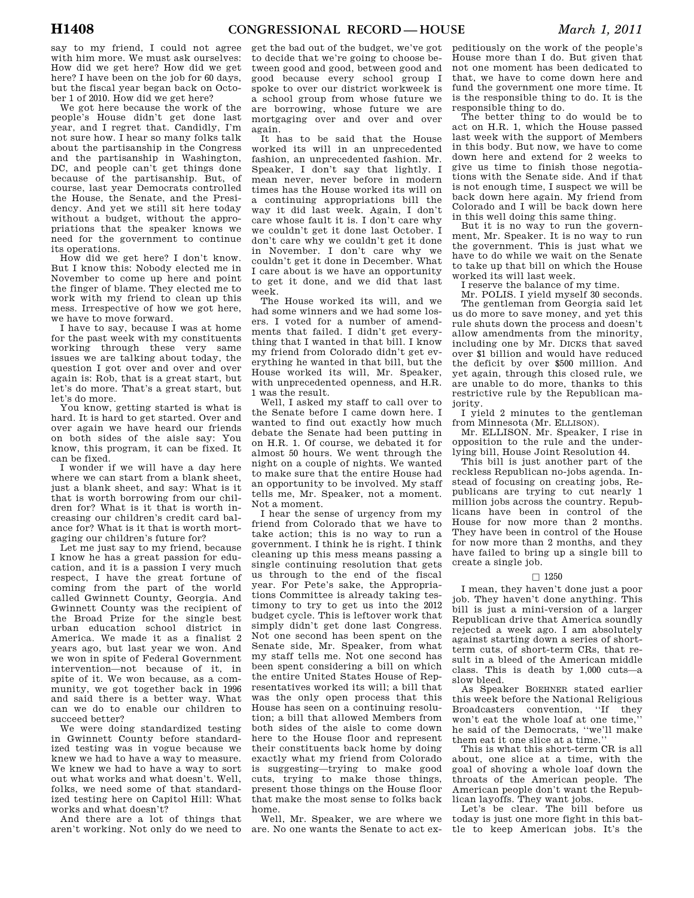say to my friend, I could not agree with him more. We must ask ourselves: How did we get here? How did we get here? I have been on the job for 60 days, but the fiscal year began back on October 1 of 2010. How did we get here?

We got here because the work of the people's House didn't get done last year, and I regret that. Candidly, I'm not sure how. I hear so many folks talk about the partisanship in the Congress and the partisanship in Washington, DC, and people can't get things done because of the partisanship. But, of course, last year Democrats controlled the House, the Senate, and the Presidency. And yet we still sit here today without a budget, without the appropriations that the speaker knows we need for the government to continue its operations.

How did we get here? I don't know. But I know this: Nobody elected me in November to come up here and point the finger of blame. They elected me to work with my friend to clean up this mess. Irrespective of how we got here, we have to move forward.

I have to say, because I was at home for the past week with my constituents working through these very same issues we are talking about today, the question I got over and over and over again is: Rob, that is a great start, but let's do more. That's a great start, but let's do more.

You know, getting started is what is hard. It is hard to get started. Over and over again we have heard our friends on both sides of the aisle say: You know, this program, it can be fixed. It can be fixed.

I wonder if we will have a day here where we can start from a blank sheet, just a blank sheet, and say: What is it that is worth borrowing from our children for? What is it that is worth increasing our children's credit card balance for? What is it that is worth mortgaging our children's future for?

Let me just say to my friend, because I know he has a great passion for education, and it is a passion I very much respect, I have the great fortune of coming from the part of the world called Gwinnett County, Georgia. And Gwinnett County was the recipient of the Broad Prize for the single best urban education school district in America. We made it as a finalist 2 years ago, but last year we won. And we won in spite of Federal Government intervention—not because of it, in spite of it. We won because, as a community, we got together back in 1996 and said there is a better way. What can we do to enable our children to succeed better?

We were doing standardized testing in Gwinnett County before standardized testing was in vogue because we knew we had to have a way to measure. We knew we had to have a way to sort out what works and what doesn't. Well, folks, we need some of that standardized testing here on Capitol Hill: What works and what doesn't?

And there are a lot of things that aren't working. Not only do we need to get the bad out of the budget, we've got to decide that we're going to choose between good and good, between good and good because every school group I spoke to over our district workweek is a school group from whose future we are borrowing, whose future we are mortgaging over and over and over again.

It has to be said that the House worked its will in an unprecedented fashion, an unprecedented fashion. Mr. Speaker, I don't say that lightly. I mean never, never before in modern times has the House worked its will on a continuing appropriations bill the way it did last week. Again, I don't care whose fault it is. I don't care why we couldn't get it done last October. I don't care why we couldn't get it done in November. I don't care why we couldn't get it done in December. What I care about is we have an opportunity to get it done, and we did that last week.

The House worked its will, and we had some winners and we had some losers. I voted for a number of amendments that failed. I didn't get everything that I wanted in that bill. I know my friend from Colorado didn't get everything he wanted in that bill, but the House worked its will, Mr. Speaker, with unprecedented openness, and H.R. 1 was the result.

Well, I asked my staff to call over to the Senate before I came down here. I wanted to find out exactly how much debate the Senate had been putting in on H.R. 1. Of course, we debated it for almost 50 hours. We went through the night on a couple of nights. We wanted to make sure that the entire House had an opportunity to be involved. My staff tells me, Mr. Speaker, not a moment. Not a moment.

I hear the sense of urgency from my friend from Colorado that we have to take action; this is no way to run a government. I think he is right. I think cleaning up this mess means passing a single continuing resolution that gets us through to the end of the fiscal year. For Pete's sake, the Appropriations Committee is already taking testimony to try to get us into the 2012 budget cycle. This is leftover work that simply didn't get done last Congress. Not one second has been spent on the Senate side, Mr. Speaker, from what my staff tells me. Not one second has been spent considering a bill on which the entire United States House of Representatives worked its will; a bill that was the only open process that this House has seen on a continuing resolution; a bill that allowed Members from both sides of the aisle to come down here to the House floor and represent their constituents back home by doing exactly what my friend from Colorado is suggesting—trying to make good cuts, trying to make those things, present those things on the House floor that make the most sense to folks back home.

Well, Mr. Speaker, we are where we are. No one wants the Senate to act expeditiously on the work of the people's House more than I do. But given that not one moment has been dedicated to that, we have to come down here and fund the government one more time. It is the responsible thing to do. It is the responsible thing to do.

The better thing to do would be to act on H.R. 1, which the House passed last week with the support of Members in this body. But now, we have to come down here and extend for 2 weeks to give us time to finish those negotiations with the Senate side. And if that is not enough time, I suspect we will be back down here again. My friend from Colorado and I will be back down here in this well doing this same thing.

But it is no way to run the government, Mr. Speaker. It is no way to run the government. This is just what we have to do while we wait on the Senate to take up that bill on which the House worked its will last week.

I reserve the balance of my time.

Mr. POLIS. I yield myself 30 seconds.

The gentleman from Georgia said let us do more to save money, and yet this rule shuts down the process and doesn't allow amendments from the minority, including one by Mr. DICKS that saved over $1 billion and would have reduced the deficit by over $500 million. And yet again, through this closed rule, we are unable to do more, thanks to this restrictive rule by the Republican majority.

I yield 2 minutes to the gentleman from Minnesota (Mr. ELLISON).

Mr. ELLISON. Mr. Speaker, I rise in opposition to the rule and the underlying bill, House Joint Resolution 44.

This bill is just another part of the reckless Republican no-jobs agenda. Instead of focusing on creating jobs, Republicans are trying to cut nearly 1 million jobs across the country. Republicans have been in control of the House for now more than 2 months. They have been in control of the House for now more than 2 months, and they have failed to bring up a single bill to create a single job.

□ 1250

I mean, they haven't done just a poor job. They haven't done anything. This bill is just a mini-version of a larger Republican drive that America soundly rejected a week ago. I am absolutely against starting down a series of short-term cuts, of short-term CRs, that result in a bleed of the American middle class. This is death by 1,000 cuts—a slow bleed.

As Speaker BOEHNER stated earlier this week before the National Religious Broadcasters convention, "If they won't eat the whole loaf at one time," he said of the Democrats, "we'll make them eat it one slice at a time."

This is what this short-term CR is all about, one slice at a time, with the goal of shoving a whole loaf down the throats of the American people. The American people don't want the Republican layoffs. They want jobs.

Let's be clear. The bill before us today is just one more fight in this battle to keep American jobs. It's the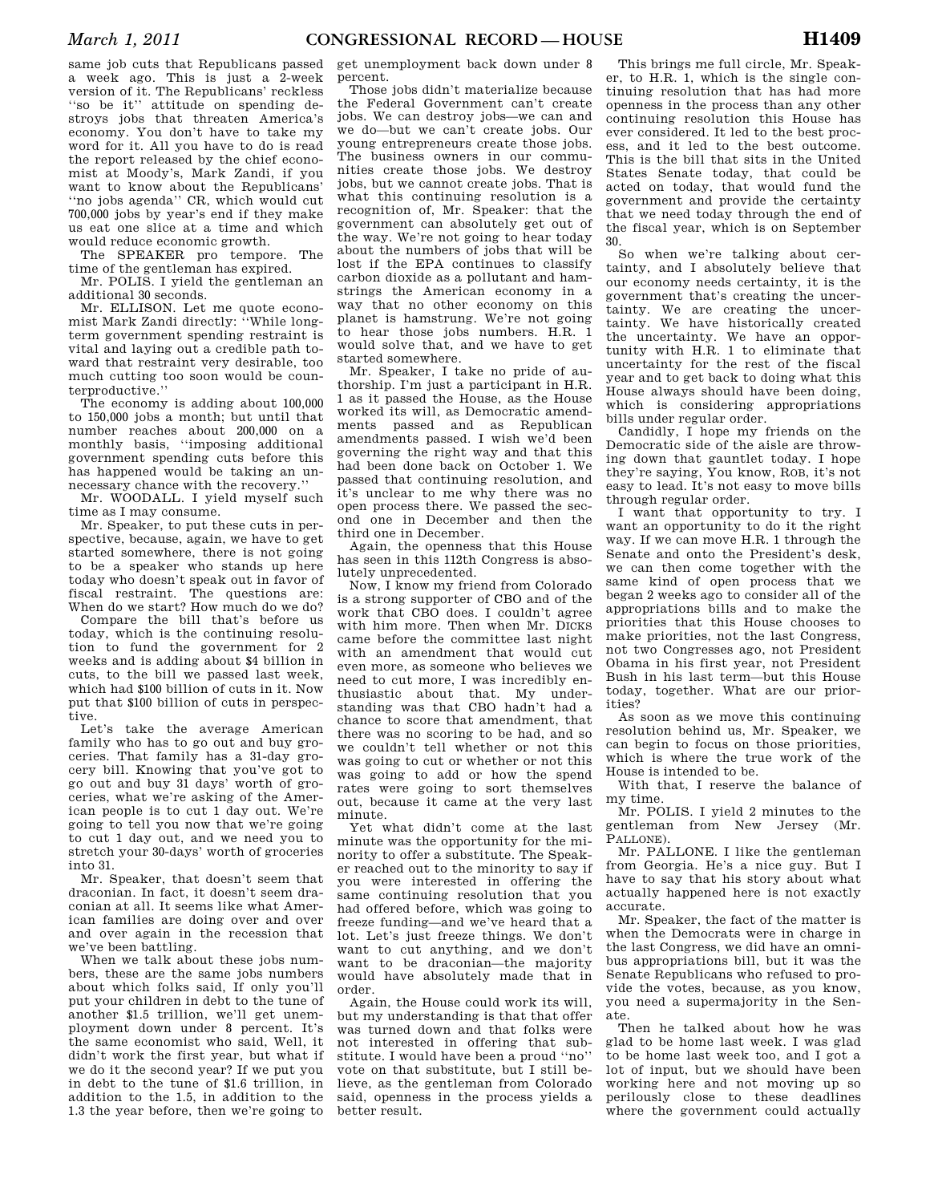same job cuts that Republicans passed a week ago. This is just a 2-week version of it. The Republicans' reckless ''so be it'' attitude on spending destroys jobs that threaten America's economy. You don't have to take my word for it. All you have to do is read the report released by the chief economist at Moody's, Mark Zandi, if you want to know about the Republicans' ''no jobs agenda'' CR, which would cut 700,000 jobs by year's end if they make us eat one slice at a time and which would reduce economic growth.

The SPEAKER pro tempore. The time of the gentleman has expired.

Mr. POLIS. I yield the gentleman an additional 30 seconds.

Mr. ELLISON. Let me quote economist Mark Zandi directly: ''While long-term government spending restraint is vital and laying out a credible path toward that restraint very desirable, too much cutting too soon would be counterproductive.''

The economy is adding about 100,000 to 150,000 jobs a month; but until that number reaches about 200,000 on a monthly basis, ''imposing additional government spending cuts before this has happened would be taking an unnecessary chance with the recovery.''

Mr. WOODALL. I yield myself such time as I may consume.

Mr. Speaker, to put these cuts in perspective, because, again, we have to get started somewhere, there is not going to be a speaker who stands up here today who doesn't speak out in favor of fiscal restraint. The questions are: When do we start? How much do we do?

Compare the bill that's before us today, which is the continuing resolution to fund the government for 2 weeks and is adding about $4 billion in cuts, to the bill we passed last week, which had $100 billion of cuts in it. Now put that $100 billion of cuts in perspective.

Let's take the average American family who has to go out and buy groceries. That family has a 31-day grocery bill. Knowing that you've got to go out and buy 31 days' worth of groceries, what we're asking of the American people is to cut 1 day out. We're going to tell you now that we're going to cut 1 day out, and we need you to stretch your 30-days' worth of groceries into 31.

Mr. Speaker, that doesn't seem that draconian. In fact, it doesn't seem draconian at all. It seems like what American families are doing over and over and over again in the recession that we've been battling.

When we talk about these jobs numbers, these are the same jobs numbers about which folks said, If only you'll put your children in debt to the tune of another $1.5 trillion, we'll get unemployment down under 8 percent. It's the same economist who said, Well, it didn't work the first year, but what if we do it the second year? If we put you in debt to the tune of $1.6 trillion, in addition to the 1.5, in addition to the 1.3 the year before, then we're going to get unemployment back down under 8 percent.

Those jobs didn't materialize because the Federal Government can't create jobs. We can destroy jobs—we can and we do—but we can't create jobs. Our young entrepreneurs create those jobs. The business owners in our communities create those jobs. We destroy jobs, but we cannot create jobs. That is what this continuing resolution is a recognition of, Mr. Speaker: that the government can absolutely get out of the way. We're not going to hear today about the numbers of jobs that will be lost if the EPA continues to classify carbon dioxide as a pollutant and hamstrings the American economy in a way that no other economy on this planet is hamstrung. We're not going to hear those jobs numbers. H.R. 1 would solve that, and we have to get started somewhere.

Mr. Speaker, I take no pride of authorship. I'm just a participant in H.R. 1 as it passed the House, as the House worked its will, as Democratic amendments passed and as Republican amendments passed. I wish we'd been governing the right way and that this had been done back on October 1. We passed that continuing resolution, and it's unclear to me why there was no open process there. We passed the second one in December and then the third one in December.

Again, the openness that this House has seen in this 112th Congress is absolutely unprecedented.

Now, I know my friend from Colorado is a strong supporter of CBO and of the work that CBO does. I couldn't agree with him more. Then when Mr. DICKS came before the committee last night with an amendment that would cut even more, as someone who believes we need to cut more, I was incredibly enthusiastic about that. My understanding was that CBO hadn't had a chance to score that amendment, that there was no scoring to be had, and so we couldn't tell whether or not this was going to cut or whether or not this was going to add or how the spend rates were going to sort themselves out, because it came at the very last minute.

Yet what didn't come at the last minute was the opportunity for the minority to offer a substitute. The Speaker reached out to the minority to say if you were interested in offering the same continuing resolution that you had offered before, which was going to freeze funding—and we've heard that a lot. Let's just freeze things. We don't want to cut anything, and we don't want to be draconian—the majority would have absolutely made that in order.

Again, the House could work its will, but my understanding is that that offer was turned down and that folks were not interested in offering that substitute. I would have been a proud ''no'' vote on that substitute, but I still believe, as the gentleman from Colorado said, openness in the process yields a better result.

This brings me full circle, Mr. Speaker, to H.R. 1, which is the single continuing resolution that has had more openness in the process than any other continuing resolution this House has ever considered. It led to the best process, and it led to the best outcome. This is the bill that sits in the United States Senate today, that could be acted on today, that would fund the government and provide the certainty that we need today through the end of the fiscal year, which is on September 30.

So when we're talking about certainty, and I absolutely believe that our economy needs certainty, it is the government that's creating the uncertainty. We are creating the uncertainty. We have historically created the uncertainty. We have an opportunity with H.R. 1 to eliminate that uncertainty for the rest of the fiscal year and to get back to doing what this House always should have been doing, which is considering appropriations bills under regular order.

Candidly, I hope my friends on the Democratic side of the aisle are throwing down that gauntlet today. I hope they're saying, You know, ROB, it's not easy to lead. It's not easy to move bills through regular order.

I want that opportunity to try. I want an opportunity to do it the right way. If we can move H.R. 1 through the Senate and onto the President's desk, we can then come together with the same kind of open process that we began 2 weeks ago to consider all of the appropriations bills and to make the priorities that this House chooses to make priorities, not the last Congress, not two Congresses ago, not President Obama in his first year, not President Bush in his last term—but this House today, together. What are our priorities?

As soon as we move this continuing resolution behind us, Mr. Speaker, we can begin to focus on those priorities, which is where the true work of the House is intended to be.

With that, I reserve the balance of my time.

Mr. POLIS. I yield 2 minutes to the gentleman from New Jersey (Mr. PALLONE).

Mr. PALLONE. I like the gentleman from Georgia. He's a nice guy. But I have to say that his story about what actually happened here is not exactly accurate.

Mr. Speaker, the fact of the matter is when the Democrats were in charge in the last Congress, we did have an omnibus appropriations bill, but it was the Senate Republicans who refused to provide the votes, because, as you know, you need a supermajority in the Senate.

Then he talked about how he was glad to be home last week. I was glad to be home last week too, and I got a lot of input, but we should have been working here and not moving up so perilously close to these deadlines where the government could actually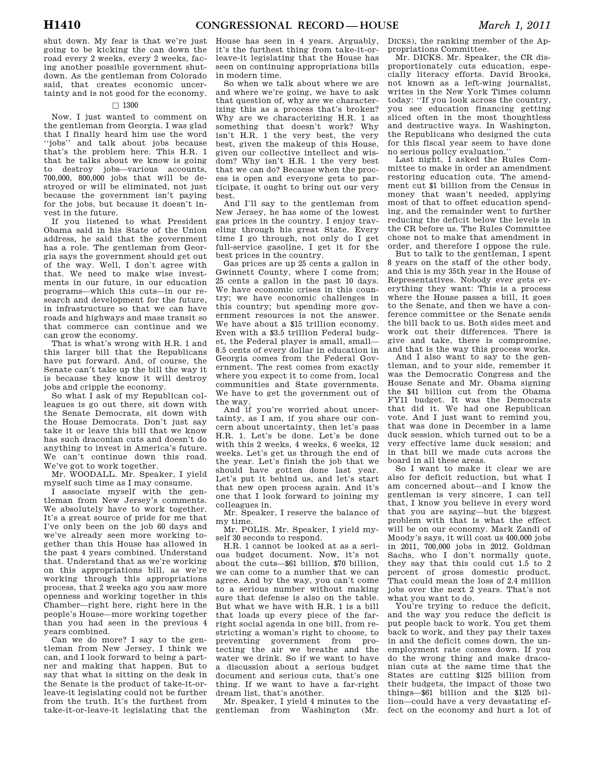shut down. My fear is that we're just going to be kicking the can down the road every 2 weeks, every 2 weeks, facing another possible government shutdown. As the gentleman from Colorado said, that creates economic uncertainty and is not good for the economy.

□ 1300

Now, I just wanted to comment on the gentleman from Georgia. I was glad that I finally heard him use the word ''jobs'' and talk about jobs because that's the problem here. This H.R. 1 that he talks about we know is going to destroy jobs—various accounts, 700,000, 800,000 jobs that will be destroyed or will be eliminated, not just because the government isn't paying for the jobs, but because it doesn't invest in the future.

If you listened to what President Obama said in his State of the Union address, he said that the government has a role. The gentleman from Georgia says the government should get out of the way. Well, I don't agree with that. We need to make wise investments in our future, in our education programs—which this cuts—in our research and development for the future, in infrastructure so that we can have roads and highways and mass transit so that commerce can continue and we can grow the economy.

That is what's wrong with H.R. 1 and this larger bill that the Republicans have put forward. And, of course, the Senate can't take up the bill the way it is because they know it will destroy jobs and cripple the economy.

So what I ask of my Republican colleagues is go out there, sit down with the Senate Democrats, sit down with the House Democrats. Don't just say take it or leave this bill that we know has such draconian cuts and doesn't do anything to invest in America's future. We can't continue down this road. We've got to work together.

Mr. WOODALL. Mr. Speaker, I yield myself such time as I may consume.

I associate myself with the gentleman from New Jersey's comments. We absolutely have to work together. It's a great source of pride for me that I've only been on the job 60 days and we've already seen more working together than this House has allowed in the past 4 years combined. Understand that. Understand that as we're working on this appropriations bill, as we're working through this appropriations process, that 2 weeks ago you saw more openness and working together in this Chamber—right here, right here in the people's House—more working together than you had seen in the previous 4 years combined.

Can we do more? I say to the gentleman from New Jersey, I think we can, and I look forward to being a partner and making that happen. But to say that what is sitting on the desk in the Senate is the product of take-it-or-leave-it legislating could not be further from the truth. It's the furthest from take-it-or-leave-it legislating that the House has seen in 4 years. Arguably, it's the furthest thing from take-it-or-leave-it legislating that the House has seen on continuing appropriations bills in modern time.

So when we talk about where we are and where we're going, we have to ask that question of, why are we characterizing this as a process that's broken? Why are we characterizing H.R. 1 as something that doesn't work? Why isn't H.R. 1 the very best, the very best, given the makeup of this House, given our collective intellect and wisdom? Why isn't H.R. 1 the very best that we can do? Because when the process is open and everyone gets to participate, it ought to bring out our very best.

And I'll say to the gentleman from New Jersey, he has some of the lowest gas prices in the country. I enjoy traveling through his great State. Every time I go through, not only do I get full-service gasoline, I get it for the best prices in the country.

Gas prices are up 25 cents a gallon in Gwinnett County, where I come from; 25 cents a gallon in the past 10 days. We have economic crises in this country; we have economic challenges in this country; but spending more government resources is not the answer. We have about a $15 trillion economy. Even with a $3.5 trillion Federal budget, the Federal player is small, small—8.5 cents of every dollar in education in Georgia comes from the Federal Government. The rest comes from exactly where you expect it to come from, local communities and State governments. We have to get the government out of the way.

And if you're worried about uncertainty, as I am, if you share our concern about uncertainty, then let's pass H.R. 1. Let's be done. Let's be done with this 2 weeks, 4 weeks, 6 weeks, 12 weeks. Let's get us through the end of the year. Let's finish the job that we should have gotten done last year. Let's put it behind us, and let's start that new open process again. And it's one that I look forward to joining my colleagues in.

Mr. Speaker, I reserve the balance of my time.

Mr. POLIS. Mr. Speaker, I yield myself 30 seconds to respond.

H.R. 1 cannot be looked at as a serious budget document. Now, it's not about the cuts—$61 billion, $70 billion, we can come to a number that we can agree. And by the way, you can't come to a serious number without making sure that defense is also on the table. But what we have with H.R. 1 is a bill that loads up every piece of the far-right social agenda in one bill, from restricting a woman's right to choose, to preventing government from protecting the air we breathe and the water we drink. So if we want to have a discussion about a serious budget document and serious cuts, that's one thing. If we want to have a far-right dream list, that's another.

Mr. Speaker, I yield 4 minutes to the gentleman from Washington (Mr. DICKS), the ranking member of the Appropriations Committee.

Mr. DICKS. Mr. Speaker, the CR disproportionately cuts education, especially literacy efforts. David Brooks, not known as a left-wing journalist, writes in the New York Times column today: ''If you look across the country, you see education financing getting sliced often in the most thoughtless and destructive ways. In Washington, the Republicans who designed the cuts for this fiscal year seem to have done no serious policy evaluation.''

Last night, I asked the Rules Committee to make in order an amendment restoring education cuts. The amendment cut $1 billion from the Census in money that wasn't needed, applying most of that to offset education spending, and the remainder went to further reducing the deficit below the levels in the CR before us. The Rules Committee chose not to make that amendment in order, and therefore I oppose the rule.

But to talk to the gentleman, I spent 8 years on the staff of the other body, and this is my 35th year in the House of Representatives. Nobody ever gets everything they want: This is a process where the House passes a bill, it goes to the Senate, and then we have a conference committee or the Senate sends the bill back to us. Both sides meet and work out their differences. There is give and take, there is compromise, and that is the way this process works.

And I also want to say to the gentleman, and to your side, remember it was the Democratic Congress and the House Senate and Mr. Obama signing the $41 billion cut from the Obama FY11 budget. It was the Democrats that did it. We had one Republican vote. And I just want to remind you, that was done in December in a lame duck session, which turned out to be a very effective lame duck session; and in that bill we made cuts across the board in all these areas.

So I want to make it clear we are also for deficit reduction, but what I am concerned about—and I know the gentleman is very sincere, I can tell that, I know you believe in every word that you are saying—but the biggest problem with that is what the effect will be on our economy. Mark Zandi of Moody's says, it will cost us 400,000 jobs in 2011, 700,000 jobs in 2012. Goldman Sachs, who I don't normally quote, they say that this could cut 1.5 to 2 percent of gross domestic product. That could mean the loss of 2.4 million jobs over the next 2 years. That's not what you want to do.

You're trying to reduce the deficit, and the way you reduce the deficit is put people back to work. You get them back to work, and they pay their taxes in and the deficit comes down, the unemployment rate comes down. If you do the wrong thing and make draconian cuts at the same time that the States are cutting $125 billion from their budgets, the impact of those two things—$61 billion and the $125 billion—could have a very devastating effect on the economy and hurt a lot of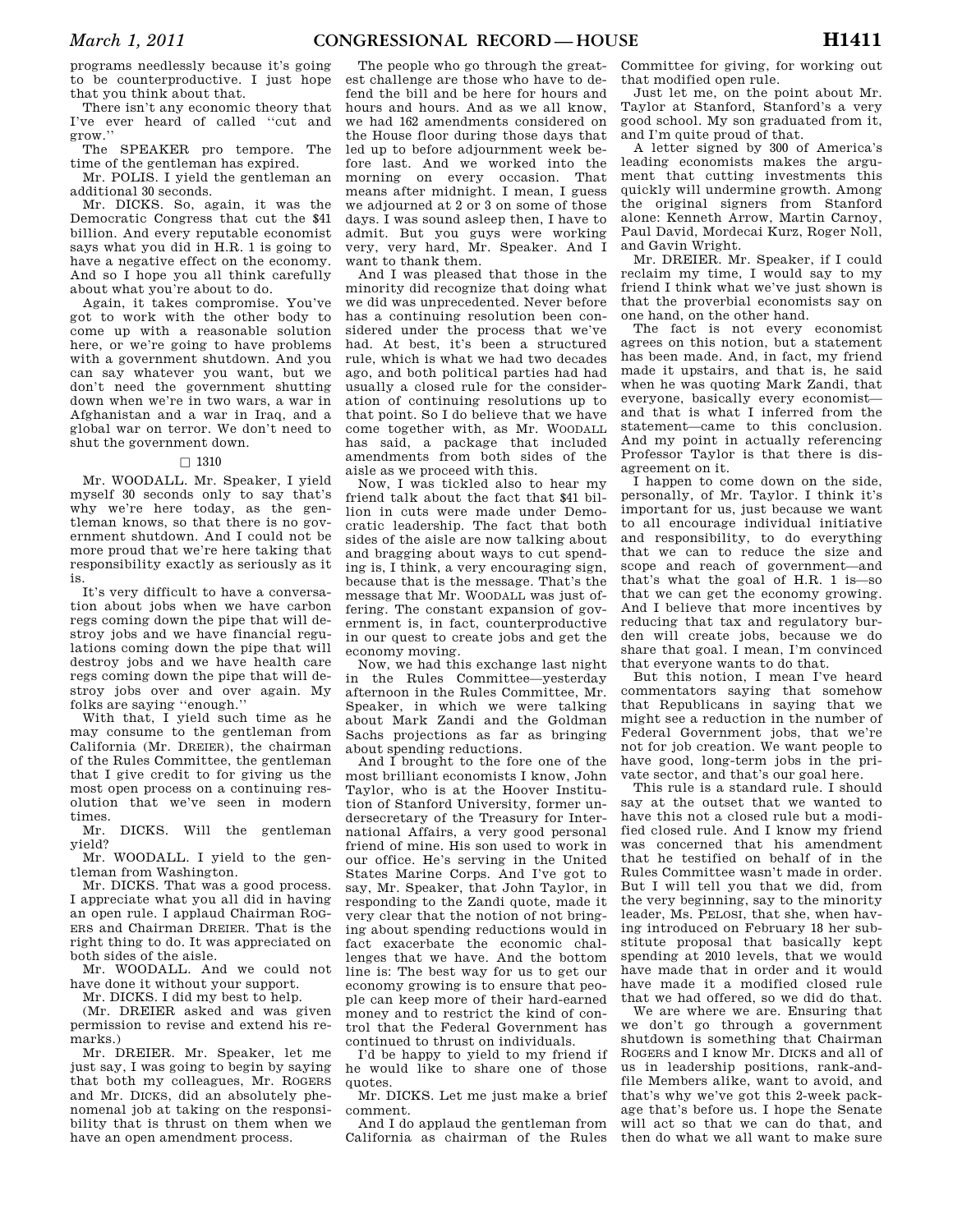programs needlessly because it's going to be counterproductive. I just hope that you think about that.

There isn't any economic theory that I've ever heard of called ''cut and grow.''

The SPEAKER pro tempore. The time of the gentleman has expired.

Mr. POLIS. I yield the gentleman an additional 30 seconds.

Mr. DICKS. So, again, it was the Democratic Congress that cut the $41 billion. And every reputable economist says what you did in H.R. 1 is going to have a negative effect on the economy. And so I hope you all think carefully about what you're about to do.

Again, it takes compromise. You've got to work with the other body to come up with a reasonable solution here, or we're going to have problems with a government shutdown. And you can say whatever you want, but we don't need the government shutting down when we're in two wars, a war in Afghanistan and a war in Iraq, and a global war on terror. We don't need to shut the government down.

□ 1310

Mr. WOODALL. Mr. Speaker, I yield myself 30 seconds only to say that's why we're here today, as the gentleman knows, so that there is no government shutdown. And I could not be more proud that we're here taking that responsibility exactly as seriously as it is.

It's very difficult to have a conversation about jobs when we have carbon regs coming down the pipe that will destroy jobs and we have financial regulations coming down the pipe that will destroy jobs and we have health care regs coming down the pipe that will destroy jobs over and over again. My folks are saying ''enough.''

With that, I yield such time as he may consume to the gentleman from California (Mr. DREIER), the chairman of the Rules Committee, the gentleman that I give credit to for giving us the most open process on a continuing resolution that we've seen in modern times.

Mr. DICKS. Will the gentleman yield?

Mr. WOODALL. I yield to the gentleman from Washington.

Mr. DICKS. That was a good process. I appreciate what you all did in having an open rule. I applaud Chairman ROGERS and Chairman DREIER. That is the right thing to do. It was appreciated on both sides of the aisle.

Mr. WOODALL. And we could not have done it without your support.

Mr. DICKS. I did my best to help.

(Mr. DREIER asked and was given permission to revise and extend his remarks.)

Mr. DREIER. Mr. Speaker, let me just say, I was going to begin by saying that both my colleagues, Mr. ROGERS and Mr. DICKS, did an absolutely phenomenal job at taking on the responsibility that is thrust on them when we have an open amendment process.

The people who go through the greatest challenge are those who have to defend the bill and be here for hours and hours and hours. And as we all know, we had 162 amendments considered on the House floor during those days that led up to before adjournment week before last. And we worked into the morning on every occasion. That means after midnight. I mean, I guess we adjourned at 2 or 3 on some of those days. I was sound asleep then, I have to admit. But you guys were working very, very hard, Mr. Speaker. And I want to thank them.

And I was pleased that those in the minority did recognize that doing what we did was unprecedented. Never before has a continuing resolution been considered under the process that we've had. At best, it's been a structured rule, which is what we had two decades ago, and both political parties had had usually a closed rule for the consideration of continuing resolutions up to that point. So I do believe that we have come together with, as Mr. WOODALL has said, a package that included amendments from both sides of the aisle as we proceed with this.

Now, I was tickled also to hear my friend talk about the fact that $41 billion in cuts were made under Democratic leadership. The fact that both sides of the aisle are now talking about and bragging about ways to cut spending is, I think, a very encouraging sign, because that is the message. That's the message that Mr. WOODALL was just offering. The constant expansion of government is, in fact, counterproductive in our quest to create jobs and get the economy moving.

Now, we had this exchange last night in the Rules Committee—yesterday afternoon in the Rules Committee, Mr. Speaker, in which we were talking about Mark Zandi and the Goldman Sachs projections as far as bringing about spending reductions.

And I brought to the fore one of the most brilliant economists I know, John Taylor, who is at the Hoover Institution of Stanford University, former undersecretary of the Treasury for International Affairs, a very good personal friend of mine. His son used to work in our office. He's serving in the United States Marine Corps. And I've got to say, Mr. Speaker, that John Taylor, in responding to the Zandi quote, made it very clear that the notion of not bringing about spending reductions would in fact exacerbate the economic challenges that we have. And the bottom line is: The best way for us to get our economy growing is to ensure that people can keep more of their hard-earned money and to restrict the kind of control that the Federal Government has continued to thrust on individuals.

I'd be happy to yield to my friend if he would like to share one of those quotes.

Mr. DICKS. Let me just make a brief comment.

And I do applaud the gentleman from California as chairman of the Rules Committee for giving, for working out that modified open rule.

Just let me, on the point about Mr. Taylor at Stanford, Stanford's a very good school. My son graduated from it, and I'm quite proud of that.

A letter signed by 300 of America's leading economists makes the argument that cutting investments this quickly will undermine growth. Among the original signers from Stanford alone: Kenneth Arrow, Martin Carnoy, Paul David, Mordecai Kurz, Roger Noll, and Gavin Wright.

Mr. DREIER. Mr. Speaker, if I could reclaim my time, I would say to my friend I think what we've just shown is that the proverbial economists say on one hand, on the other hand.

The fact is not every economist agrees on this notion, but a statement has been made. And, in fact, my friend made it upstairs, and that is, he said when he was quoting Mark Zandi, that everyone, basically every economist—and that is what I inferred from the statement—came to this conclusion. And my point in actually referencing Professor Taylor is that there is disagreement on it.

I happen to come down on the side, personally, of Mr. Taylor. I think it's important for us, just because we want to all encourage individual initiative and responsibility, to do everything that we can to reduce the size and scope and reach of government—and that's what the goal of H.R. 1 is—so that we can get the economy growing. And I believe that more incentives by reducing that tax and regulatory burden will create jobs, because we do share that goal. I mean, I'm convinced that everyone wants to do that.

But this notion, I mean I've heard commentators saying that somehow that Republicans in saying that we might see a reduction in the number of Federal Government jobs, that we're not for job creation. We want people to have good, long-term jobs in the private sector, and that's our goal here.

This rule is a standard rule. I should say at the outset that we wanted to have this not a closed rule but a modified closed rule. And I know my friend was concerned that his amendment that he testified on behalf of in the Rules Committee wasn't made in order. But I will tell you that we did, from the very beginning, say to the minority leader, Ms. PELOSI, that she, when having introduced on February 18 her substitute proposal that basically kept spending at 2010 levels, that we would have made that in order and it would have made it a modified closed rule that we had offered, so we did do that.

We are where we are. Ensuring that we don't go through a government shutdown is something that Chairman ROGERS and I know Mr. DICKS and all of us in leadership positions, rank-and-file Members alike, want to avoid, and that's why we've got this 2-week package that's before us. I hope the Senate will act so that we can do that, and then do what we all want to make sure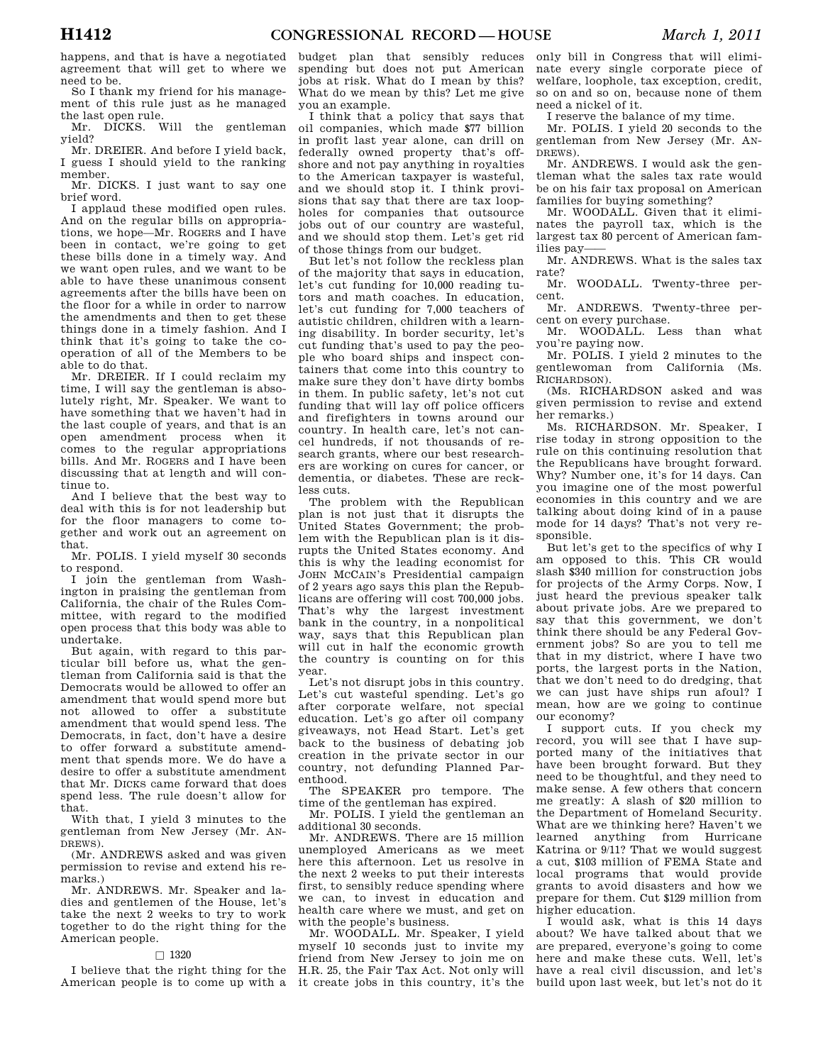happens, and that is have a negotiated agreement that will get to where we need to be.

So I thank my friend for his management of this rule just as he managed the last open rule.

Mr. DICKS. Will the gentleman yield?

Mr. DREIER. And before I yield back, I guess I should yield to the ranking member.

Mr. DICKS. I just want to say one brief word.

I applaud these modified open rules. And on the regular bills on appropriations, we hope—Mr. ROGERS and I have been in contact, we're going to get these bills done in a timely way. And we want open rules, and we want to be able to have these unanimous consent agreements after the bills have been on the floor for a while in order to narrow the amendments and then to get these things done in a timely fashion. And I think that it's going to take the cooperation of all of the Members to be able to do that.

Mr. DREIER. If I could reclaim my time, I will say the gentleman is absolutely right, Mr. Speaker. We want to have something that we haven't had in the last couple of years, and that is an open amendment process when it comes to the regular appropriations bills. And Mr. ROGERS and I have been discussing that at length and will continue to.

And I believe that the best way to deal with this is for not leadership but for the floor managers to come together and work out an agreement on that.

Mr. POLIS. I yield myself 30 seconds to respond.

I join the gentleman from Washington in praising the gentleman from California, the chair of the Rules Committee, with regard to the modified open process that this body was able to undertake.

But again, with regard to this particular bill before us, what the gentleman from California said is that the Democrats would be allowed to offer an amendment that would spend more but not allowed to offer a substitute amendment that would spend less. The Democrats, in fact, don't have a desire to offer forward a substitute amendment that spends more. We do have a desire to offer a substitute amendment that Mr. DICKS came forward that does spend less. The rule doesn't allow for that.

With that, I yield 3 minutes to the gentleman from New Jersey (Mr. ANDREWS).

(Mr. ANDREWS asked and was given permission to revise and extend his remarks.)

Mr. ANDREWS. Mr. Speaker and ladies and gentlemen of the House, let's take the next 2 weeks to try to work together to do the right thing for the American people.

☐ 1320

I believe that the right thing for the American people is to come up with a budget plan that sensibly reduces spending but does not put American jobs at risk. What do I mean by this? What do we mean by this? Let me give you an example.

I think that a policy that says that oil companies, which made $77 billion in profit last year alone, can drill on federally owned property that's offshore and not pay anything in royalties to the American taxpayer is wasteful, and we should stop it. I think provisions that say that there are tax loopholes for companies that outsource jobs out of our country are wasteful, and we should stop them. Let's get rid of those things from our budget.

But let's not follow the reckless plan of the majority that says in education, let's cut funding for 10,000 reading tutors and math coaches. In education, let's cut funding for 7,000 teachers of autistic children, children with a learning disability. In border security, let's cut funding that's used to pay the people who board ships and inspect containers that come into this country to make sure they don't have dirty bombs in them. In public safety, let's not cut funding that will lay off police officers and firefighters in towns around our country. In health care, let's not cancel hundreds, if not thousands of research grants, where our best researchers are working on cures for cancer, or dementia, or diabetes. These are reckless cuts.

The problem with the Republican plan is not just that it disrupts the United States Government; the problem with the Republican plan is it disrupts the United States economy. And this is why the leading economist for JOHN MCCAIN's Presidential campaign of 2 years ago says this plan the Republicans are offering will cost 700,000 jobs. That's why the largest investment bank in the country, in a nonpolitical way, says that this Republican plan will cut in half the economic growth the country is counting on for this year.

Let's not disrupt jobs in this country. Let's cut wasteful spending. Let's go after corporate welfare, not special education. Let's go after oil company giveaways, not Head Start. Let's get back to the business of debating job creation in the private sector in our country, not defunding Planned Parenthood.

The SPEAKER pro tempore. The time of the gentleman has expired.

Mr. POLIS. I yield the gentleman an additional 30 seconds.

Mr. ANDREWS. There are 15 million unemployed Americans as we meet here this afternoon. Let us resolve in the next 2 weeks to put their interests first, to sensibly reduce spending where we can, to invest in education and health care where we must, and get on with the people's business.

Mr. WOODALL. Mr. Speaker, I yield myself 10 seconds just to invite my friend from New Jersey to join me on H.R. 25, the Fair Tax Act. Not only will it create jobs in this country, it's the only bill in Congress that will eliminate every single corporate piece of welfare, loophole, tax exception, credit, so on and so on, because none of them need a nickel of it.

I reserve the balance of my time.

Mr. POLIS. I yield 20 seconds to the gentleman from New Jersey (Mr. ANDREWS).

Mr. ANDREWS. I would ask the gentleman what the sales tax rate would be on his fair tax proposal on American families for buying something?

Mr. WOODALL. Given that it eliminates the payroll tax, which is the largest tax 80 percent of American families pay——

Mr. ANDREWS. What is the sales tax rate?

Mr. WOODALL. Twenty-three percent.

Mr. ANDREWS. Twenty-three percent on every purchase.

Mr. WOODALL. Less than what you're paying now.

Mr. POLIS. I yield 2 minutes to the gentlewoman from California (Ms. RICHARDSON).

(Ms. RICHARDSON asked and was given permission to revise and extend her remarks.)

Ms. RICHARDSON. Mr. Speaker, I rise today in strong opposition to the rule on this continuing resolution that the Republicans have brought forward. Why? Number one, it's for 14 days. Can you imagine one of the most powerful economies in this country and we are talking about doing kind of in a pause mode for 14 days? That's not very responsible.

But let's get to the specifics of why I am opposed to this. This CR would slash $340 million for construction jobs for projects of the Army Corps. Now, I just heard the previous speaker talk about private jobs. Are we prepared to say that this government, we don't think there should be any Federal Government jobs? So are you to tell me that in my district, where I have two ports, the largest ports in the Nation, that we don't need to do dredging, that we can just have ships run afoul? I mean, how are we going to continue our economy?

I support cuts. If you check my record, you will see that I have supported many of the initiatives that have been brought forward. But they need to be thoughtful, and they need to make sense. A few others that concern me greatly: A slash of $20 million to the Department of Homeland Security. What are we thinking here? Haven't we learned anything from Hurricane Katrina or 9/11? That we would suggest a cut, $103 million of FEMA State and local programs that would provide grants to avoid disasters and how we prepare for them. Cut $129 million from higher education.

I would ask, what is this 14 days about? We have talked about that we are prepared, everyone's going to come here and make these cuts. Well, let's have a real civil discussion, and let's build upon last week, but let's not do it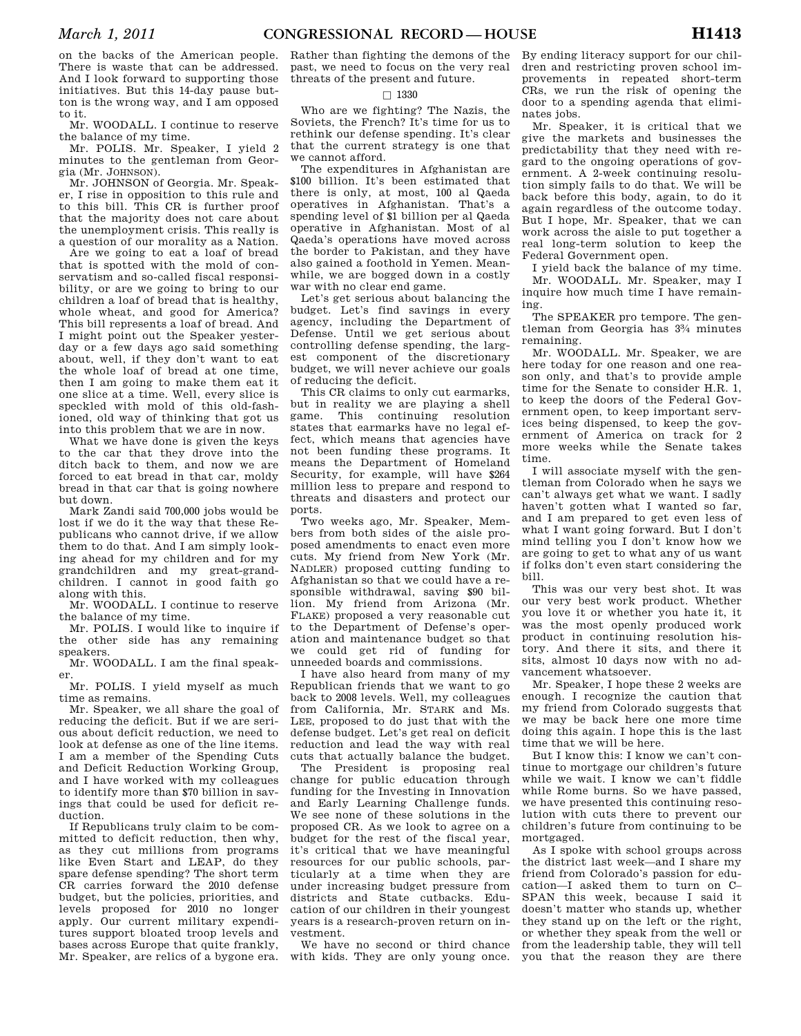on the backs of the American people. There is waste that can be addressed. And I look forward to supporting those initiatives. But this 14-day pause button is the wrong way, and I am opposed to it.

Mr. WOODALL. I continue to reserve the balance of my time.

Mr. POLIS. Mr. Speaker, I yield 2 minutes to the gentleman from Georgia (Mr. JOHNSON).

Mr. JOHNSON of Georgia. Mr. Speaker, I rise in opposition to this rule and to this bill. This CR is further proof that the majority does not care about the unemployment crisis. This really is a question of our morality as a Nation.

Are we going to eat a loaf of bread that is spotted with the mold of conservatism and so-called fiscal responsibility, or are we going to bring to our children a loaf of bread that is healthy, whole wheat, and good for America? This bill represents a loaf of bread. And I might point out the Speaker yesterday or a few days ago said something about, well, if they don't want to eat the whole loaf of bread at one time, then I am going to make them eat it one slice at a time. Well, every slice is speckled with mold of this old-fashioned, old way of thinking that got us into this problem that we are in now.

What we have done is given the keys to the car that they drove into the ditch back to them, and now we are forced to eat bread in that car, moldy bread in that car that is going nowhere but down.

Mark Zandi said 700,000 jobs would be lost if we do it the way that these Republicans who cannot drive, if we allow them to do that. And I am simply looking ahead for my children and for my grandchildren and my great-grandchildren. I cannot in good faith go along with this.

Mr. WOODALL. I continue to reserve the balance of my time.

Mr. POLIS. I would like to inquire if the other side has any remaining speakers.

Mr. WOODALL. I am the final speaker.

Mr. POLIS. I yield myself as much time as remains.

Mr. Speaker, we all share the goal of reducing the deficit. But if we are serious about deficit reduction, we need to look at defense as one of the line items. I am a member of the Spending Cuts and Deficit Reduction Working Group, and I have worked with my colleagues to identify more than $70 billion in savings that could be used for deficit reduction.

If Republicans truly claim to be committed to deficit reduction, then why, as they cut millions from programs like Even Start and LEAP, do they spare defense spending? The short term CR carries forward the 2010 defense budget, but the policies, priorities, and levels proposed for 2010 no longer apply. Our current military expenditures support bloated troop levels and bases across Europe that quite frankly, Mr. Speaker, are relics of a bygone era. Rather than fighting the demons of the past, we need to focus on the very real threats of the present and future.

□ 1330

Who are we fighting? The Nazis, the Soviets, the French? It's time for us to rethink our defense spending. It's clear that the current strategy is one that we cannot afford.

The expenditures in Afghanistan are $100 billion. It's been estimated that there is only, at most, 100 al Qaeda operatives in Afghanistan. That's a spending level of $1 billion per al Qaeda operative in Afghanistan. Most of al Qaeda's operations have moved across the border to Pakistan, and they have also gained a foothold in Yemen. Meanwhile, we are bogged down in a costly war with no clear end game.

Let's get serious about balancing the budget. Let's find savings in every agency, including the Department of Defense. Until we get serious about controlling defense spending, the largest component of the discretionary budget, we will never achieve our goals of reducing the deficit.

This CR claims to only cut earmarks, but in reality we are playing a shell game. This continuing resolution states that earmarks have no legal effect, which means that agencies have not been funding these programs. It means the Department of Homeland Security, for example, will have $264 million less to prepare and respond to threats and disasters and protect our ports.

Two weeks ago, Mr. Speaker, Members from both sides of the aisle proposed amendments to enact even more cuts. My friend from New York (Mr. NADLER) proposed cutting funding to Afghanistan so that we could have a responsible withdrawal, saving $90 billion. My friend from Arizona (Mr. FLAKE) proposed a very reasonable cut to the Department of Defense's operation and maintenance budget so that we could get rid of funding for unneeded boards and commissions.

I have also heard from many of my Republican friends that we want to go back to 2008 levels. Well, my colleagues from California, Mr. STARK and Ms. LEE, proposed to do just that with the defense budget. Let's get real on deficit reduction and lead the way with real cuts that actually balance the budget.

The President is proposing real change for public education through funding for the Investing in Innovation and Early Learning Challenge funds. We see none of these solutions in the proposed CR. As we look to agree on a budget for the rest of the fiscal year, it's critical that we have meaningful resources for our public schools, particularly at a time when they are under increasing budget pressure from districts and State cutbacks. Education of our children in their youngest years is a research-proven return on investment.

We have no second or third chance with kids. They are only young once. By ending literacy support for our children and restricting proven school improvements in repeated short-term CRs, we run the risk of opening the door to a spending agenda that eliminates jobs.

Mr. Speaker, it is critical that we give the markets and businesses the predictability that they need with regard to the ongoing operations of government. A 2-week continuing resolution simply fails to do that. We will be back before this body, again, to do it again regardless of the outcome today. But I hope, Mr. Speaker, that we can work across the aisle to put together a real long-term solution to keep the Federal Government open.

I yield back the balance of my time.

Mr. WOODALL. Mr. Speaker, may I inquire how much time I have remaining.

The SPEAKER pro tempore. The gentleman from Georgia has 3¾ minutes remaining.

Mr. WOODALL. Mr. Speaker, we are here today for one reason and one reason only, and that's to provide ample time for the Senate to consider H.R. 1, to keep the doors of the Federal Government open, to keep important services being dispensed, to keep the government of America on track for 2 more weeks while the Senate takes time.

I will associate myself with the gentleman from Colorado when he says we can't always get what we want. I sadly haven't gotten what I wanted so far, and I am prepared to get even less of what I want going forward. But I don't mind telling you I don't know how we are going to get to what any of us want if folks don't even start considering the bill.

This was our very best shot. It was our very best work product. Whether you love it or whether you hate it, it was the most openly produced work product in continuing resolution history. And there it sits, and there it sits, almost 10 days now with no advancement whatsoever.

Mr. Speaker, I hope these 2 weeks are enough. I recognize the caution that my friend from Colorado suggests that we may be back here one more time doing this again. I hope this is the last time that we will be here.

But I know this: I know we can't continue to mortgage our children's future while we wait. I know we can't fiddle while Rome burns. So we have passed, we have presented this continuing resolution with cuts there to prevent our children's future from continuing to be mortgaged.

As I spoke with school groups across the district last week—and I share my friend from Colorado's passion for education—I asked them to turn on C–SPAN this week, because I said it doesn't matter who stands up, whether they stand up on the left or the right, or whether they speak from the well or from the leadership table, they will tell you that the reason they are there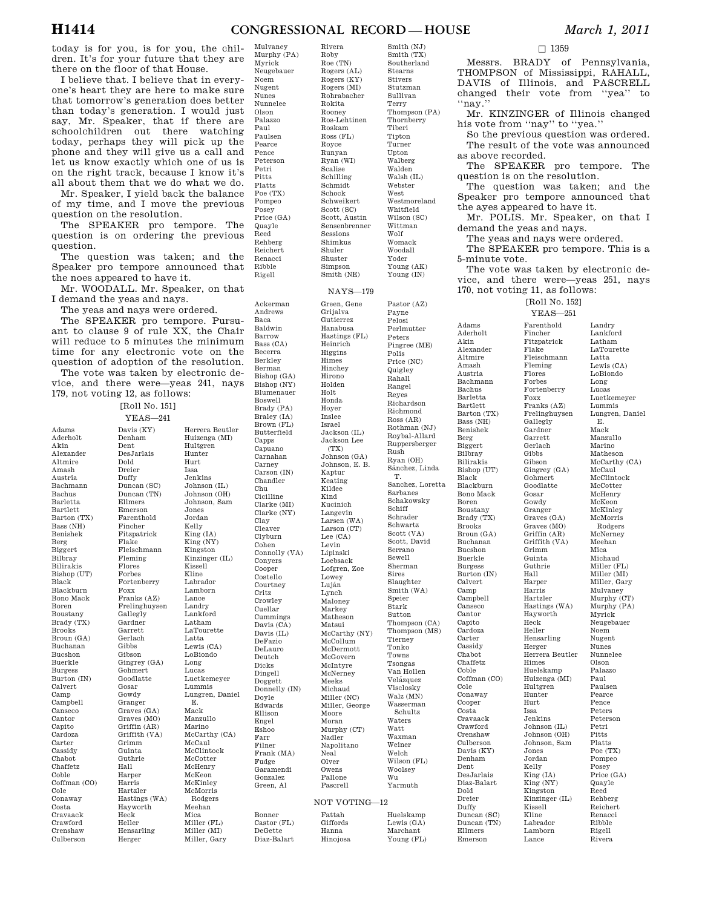today is for you, is for you, the children. It's for your future that they are there on the floor of that House.

I believe that. I believe that in everyone's heart they are here to make sure that tomorrow's generation does better than today's generation. I would just say, Mr. Speaker, that if there are schoolchildren out there watching today, perhaps they will pick up the phone and they will give us a call and let us know exactly which one of us is on the right track, because I know it's all about them that we do what we do.

Mr. Speaker, I yield back the balance of my time, and I move the previous question on the resolution.

The SPEAKER pro tempore. The question is on ordering the previous question.

The question was taken; and the Speaker pro tempore announced that the noes appeared to have it.

Mr. WOODALL. Mr. Speaker, on that I demand the yeas and nays.

The yeas and nays were ordered.

The SPEAKER pro tempore. Pursuant to clause 9 of rule XX, the Chair will reduce to 5 minutes the minimum time for any electronic vote on the question of adoption of the resolution.

The vote was taken by electronic device, and there were—yeas 241, nays 179, not voting 12, as follows:

[Roll No. 151]

YEAS—241

Adams, Aderholt, Akin, Alexander, Altmire, Amash, Austria, Bachmann, Bachus, Barletta, Bartlett, Barton (TX), Bass (NH), Benishek, Berg, Biggert, Bilbray, Bilirakis, Bishop (UT), Black, Blackburn, Bono Mack, Boren, Boustany, Brady (TX), Brooks, Broun (GA), Buchanan, Bucshon, Buerkle, Burgess, Burton (IN), Calvert, Camp, Campbell, Canseco, Cantor, Capito, Cardoza, Carter, Cassidy, Chabot, Chaffetz, Coble, Coffman (CO), Cole, Conaway, Costa, Cravaack, Crawford, Crenshaw, Culberson, Davis (KY), Denham, Dent, DesJarlais, Dold, Dreier, Duffy, Duncan (SC), Duncan (TN), Ellmers, Emerson, Farenthold, Fincher, Fitzpatrick, Flake, Fleischmann, Fleming, Flores, Forbes, Fortenberry, Foxx, Franks (AZ), Frelinghuysen, Gallegly, Gardner, Garrett, Gerlach, Gibbs, Gibson, Gingrey (GA), Gohmert, Goodlatte, Gosar, Gowdy, Granger, Graves (GA), Graves (MO), Griffin (AR), Griffith (VA), Grimm, Guinta, Guthrie, Hall, Harper, Harris, Hartzler, Hastings (WA), Hayworth, Heck, Heller, Hensarling, Herger, Herrera Beutler, Huizenga (MI), Hultgren, Hunter, Hurt, Issa, Jenkins, Johnson (IL), Johnson (OH), Johnson, Sam, Jones, Jordan, Kelly, King (IA), King (NY), Kingston, Kinzinger (IL), Kissell, Kline, Labrador, Lamborn, Lance, Landry, Lankford, Latham, LaTourette, Latta, Lewis (CA), LoBiondo, Long, Lucas, Luetkemeyer, Lummis, Lungren, Daniel E., Mack, Manzullo, Marino, McCarthy (CA), McCaul, McClintock, McCotter, McHenry, McKeon, McKinley, McMorris Rodgers, Meehan, Mica, Miller (FL), Miller (MI), Miller, Gary, Mulvaney, Murphy (PA), Myrick, Neugebauer, Noem, Nugent, Nunes, Nunnelee, Olson, Palazzo, Paul, Paulsen, Pearce, Pence, Peterson, Petri, Pitts, Platts, Poe (TX), Pompeo, Posey, Price (GA), Quayle, Reed, Rehberg, Reichert, Renacci, Ribble, Rigell, Rivera, Roby, Roe (TN), Rogers (AL), Rogers (KY), Rogers (MI), Rohrabacher, Rokita, Rooney, Ros-Lehtinen, Roskam, Ross (FL), Royce, Runyan, Ryan (WI), Scalise, Schilling, Schmidt, Schock, Schweikert, Scott (SC), Scott, Austin, Sensenbrenner, Sessions, Shimkus, Shuler, Shuster, Simpson, Smith (NE), Smith (NJ), Smith (TX), Southerland, Stearns, Stivers, Stutzman, Sullivan, Terry, Thompson (PA), Thornberry, Tiberi, Tipton, Turner, Upton, Walberg, Walden, Walsh (IL), Webster, West, Westmoreland, Whitfield, Wilson (SC), Wittman, Wolf, Womack, Woodall, Yoder, Young (AK), Young (IN)

NAYS—179

Ackerman, Andrews, Baca, Baldwin, Barrow, Bass (CA), Becerra, Berkley, Berman, Bishop (GA), Bishop (NY), Blumenauer, Boswell, Brady (PA), Braley (IA), Brown (FL), Butterfield, Capps, Capuano, Carnahan, Carney, Carson (IN), Chandler, Chu, Cicilline, Clarke (MI), Clarke (NY), Clay, Cleaver, Clyburn, Cohen, Connolly (VA), Conyers, Cooper, Costello, Courtney, Critz, Crowley, Cuellar, Cummings, Davis (CA), Davis (IL), DeFazio, DeLauro, Deutch, Dicks, Dingell, Doggett, Donnelly (IN), Doyle, Edwards, Ellison, Engel, Eshoo, Farr, Filner, Frank (MA), Fudge, Garamendi, Gonzalez, Green, Al, Green, Gene, Grijalva, Gutierrez, Hanabusa, Hastings (FL), Heinrich, Higgins, Himes, Hinchey, Hirono, Holden, Holt, Honda, Hoyer, Inslee, Israel, Jackson (IL), Jackson Lee (TX), Johnson (GA), Johnson, E. B., Kaptur, Keating, Kildee, Kind, Kucinich, Langevin, Larsen (WA), Larson (CT), Lee (CA), Levin, Lipinski, Loebsack, Lofgren, Zoe, Lowey, Luján, Lynch, Maloney, Markey, Matheson, Matsui, McCarthy (NY), McCollum, McDermott, McGovern, McIntyre, McNerney, Meeks, Michaud, Miller (NC), Miller, George, Moore, Moran, Murphy (CT), Nadler, Napolitano, Neal, Olver, Owens, Pallone, Pascrell, Pastor (AZ), Payne, Pelosi, Perlmutter, Peters, Pingree (ME), Polis, Price (NC), Quigley, Rahall, Rangel, Reyes, Richardson, Richmond, Ross (AR), Rothman (NJ), Roybal-Allard, Ruppersberger, Rush, Ryan (OH), Sánchez, Linda T., Sanchez, Loretta, Sarbanes, Schakowsky, Schiff, Schrader, Schwartz, Scott (VA), Scott, David, Serrano, Sewell, Sherman, Sires, Slaughter, Smith (WA), Speier, Stark, Sutton, Thompson (CA), Thompson (MS), Tierney, Tonko, Towns, Tsongas, Van Hollen, Velázquez, Visclosky, Walz (MN), Wasserman Schultz, Waters, Watt, Waxman, Weiner, Welch, Wilson (FL), Woolsey, Wu, Yarmuth

NOT VOTING—12

Bonner, Castor (FL), DeGette, Diaz-Balart, Fattah, Giffords, Hanna, Hinojosa, Huelskamp, Lewis (GA), Marchant, Young (FL)

□ 1359

Messrs. BRADY of Pennsylvania, THOMPSON of Mississippi, RAHALL, DAVIS of Illinois, and PASCRELL changed their vote from "yea" to "nay."

Mr. KINZINGER of Illinois changed his vote from "nay" to "yea."

So the previous question was ordered.

The result of the vote was announced as above recorded.

The SPEAKER pro tempore. The question is on the resolution.

The question was taken; and the Speaker pro tempore announced that the ayes appeared to have it.

Mr. POLIS. Mr. Speaker, on that I demand the yeas and nays.

The yeas and nays were ordered.

The SPEAKER pro tempore. This is a 5-minute vote.

The vote was taken by electronic device, and there were—yeas 251, nays 170, not voting 11, as follows:

[Roll No. 152]

YEAS—251

Adams, Aderholt, Akin, Alexander, Altmire, Amash, Austria, Bachmann, Bachus, Barletta, Bartlett, Barton (TX), Bass (NH), Benishek, Berg, Biggert, Bilbray, Bilirakis, Bishop (UT), Black, Blackburn, Bono Mack, Boren, Boustany, Brady (TX), Brooks, Broun (GA), Buchanan, Bucshon, Buerkle, Burgess, Burton (IN), Calvert, Camp, Campbell, Canseco, Cantor, Capito, Cardoza, Carter, Cassidy, Chabot, Chaffetz, Coble, Coffman (CO), Cole, Conaway, Cooper, Costa, Cravaack, Crawford, Crenshaw, Culberson, Davis (KY), Denham, Dent, DesJarlais, Diaz-Balart, Dold, Dreier, Duffy, Duncan (SC), Duncan (TN), Ellmers, Emerson, Farenthold, Fincher, Fitzpatrick, Flake, Fleischmann, Fleming, Flores, Forbes, Fortenberry, Foxx, Franks (AZ), Frelinghuysen, Gallegly, Gardner, Garrett, Gerlach, Gibbs, Gibson, Gingrey (GA), Gohmert, Goodlatte, Gosar, Gowdy, Granger, Graves (GA), Graves (MO), Griffin (AR), Griffith (VA), Grimm, Guinta, Guthrie, Hall, Harper, Harris, Hartzler, Hastings (WA), Hayworth, Heck, Heller, Hensarling, Herger, Herrera Beutler, Himes, Huelskamp, Huizenga (MI), Hultgren, Hunter, Hurt, Issa, Jenkins, Johnson (IL), Johnson (OH), Johnson, Sam, Jones, Jordan, Kelly, King (IA), King (NY), Kingston, Kinzinger (IL), Kissell, Kline, Labrador, Lamborn, Lance, Landry, Lankford, Latham, LaTourette, Latta, Lewis (CA), LoBiondo, Long, Lucas, Luetkemeyer, Lummis, Lungren, Daniel E., Mack, Manzullo, Marino, Matheson, McCarthy (CA), McCaul, McClintock, McCotter, McHenry, McKeon, McKinley, McMorris Rodgers, McNerney, Meehan, Mica, Michaud, Miller (FL), Miller (MI), Miller, Gary, Mulvaney, Murphy (CT), Murphy (PA), Myrick, Neugebauer, Noem, Nugent, Nunes, Nunnelee, Olson, Palazzo, Paul, Paulsen, Pearce, Pence, Peters, Peterson, Petri, Pitts, Platts, Poe (TX), Pompeo, Posey, Price (GA), Quayle, Reed, Rehberg, Reichert, Renacci, Ribble, Rigell, Rivera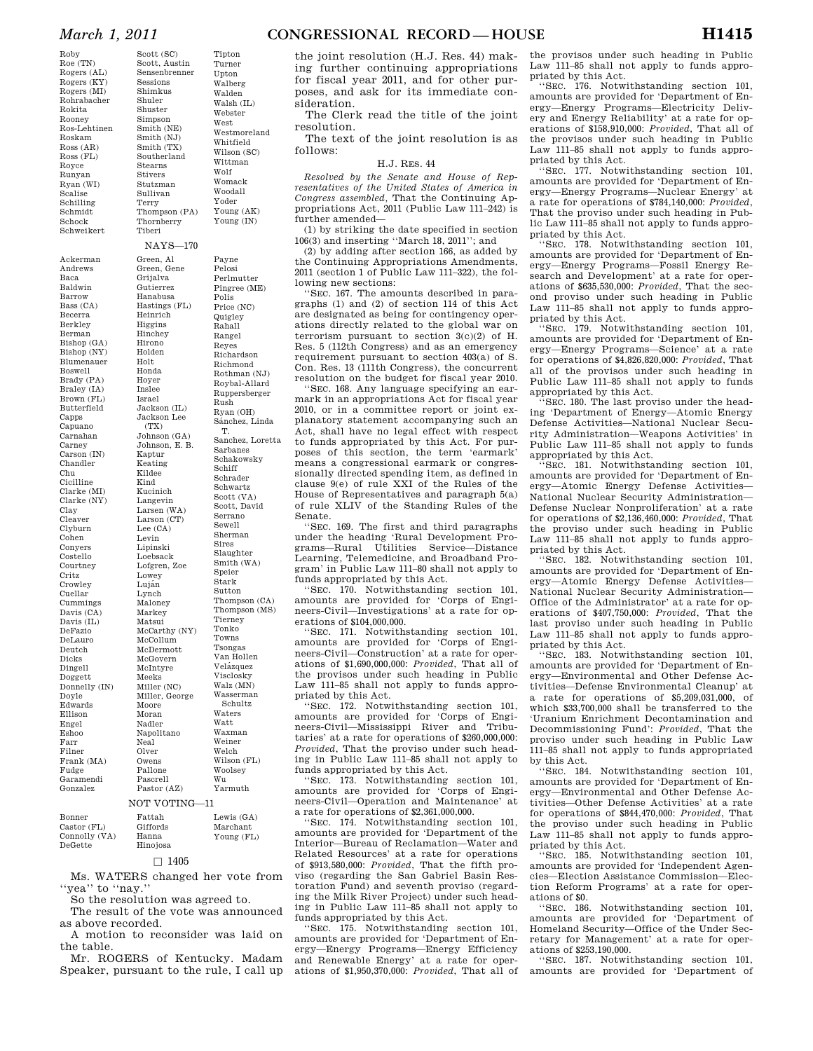Roby
Roe (TN)
Rogers (AL)
Rogers (KY)
Rogers (MI)
Rohrabacher
Rokita
Rooney
Ros-Lehtinen
Roskam
Ross (AR)
Ross (FL)
Royce
Runyan
Ryan (WI)
Scalise
Schilling
Schmidt
Schock
Schweikert
Scott (SC)
Scott, Austin
Sensenbrenner
Sessions
Shimkus
Shuler
Shuster
Simpson
Smith (NE)
Smith (NJ)
Smith (TX)
Southerland
Stearns
Stivers
Stutzman
Sullivan
Terry
Thompson (PA)
Thornberry
Tiberi
Tipton
Turner
Upton
Walberg
Walden
Walsh (IL)
Webster
West
Westmoreland
Whitfield
Wilson (SC)
Wittman
Wolf
Womack
Woodall
Yoder
Young (AK)
Young (IN)

NAYS—170

Ackerman
Andrews
Baca
Baldwin
Barrow
Bass (CA)
Becerra
Berkley
Berman
Bishop (GA)
Bishop (NY)
Blumenauer
Boswell
Brady (PA)
Braley (IA)
Brown (FL)
Butterfield
Capps
Capuano
Carnahan
Carney
Carson (IN)
Chandler
Chu
Cicilline
Clarke (MI)
Clarke (NY)
Clay
Cleaver
Clyburn
Cohen
Conyers
Costello
Courtney
Critz
Crowley
Cuellar
Cummings
Davis (CA)
Davis (IL)
DeFazio
DeLauro
Deutch
Dicks
Dingell
Doggett
Donnelly (IN)
Doyle
Edwards
Ellison
Engel
Eshoo
Farr
Filner
Frank (MA)
Fudge
Garamendi
Gonzalez
Green, Al
Green, Gene
Grijalva
Gutierrez
Hanabusa
Hastings (FL)
Heinrich
Higgins
Hinchey
Hirono
Holden
Holt
Honda
Hoyer
Inslee
Israel
Jackson (IL)
Jackson Lee (TX)
Johnson (GA)
Johnson, E. B.
Kaptur
Keating
Kildee
Kind
Kucinich
Langevin
Larsen (WA)
Larson (CT)
Lee (CA)
Levin
Lipinski
Loebsack
Lofgren, Zoe
Lowey
Luján
Lynch
Maloney
Markey
Matsui
McCarthy (NY)
McCollum
McDermott
McGovern
McIntyre
Meeks
Miller (NC)
Miller, George
Moore
Moran
Nadler
Napolitano
Neal
Olver
Owens
Pallone
Pascrell
Pastor (AZ)
Payne
Pelosi
Perlmutter
Pingree (ME)
Polis
Price (NC)
Quigley
Rahall
Rangel
Reyes
Richardson
Richmond
Rothman (NJ)
Roybal-Allard
Ruppersberger
Rush
Ryan (OH)
Sánchez, Linda T.
Sanchez, Loretta
Sarbanes
Schakowsky
Schiff
Schrader
Schwartz
Scott (VA)
Scott, David
Serrano
Sewell
Sherman
Sires
Slaughter
Smith (WA)
Speier
Stark
Sutton
Thompson (CA)
Thompson (MS)
Tierney
Tonko
Towns
Tsongas
Van Hollen
Velázquez
Visclosky
Walz (MN)
Wasserman Schultz
Waters
Watt
Waxman
Weiner
Welch
Wilson (FL)
Woolsey
Wu
Yarmuth

NOT VOTING—11

Bonner
Castor (FL)
Connolly (VA)
DeGette
Fattah
Giffords
Hanna
Hinojosa
Lewis (GA)
Marchant
Young (FL)

□ 1405

Ms. WATERS changed her vote from ''yea'' to ''nay.''

So the resolution was agreed to.

The result of the vote was announced as above recorded.

A motion to reconsider was laid on the table.

Mr. ROGERS of Kentucky. Madam Speaker, pursuant to the rule, I call up the joint resolution (H.J. Res. 44) making further continuing appropriations for fiscal year 2011, and for other purposes, and ask for its immediate consideration.

The Clerk read the title of the joint resolution.

The text of the joint resolution is as follows:

H.J. RES. 44

*Resolved by the Senate and House of Representatives of the United States of America in Congress assembled,* That the Continuing Appropriations Act, 2011 (Public Law 111–242) is further amended—

(1) by striking the date specified in section 106(3) and inserting ''March 18, 2011''; and

(2) by adding after section 166, as added by the Continuing Appropriations Amendments, 2011 (section 1 of Public Law 111–322), the following new sections:

''SEC. 167. The amounts described in paragraphs (1) and (2) of section 114 of this Act are designated as being for contingency operations directly related to the global war on terrorism pursuant to section 3(c)(2) of H. Res. 5 (112th Congress) and as an emergency requirement pursuant to section 403(a) of S. Con. Res. 13 (111th Congress), the concurrent resolution on the budget for fiscal year 2010.

''SEC. 168. Any language specifying an earmark in an appropriations Act for fiscal year 2010, or in a committee report or joint explanatory statement accompanying such an Act, shall have no legal effect with respect to funds appropriated by this Act. For purposes of this section, the term 'earmark' means a congressional earmark or congressionally directed spending item, as defined in clause 9(e) of rule XXI of the Rules of the House of Representatives and paragraph 5(a) of rule XLIV of the Standing Rules of the Senate.

''SEC. 169. The first and third paragraphs under the heading 'Rural Development Programs—Rural Utilities Service—Distance Learning, Telemedicine, and Broadband Program' in Public Law 111–80 shall not apply to funds appropriated by this Act.

''SEC. 170. Notwithstanding section 101, amounts are provided for 'Corps of Engineers-Civil—Investigations' at a rate for operations of $104,000,000.

''SEC. 171. Notwithstanding section 101, amounts are provided for 'Corps of Engineers-Civil—Construction' at a rate for operations of $1,690,000,000: *Provided*, That all of the provisos under such heading in Public Law 111–85 shall not apply to funds appropriated by this Act.

''SEC. 172. Notwithstanding section 101, amounts are provided for 'Corps of Engineers-Civil—Mississippi River and Tributaries' at a rate for operations of $260,000,000: *Provided*, That the proviso under such heading in Public Law 111–85 shall not apply to funds appropriated by this Act.

''SEC. 173. Notwithstanding section 101, amounts are provided for 'Corps of Engineers-Civil—Operation and Maintenance' at a rate for operations of $2,361,000,000.

''SEC. 174. Notwithstanding section 101, amounts are provided for 'Department of the Interior—Bureau of Reclamation—Water and Related Resources' at a rate for operations of $913,580,000: *Provided*, That the fifth proviso (regarding the San Gabriel Basin Restoration Fund) and seventh proviso (regarding the Milk River Project) under such heading in Public Law 111–85 shall not apply to funds appropriated by this Act.

''SEC. 175. Notwithstanding section 101, amounts are provided for 'Department of Energy—Energy Programs—Energy Efficiency and Renewable Energy' at a rate for operations of $1,950,370,000: *Provided*, That all of the provisos under such heading in Public Law 111–85 shall not apply to funds appropriated by this Act.

''SEC. 176. Notwithstanding section 101, amounts are provided for 'Department of Energy—Energy Programs—Electricity Delivery and Energy Reliability' at a rate for operations of $158,910,000: *Provided*, That all of the provisos under such heading in Public Law 111–85 shall not apply to funds appropriated by this Act.

''SEC. 177. Notwithstanding section 101, amounts are provided for 'Department of Energy—Energy Programs—Nuclear Energy' at a rate for operations of $784,140,000: *Provided*, That the proviso under such heading in Public Law 111–85 shall not apply to funds appropriated by this Act.

''SEC. 178. Notwithstanding section 101, amounts are provided for 'Department of Energy—Energy Programs—Fossil Energy Research and Development' at a rate for operations of $635,530,000: *Provided*, That the second proviso under such heading in Public Law 111–85 shall not apply to funds appropriated by this Act.

''SEC. 179. Notwithstanding section 101, amounts are provided for 'Department of Energy—Energy Programs—Science' at a rate for operations of $4,826,820,000: *Provided*, That all of the provisos under such heading in Public Law 111–85 shall not apply to funds appropriated by this Act.

''SEC. 180. The last proviso under the heading 'Department of Energy—Atomic Energy Defense Activities—National Nuclear Security Administration—Weapons Activities' in Public Law 111–85 shall not apply to funds appropriated by this Act.

''SEC. 181. Notwithstanding section 101, amounts are provided for 'Department of Energy—Atomic Energy Defense Activities—National Nuclear Security Administration—Defense Nuclear Nonproliferation' at a rate for operations of $2,136,460,000: *Provided*, That the proviso under such heading in Public Law 111–85 shall not apply to funds appropriated by this Act.

''SEC. 182. Notwithstanding section 101, amounts are provided for 'Department of Energy—Atomic Energy Defense Activities—National Nuclear Security Administration—Office of the Administrator' at a rate for operations of $407,750,000: *Provided*, That the last proviso under such heading in Public Law 111–85 shall not apply to funds appropriated by this Act.

''SEC. 183. Notwithstanding section 101, amounts are provided for 'Department of Energy—Environmental and Other Defense Activities—Defense Environmental Cleanup' at a rate for operations of $5,209,031,000, of which $33,700,000 shall be transferred to the 'Uranium Enrichment Decontamination and Decommissioning Fund': *Provided*, That the proviso under such heading in Public Law 111–85 shall not apply to funds appropriated by this Act.

''SEC. 184. Notwithstanding section 101, amounts are provided for 'Department of Energy—Environmental and Other Defense Activities—Other Defense Activities' at a rate for operations of $844,470,000: *Provided*, That the proviso under such heading in Public Law 111–85 shall not apply to funds appropriated by this Act.

''SEC. 185. Notwithstanding section 101, amounts are provided for 'Independent Agencies—Election Assistance Commission—Election Reform Programs' at a rate for operations of $0.

''SEC. 186. Notwithstanding section 101, amounts are provided for 'Department of Homeland Security—Office of the Under Secretary for Management' at a rate for operations of $253,190,000.

''SEC. 187. Notwithstanding section 101, amounts are provided for 'Department of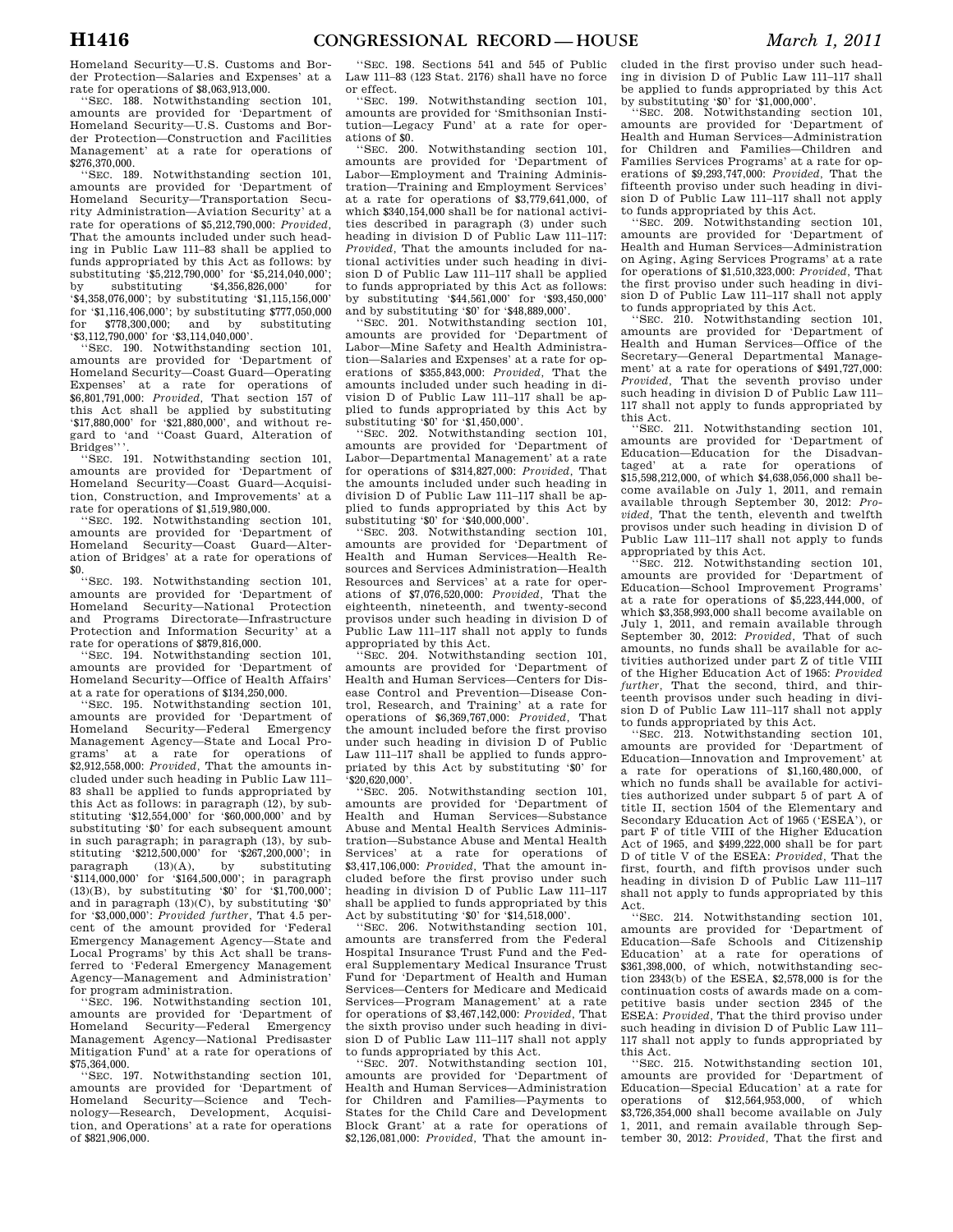Homeland Security—U.S. Customs and Border Protection—Salaries and Expenses' at a rate for operations of $8,063,913,000.

''SEC. 188. Notwithstanding section 101, amounts are provided for 'Department of Homeland Security—U.S. Customs and Border Protection—Construction and Facilities Management' at a rate for operations of $276,370,000.

''SEC. 189. Notwithstanding section 101, amounts are provided for 'Department of Homeland Security—Transportation Security Administration—Aviation Security' at a rate for operations of $5,212,790,000: *Provided*, That the amounts included under such heading in Public Law 111–83 shall be applied to funds appropriated by this Act as follows: by substituting '$5,212,790,000' for '$5,214,040,000'; by substituting '$4,356,826,000' for '$4,358,076,000'; by substituting '$1,115,156,000' for '$1,116,406,000'; by substituting $777,050,000 for $778,300,000; and by substituting '$3,112,790,000' for '$3,114,040,000'.

''SEC. 190. Notwithstanding section 101, amounts are provided for 'Department of Homeland Security—Coast Guard—Operating Expenses' at a rate for operations of $6,801,791,000: *Provided*, That section 157 of this Act shall be applied by substituting '$17,880,000' for '$21,880,000', and without regard to 'and ''Coast Guard, Alteration of Bridges'' '.

''SEC. 191. Notwithstanding section 101, amounts are provided for 'Department of Homeland Security—Coast Guard—Acquisition, Construction, and Improvements' at a rate for operations of $1,519,980,000.

''SEC. 192. Notwithstanding section 101, amounts are provided for 'Department of Homeland Security—Coast Guard—Alteration of Bridges' at a rate for operations of $0.

''SEC. 193. Notwithstanding section 101, amounts are provided for 'Department of Homeland Security—National Protection and Programs Directorate—Infrastructure Protection and Information Security' at a rate for operations of $879,816,000.

''SEC. 194. Notwithstanding section 101, amounts are provided for 'Department of Homeland Security—Office of Health Affairs' at a rate for operations of $134,250,000.

''SEC. 195. Notwithstanding section 101, amounts are provided for 'Department of Homeland Security—Federal Emergency Management Agency—State and Local Programs' at a rate for operations of $2,912,558,000: *Provided*, That the amounts included under such heading in Public Law 111–83 shall be applied to funds appropriated by this Act as follows: in paragraph (12), by substituting '$12,554,000' for '$60,000,000' and by substituting '$0' for each subsequent amount in such paragraph; in paragraph (13), by substituting '$212,500,000' for '$267,200,000'; in paragraph (13)(A), by substituting '$114,000,000' for '$164,500,000'; in paragraph (13)(B), by substituting '$0' for '$1,700,000'; and in paragraph (13)(C), by substituting '$0' for '$3,000,000': *Provided further*, That 4.5 percent of the amount provided for 'Federal Emergency Management Agency—State and Local Programs' by this Act shall be transferred to 'Federal Emergency Management Agency—Management and Administration' for program administration.

''SEC. 196. Notwithstanding section 101, amounts are provided for 'Department of Homeland Security—Federal Emergency Management Agency—National Predisaster Mitigation Fund' at a rate for operations of $75,364,000.

''SEC. 197. Notwithstanding section 101, amounts are provided for 'Department of Homeland Security—Science and Technology—Research, Development, Acquisition, and Operations' at a rate for operations of $821,906,000.

''SEC. 198. Sections 541 and 545 of Public Law 111–83 (123 Stat. 2176) shall have no force or effect.

''SEC. 199. Notwithstanding section 101, amounts are provided for 'Smithsonian Institution—Legacy Fund' at a rate for operations of $0.

''SEC. 200. Notwithstanding section 101, amounts are provided for 'Department of Labor—Employment and Training Administration—Training and Employment Services' at a rate for operations of $3,779,641,000, of which $340,154,000 shall be for national activities described in paragraph (3) under such heading in division D of Public Law 111–117: *Provided*, That the amounts included for national activities under such heading in division D of Public Law 111–117 shall be applied to funds appropriated by this Act as follows: by substituting '$44,561,000' for '$93,450,000' and by substituting '$0' for '$48,889,000'.

''SEC. 201. Notwithstanding section 101, amounts are provided for 'Department of Labor—Mine Safety and Health Administration—Salaries and Expenses' at a rate for operations of $355,843,000: *Provided*, That the amounts included under such heading in division D of Public Law 111–117 shall be applied to funds appropriated by this Act by substituting '$0' for '$1,450,000'.

''SEC. 202. Notwithstanding section 101, amounts are provided for 'Department of Labor—Departmental Management' at a rate for operations of $314,827,000: *Provided*, That the amounts included under such heading in division D of Public Law 111–117 shall be applied to funds appropriated by this Act by substituting '$0' for '$40,000,000'.

''SEC. 203. Notwithstanding section 101, amounts are provided for 'Department of Health and Human Services—Health Resources and Services Administration—Health Resources and Services' at a rate for operations of $7,076,520,000: *Provided*, That the eighteenth, nineteenth, and twenty-second provisos under such heading in division D of Public Law 111–117 shall not apply to funds appropriated by this Act.

''SEC. 204. Notwithstanding section 101, amounts are provided for 'Department of Health and Human Services—Centers for Disease Control and Prevention—Disease Control, Research, and Training' at a rate for operations of $6,369,767,000: *Provided*, That the amount included before the first proviso under such heading in division D of Public Law 111–117 shall be applied to funds appropriated by this Act by substituting '$0' for '$20,620,000'.

''SEC. 205. Notwithstanding section 101, amounts are provided for 'Department of Health and Human Services—Substance Abuse and Mental Health Services Administration—Substance Abuse and Mental Health Services' at a rate for operations of $3,417,106,000: *Provided*, That the amount included before the first proviso under such heading in division D of Public Law 111–117 shall be applied to funds appropriated by this Act by substituting '$0' for '$14,518,000'.

''SEC. 206. Notwithstanding section 101, amounts are transferred from the Federal Hospital Insurance Trust Fund and the Federal Supplementary Medical Insurance Trust Fund for 'Department of Health and Human Services—Centers for Medicare and Medicaid Services—Program Management' at a rate for operations of $3,467,142,000: *Provided*, That the sixth proviso under such heading in division D of Public Law 111–117 shall not apply to funds appropriated by this Act.

''SEC. 207. Notwithstanding section 101, amounts are provided for 'Department of Health and Human Services—Administration for Children and Families—Payments to States for the Child Care and Development Block Grant' at a rate for operations of $2,126,081,000: *Provided*, That the amount included in the first proviso under such heading in division D of Public Law 111–117 shall be applied to funds appropriated by this Act by substituting '$0' for '$1,000,000'.

''SEC. 208. Notwithstanding section 101, amounts are provided for 'Department of Health and Human Services—Administration for Children and Families—Children and Families Services Programs' at a rate for operations of $9,293,747,000: *Provided*, That the fifteenth proviso under such heading in division D of Public Law 111–117 shall not apply to funds appropriated by this Act.

''SEC. 209. Notwithstanding section 101, amounts are provided for 'Department of Health and Human Services—Administration on Aging, Aging Services Programs' at a rate for operations of $1,510,323,000: *Provided*, That the first proviso under such heading in division D of Public Law 111–117 shall not apply to funds appropriated by this Act.

''SEC. 210. Notwithstanding section 101, amounts are provided for 'Department of Health and Human Services—Office of the Secretary—General Departmental Management' at a rate for operations of $491,727,000: *Provided*, That the seventh proviso under such heading in division D of Public Law 111–117 shall not apply to funds appropriated by this Act.

''SEC. 211. Notwithstanding section 101, amounts are provided for 'Department of Education—Education for the Disadvantaged' at a rate for operations of $15,598,212,000, of which $4,638,056,000 shall become available on July 1, 2011, and remain available through September 30, 2012: *Provided*, That the tenth, eleventh and twelfth provisos under such heading in division D of Public Law 111–117 shall not apply to funds appropriated by this Act.

''SEC. 212. Notwithstanding section 101, amounts are provided for 'Department of Education—School Improvement Programs' at a rate for operations of $5,223,444,000, of which $3,358,993,000 shall become available on July 1, 2011, and remain available through September 30, 2012: *Provided*, That of such amounts, no funds shall be available for activities authorized under part Z of title VIII of the Higher Education Act of 1965: *Provided further*, That the second, third, and thirteenth provisos under such heading in division D of Public Law 111–117 shall not apply to funds appropriated by this Act.

''SEC. 213. Notwithstanding section 101, amounts are provided for 'Department of Education—Innovation and Improvement' at a rate for operations of $1,160,480,000, of which no funds shall be available for activities authorized under subpart 5 of part A of title II, section 1504 of the Elementary and Secondary Education Act of 1965 ('ESEA'), or part F of title VIII of the Higher Education Act of 1965, and $499,222,000 shall be for part D of title V of the ESEA: *Provided*, That the first, fourth, and fifth provisos under such heading in division D of Public Law 111–117 shall not apply to funds appropriated by this Act.

''SEC. 214. Notwithstanding section 101, amounts are provided for 'Department of Education—Safe Schools and Citizenship Education' at a rate for operations of $361,398,000, of which, notwithstanding section 2343(b) of the ESEA, $2,578,000 is for the continuation costs of awards made on a competitive basis under section 2345 of the ESEA: *Provided*, That the third proviso under such heading in division D of Public Law 111–117 shall not apply to funds appropriated by this Act.

''SEC. 215. Notwithstanding section 101, amounts are provided for 'Department of Education—Special Education' at a rate for operations of $12,564,953,000, of which $3,726,354,000 shall become available on July 1, 2011, and remain available through September 30, 2012: *Provided*, That the first and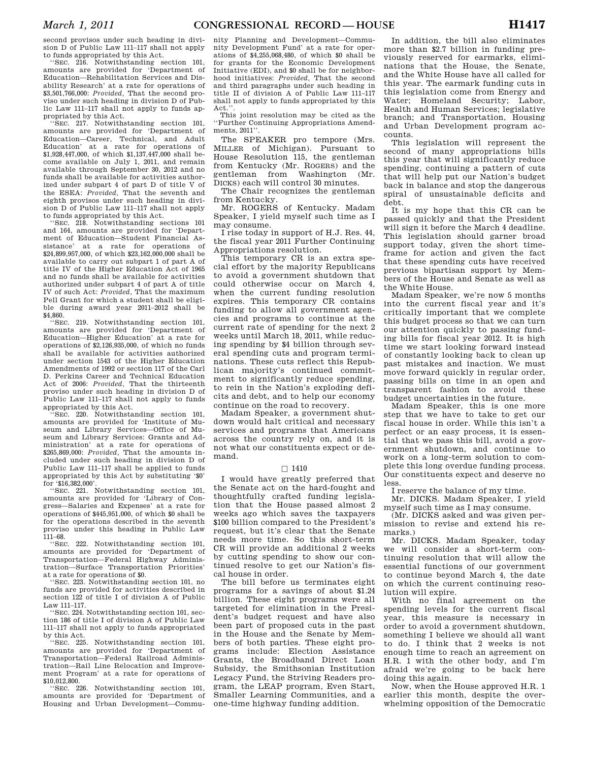second provisos under such heading in division D of Public Law 111–117 shall not apply to funds appropriated by this Act.

''SEC. 216. Notwithstanding section 101, amounts are provided for 'Department of Education—Rehabilitation Services and Disability Research' at a rate for operations of $3,501,766,000: *Provided*, That the second proviso under such heading in division D of Public Law 111–117 shall not apply to funds appropriated by this Act.

''SEC. 217. Notwithstanding section 101, amounts are provided for 'Department of Education—Career, Technical, and Adult Education' at a rate for operations of $1,928,447,000, of which $1,137,447,000 shall become available on July 1, 2011, and remain available through September 30, 2012 and no funds shall be available for activities authorized under subpart 4 of part D of title V of the ESEA: *Provided*, That the seventh and eighth provisos under such heading in division D of Public Law 111–117 shall not apply to funds appropriated by this Act.

''SEC. 218. Notwithstanding sections 101 and 164, amounts are provided for 'Department of Education—Student Financial Assistance' at a rate for operations of $24,899,957,000, of which $23,162,000,000 shall be available to carry out subpart 1 of part A of title IV of the Higher Education Act of 1965 and no funds shall be available for activities authorized under subpart 4 of part A of title IV of such Act: *Provided*, That the maximum Pell Grant for which a student shall be eligible during award year 2011–2012 shall be $4,860.

''SEC. 219. Notwithstanding section 101, amounts are provided for 'Department of Education—Higher Education' at a rate for operations of $2,126,935,000, of which no funds shall be available for activities authorized under section 1543 of the Higher Education Amendments of 1992 or section 117 of the Carl D. Perkins Career and Technical Education Act of 2006: *Provided*, That the thirteenth proviso under such heading in division D of Public Law 111–117 shall not apply to funds appropriated by this Act.

''SEC. 220. Notwithstanding section 101, amounts are provided for 'Institute of Museum and Library Services—Office of Museum and Library Services: Grants and Administration' at a rate for operations of $265,869,000: *Provided*, That the amounts included under such heading in division D of Public Law 111–117 shall be applied to funds appropriated by this Act by substituting '$0' for '$16,382,000'.

''SEC. 221. Notwithstanding section 101, amounts are provided for 'Library of Congress—Salaries and Expenses' at a rate for operations of $445,951,000, of which $0 shall be for the operations described in the seventh proviso under this heading in Public Law 111–68.

''SEC. 222. Notwithstanding section 101, amounts are provided for 'Department of Transportation—Federal Highway Administration—Surface Transportation Priorities' at a rate for operations of $0.

''SEC. 223. Notwithstanding section 101, no funds are provided for activities described in section 122 of title I of division A of Public Law 111–117.

''SEC. 224. Notwithstanding section 101, section 186 of title I of division A of Public Law 111–117 shall not apply to funds appropriated by this Act.

''SEC. 225. Notwithstanding section 101, amounts are provided for 'Department of Transportation—Federal Railroad Administration—Rail Line Relocation and Improvement Program' at a rate for operations of $10,012,800.

''SEC. 226. Notwithstanding section 101, amounts are provided for 'Department of Housing and Urban Development—Community Planning and Development—Community Development Fund' at a rate for operations of $4,255,068,480, of which $0 shall be for grants for the Economic Development Initiative (EDI), and $0 shall be for neighborhood initiatives: *Provided*, That the second and third paragraphs under such heading in title II of division A of Public Law 111–117 shall not apply to funds appropriated by this Act.''.

This joint resolution may be cited as the ''Further Continuing Appropriations Amendments, 2011''.

The SPEAKER pro tempore (Mrs. MILLER of Michigan). Pursuant to House Resolution 115, the gentleman from Kentucky (Mr. ROGERS) and the gentleman from Washington (Mr. DICKS) each will control 30 minutes.

The Chair recognizes the gentleman from Kentucky.

Mr. ROGERS of Kentucky. Madam Speaker, I yield myself such time as I may consume.

I rise today in support of H.J. Res. 44, the fiscal year 2011 Further Continuing Appropriations resolution.

This temporary CR is an extra special effort by the majority Republicans to avoid a government shutdown that could otherwise occur on March 4, when the current funding resolution expires. This temporary CR contains funding to allow all government agencies and programs to continue at the current rate of spending for the next 2 weeks until March 18, 2011, while reducing spending by $4 billion through several spending cuts and program terminations. These cuts reflect this Republican majority's continued commitment to significantly reduce spending, to rein in the Nation's exploding deficits and debt, and to help our economy continue on the road to recovery.

Madam Speaker, a government shutdown would halt critical and necessary services and programs that Americans across the country rely on, and it is not what our constituents expect or demand.

□ 1410

I would have greatly preferred that the Senate act on the hard-fought and thoughtfully crafted funding legislation that the House passed almost 2 weeks ago which saves the taxpayers $100 billion compared to the President's request, but it's clear that the Senate needs more time. So this short-term CR will provide an additional 2 weeks by cutting spending to show our continued resolve to get our Nation's fiscal house in order.

The bill before us terminates eight programs for a savings of about $1.24 billion. These eight programs were all targeted for elimination in the President's budget request and have also been part of proposed cuts in the past in the House and the Senate by Members of both parties. These eight programs include: Election Assistance Grants, the Broadband Direct Loan Subsidy, the Smithsonian Institution Legacy Fund, the Striving Readers program, the LEAP program, Even Start, Smaller Learning Communities, and a one-time highway funding addition.

In addition, the bill also eliminates more than $2.7 billion in funding previously reserved for earmarks, eliminations that the House, the Senate, and the White House have all called for this year. The earmark funding cuts in this legislation come from Energy and Water; Homeland Security; Labor, Health and Human Services; legislative branch; and Transportation, Housing and Urban Development program accounts.

This legislation will represent the second of many appropriations bills this year that will significantly reduce spending, continuing a pattern of cuts that will help put our Nation's budget back in balance and stop the dangerous spiral of unsustainable deficits and debt.

It is my hope that this CR can be passed quickly and that the President will sign it before the March 4 deadline. This legislation should garner broad support today, given the short timeframe for action and given the fact that these spending cuts have received previous bipartisan support by Members of the House and Senate as well as the White House.

Madam Speaker, we're now 5 months into the current fiscal year and it's critically important that we complete this budget process so that we can turn our attention quickly to passing funding bills for fiscal year 2012. It is high time we start looking forward instead of constantly looking back to clean up past mistakes and inaction. We must move forward quickly in regular order, passing bills on time in an open and transparent fashion to avoid these budget uncertainties in the future.

Madam Speaker, this is one more step that we have to take to get our fiscal house in order. While this isn't a perfect or an easy process, it is essential that we pass this bill, avoid a government shutdown, and continue to work on a long-term solution to complete this long overdue funding process. Our constituents expect and deserve no less.

I reserve the balance of my time.

Mr. DICKS. Madam Speaker, I yield myself such time as I may consume.

(Mr. DICKS asked and was given permission to revise and extend his remarks.)

Mr. DICKS. Madam Speaker, today we will consider a short-term continuing resolution that will allow the essential functions of our government to continue beyond March 4, the date on which the current continuing resolution will expire.

With no final agreement on the spending levels for the current fiscal year, this measure is necessary in order to avoid a government shutdown, something I believe we should all want to do. I think that 2 weeks is not enough time to reach an agreement on H.R. 1 with the other body, and I'm afraid we're going to be back here doing this again.

Now, when the House approved H.R. 1 earlier this month, despite the overwhelming opposition of the Democratic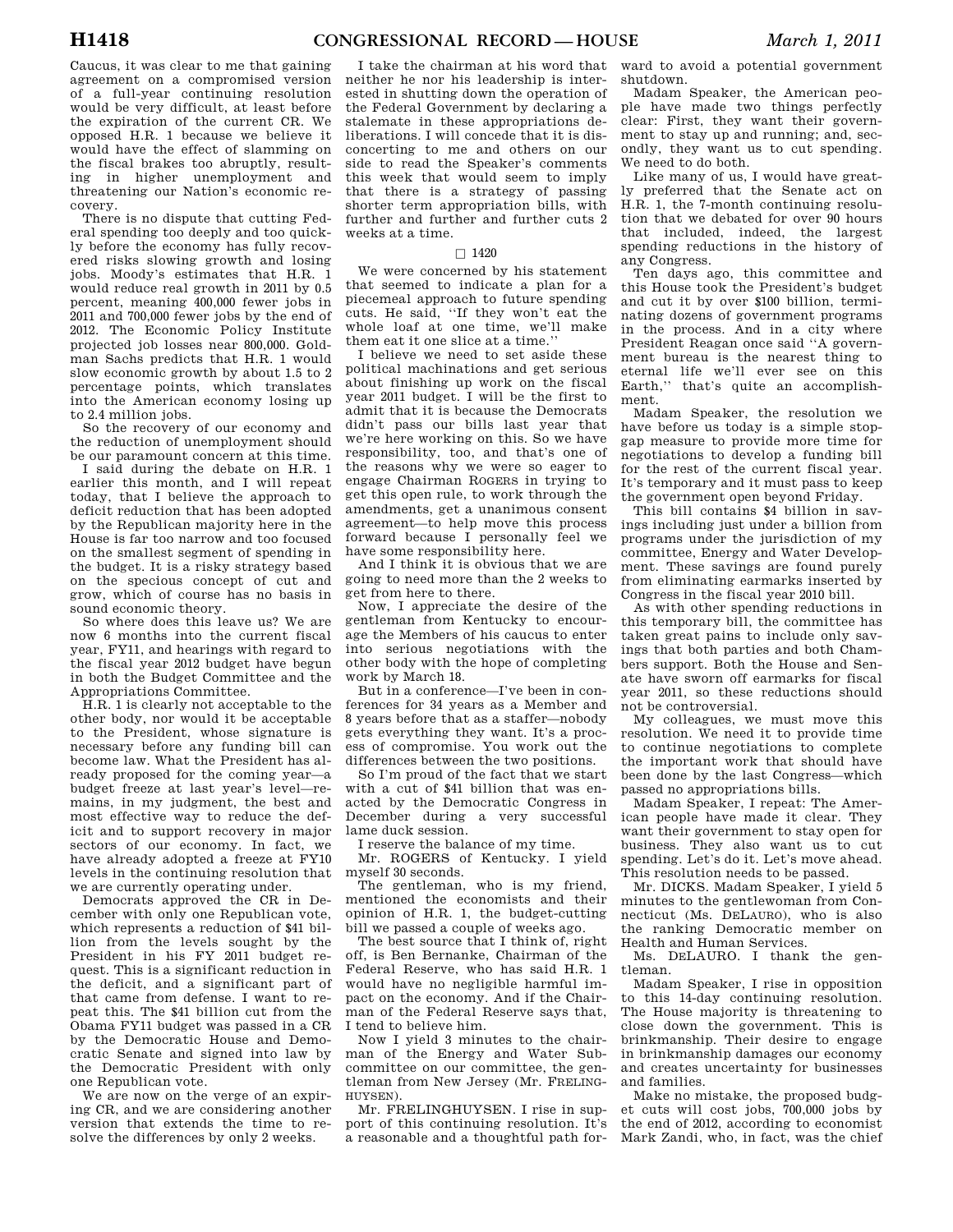Caucus, it was clear to me that gaining agreement on a compromised version of a full-year continuing resolution would be very difficult, at least before the expiration of the current CR. We opposed H.R. 1 because we believe it would have the effect of slamming on the fiscal brakes too abruptly, resulting in higher unemployment and threatening our Nation's economic recovery.

There is no dispute that cutting Federal spending too deeply and too quickly before the economy has fully recovered risks slowing growth and losing jobs. Moody's estimates that H.R. 1 would reduce real growth in 2011 by 0.5 percent, meaning 400,000 fewer jobs in 2011 and 700,000 fewer jobs by the end of 2012. The Economic Policy Institute projected job losses near 800,000. Goldman Sachs predicts that H.R. 1 would slow economic growth by about 1.5 to 2 percentage points, which translates into the American economy losing up to 2.4 million jobs.

So the recovery of our economy and the reduction of unemployment should be our paramount concern at this time.

I said during the debate on H.R. 1 earlier this month, and I will repeat today, that I believe the approach to deficit reduction that has been adopted by the Republican majority here in the House is far too narrow and too focused on the smallest segment of spending in the budget. It is a risky strategy based on the specious concept of cut and grow, which of course has no basis in sound economic theory.

So where does this leave us? We are now 6 months into the current fiscal year, FY11, and hearings with regard to the fiscal year 2012 budget have begun in both the Budget Committee and the Appropriations Committee.

H.R. 1 is clearly not acceptable to the other body, nor would it be acceptable to the President, whose signature is necessary before any funding bill can become law. What the President has already proposed for the coming year—a budget freeze at last year's level—remains, in my judgment, the best and most effective way to reduce the deficit and to support recovery in major sectors of our economy. In fact, we have already adopted a freeze at FY10 levels in the continuing resolution that we are currently operating under.

Democrats approved the CR in December with only one Republican vote, which represents a reduction of $41 billion from the levels sought by the President in his FY 2011 budget request. This is a significant reduction in the deficit, and a significant part of that came from defense. I want to repeat this. The $41 billion cut from the Obama FY11 budget was passed in a CR by the Democratic House and Democratic Senate and signed into law by the Democratic President with only one Republican vote.

We are now on the verge of an expiring CR, and we are considering another version that extends the time to resolve the differences by only 2 weeks.

I take the chairman at his word that neither he nor his leadership is interested in shutting down the operation of the Federal Government by declaring a stalemate in these appropriations deliberations. I will concede that it is disconcerting to me and others on our side to read the Speaker's comments this week that would seem to imply that there is a strategy of passing shorter term appropriation bills, with further and further and further cuts 2 weeks at a time.

□ 1420

We were concerned by his statement that seemed to indicate a plan for a piecemeal approach to future spending cuts. He said, "If they won't eat the whole loaf at one time, we'll make them eat it one slice at a time."

I believe we need to set aside these political machinations and get serious about finishing up work on the fiscal year 2011 budget. I will be the first to admit that it is because the Democrats didn't pass our bills last year that we're here working on this. So we have responsibility, too, and that's one of the reasons why we were so eager to engage Chairman ROGERS in trying to get this open rule, to work through the amendments, get a unanimous consent agreement—to help move this process forward because I personally feel we have some responsibility here.

And I think it is obvious that we are going to need more than the 2 weeks to get from here to there.

Now, I appreciate the desire of the gentleman from Kentucky to encourage the Members of his caucus to enter into serious negotiations with the other body with the hope of completing work by March 18.

But in a conference—I've been in conferences for 34 years as a Member and 8 years before that as a staffer—nobody gets everything they want. It's a process of compromise. You work out the differences between the two positions.

So I'm proud of the fact that we start with a cut of $41 billion that was enacted by the Democratic Congress in December during a very successful lame duck session.

I reserve the balance of my time.

Mr. ROGERS of Kentucky. I yield myself 30 seconds.

The gentleman, who is my friend, mentioned the economists and their opinion of H.R. 1, the budget-cutting bill we passed a couple of weeks ago.

The best source that I think of, right off, is Ben Bernanke, Chairman of the Federal Reserve, who has said H.R. 1 would have no negligible harmful impact on the economy. And if the Chairman of the Federal Reserve says that, I tend to believe him.

Now I yield 3 minutes to the chairman of the Energy and Water Subcommittee on our committee, the gentleman from New Jersey (Mr. FRELINGHUYSEN).

Mr. FRELINGHUYSEN. I rise in support of this continuing resolution. It's a reasonable and a thoughtful path forward to avoid a potential government shutdown.

Madam Speaker, the American people have made two things perfectly clear: First, they want their government to stay up and running; and, secondly, they want us to cut spending. We need to do both.

Like many of us, I would have greatly preferred that the Senate act on H.R. 1, the 7-month continuing resolution that we debated for over 90 hours that included, indeed, the largest spending reductions in the history of any Congress.

Ten days ago, this committee and this House took the President's budget and cut it by over $100 billion, terminating dozens of government programs in the process. And in a city where President Reagan once said "A government bureau is the nearest thing to eternal life we'll ever see on this Earth," that's quite an accomplishment.

Madam Speaker, the resolution we have before us today is a simple stopgap measure to provide more time for negotiations to develop a funding bill for the rest of the current fiscal year. It's temporary and it must pass to keep the government open beyond Friday.

This bill contains $4 billion in savings including just under a billion from programs under the jurisdiction of my committee, Energy and Water Development. These savings are found purely from eliminating earmarks inserted by Congress in the fiscal year 2010 bill.

As with other spending reductions in this temporary bill, the committee has taken great pains to include only savings that both parties and both Chambers support. Both the House and Senate have sworn off earmarks for fiscal year 2011, so these reductions should not be controversial.

My colleagues, we must move this resolution. We need it to provide time to continue negotiations to complete the important work that should have been done by the last Congress—which passed no appropriations bills.

Madam Speaker, I repeat: The American people have made it clear. They want their government to stay open for business. They also want us to cut spending. Let's do it. Let's move ahead. This resolution needs to be passed.

Mr. DICKS. Madam Speaker, I yield 5 minutes to the gentlewoman from Connecticut (Ms. DELAURO), who is also the ranking Democratic member on Health and Human Services.

Ms. DELAURO. I thank the gentleman.

Madam Speaker, I rise in opposition to this 14-day continuing resolution. The House majority is threatening to close down the government. This is brinkmanship. Their desire to engage in brinkmanship damages our economy and creates uncertainty for businesses and families.

Make no mistake, the proposed budget cuts will cost jobs, 700,000 jobs by the end of 2012, according to economist Mark Zandi, who, in fact, was the chief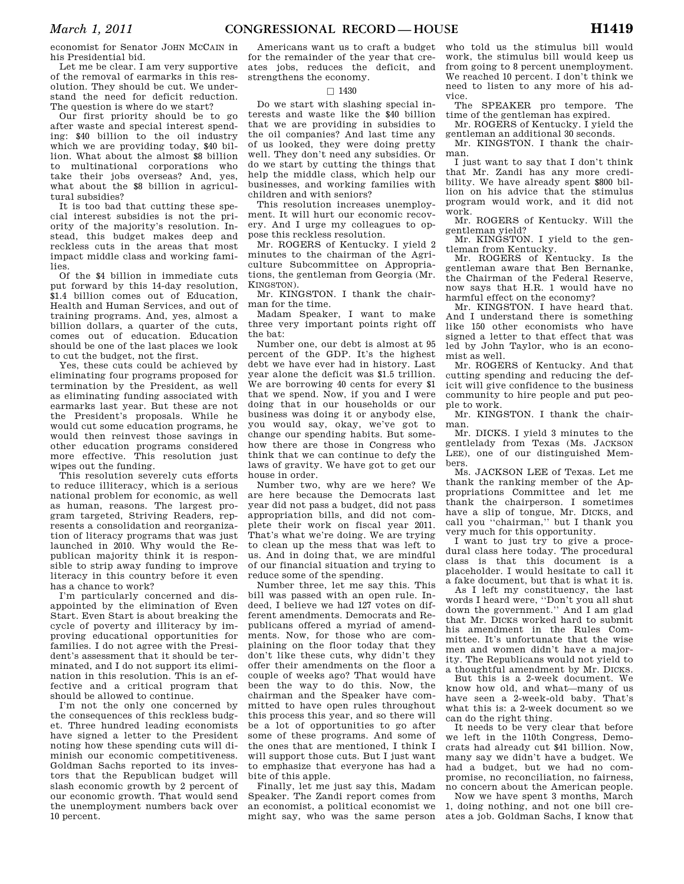economist for Senator JOHN MCCAIN in his Presidential bid.

Let me be clear. I am very supportive of the removal of earmarks in this resolution. They should be cut. We understand the need for deficit reduction. The question is where do we start?

Our first priority should be to go after waste and special interest spending: $40 billion to the oil industry which we are providing today, $40 billion. What about the almost $8 billion to multinational corporations who take their jobs overseas? And, yes, what about the $8 billion in agricultural subsidies?

It is too bad that cutting these special interest subsidies is not the priority of the majority's resolution. Instead, this budget makes deep and reckless cuts in the areas that most impact middle class and working families.

Of the $4 billion in immediate cuts put forward by this 14-day resolution, $1.4 billion comes out of Education, Health and Human Services, and out of training programs. And, yes, almost a billion dollars, a quarter of the cuts, comes out of education. Education should be one of the last places we look to cut the budget, not the first.

Yes, these cuts could be achieved by eliminating four programs proposed for termination by the President, as well as eliminating funding associated with earmarks last year. But these are not the President's proposals. While he would cut some education programs, he would then reinvest those savings in other education programs considered more effective. This resolution just wipes out the funding.

This resolution severely cuts efforts to reduce illiteracy, which is a serious national problem for economic, as well as human, reasons. The largest program targeted, Striving Readers, represents a consolidation and reorganization of literacy programs that was just launched in 2010. Why would the Republican majority think it is responsible to strip away funding to improve literacy in this country before it even has a chance to work?

I'm particularly concerned and disappointed by the elimination of Even Start. Even Start is about breaking the cycle of poverty and illiteracy by improving educational opportunities for families. I do not agree with the President's assessment that it should be terminated, and I do not support its elimination in this resolution. This is an effective and a critical program that should be allowed to continue.

I'm not the only one concerned by the consequences of this reckless budget. Three hundred leading economists have signed a letter to the President noting how these spending cuts will diminish our economic competitiveness. Goldman Sachs reported to its investors that the Republican budget will slash economic growth by 2 percent of our economic growth. That would send the unemployment numbers back over 10 percent.

Americans want us to craft a budget for the remainder of the year that creates jobs, reduces the deficit, and strengthens the economy.

□ 1430

Do we start with slashing special interests and waste like the $40 billion that we are providing in subsidies to the oil companies? And last time any of us looked, they were doing pretty well. They don't need any subsidies. Or do we start by cutting the things that help the middle class, which help our businesses, and working families with children and with seniors?

This resolution increases unemployment. It will hurt our economic recovery. And I urge my colleagues to oppose this reckless resolution.

Mr. ROGERS of Kentucky. I yield 2 minutes to the chairman of the Agriculture Subcommittee on Appropriations, the gentleman from Georgia (Mr. KINGSTON).

Mr. KINGSTON. I thank the chairman for the time.

Madam Speaker, I want to make three very important points right off the bat:

Number one, our debt is almost at 95 percent of the GDP. It's the highest debt we have ever had in history. Last year alone the deficit was $1.5 trillion. We are borrowing 40 cents for every $1 that we spend. Now, if you and I were doing that in our households or our business was doing it or anybody else, you would say, okay, we've got to change our spending habits. But somehow there are those in Congress who think that we can continue to defy the laws of gravity. We have got to get our house in order.

Number two, why are we here? We are here because the Democrats last year did not pass a budget, did not pass appropriation bills, and did not complete their work on fiscal year 2011. That's what we're doing. We are trying to clean up the mess that was left to us. And in doing that, we are mindful of our financial situation and trying to reduce some of the spending.

Number three, let me say this. This bill was passed with an open rule. Indeed, I believe we had 127 votes on different amendments. Democrats and Republicans offered a myriad of amendments. Now, for those who are complaining on the floor today that they don't like these cuts, why didn't they offer their amendments on the floor a couple of weeks ago? That would have been the way to do this. Now, the chairman and the Speaker have committed to have open rules throughout this process this year, and so there will be a lot of opportunities to go after some of these programs. And some of the ones that are mentioned, I think I will support those cuts. But I just want to emphasize that everyone has had a bite of this apple.

Finally, let me just say this, Madam Speaker. The Zandi report comes from an economist, a political economist we might say, who was the same person who told us the stimulus bill would work, the stimulus bill would keep us from going to 8 percent unemployment. We reached 10 percent. I don't think we need to listen to any more of his advice.

The SPEAKER pro tempore. The time of the gentleman has expired.

Mr. ROGERS of Kentucky. I yield the gentleman an additional 30 seconds.

Mr. KINGSTON. I thank the chairman.

I just want to say that I don't think that Mr. Zandi has any more credibility. We have already spent $800 billion on his advice that the stimulus program would work, and it did not work.

Mr. ROGERS of Kentucky. Will the gentleman yield?

Mr. KINGSTON. I yield to the gentleman from Kentucky.

Mr. ROGERS of Kentucky. Is the gentleman aware that Ben Bernanke, the Chairman of the Federal Reserve, now says that H.R. 1 would have no harmful effect on the economy?

Mr. KINGSTON. I have heard that. And I understand there is something like 150 other economists who have signed a letter to that effect that was led by John Taylor, who is an economist as well.

Mr. ROGERS of Kentucky. And that cutting spending and reducing the deficit will give confidence to the business community to hire people and put people to work.

Mr. KINGSTON. I thank the chairman.

Mr. DICKS. I yield 3 minutes to the gentlelady from Texas (Ms. JACKSON LEE), one of our distinguished Members.

Ms. JACKSON LEE of Texas. Let me thank the ranking member of the Appropriations Committee and let me thank the chairperson. I sometimes have a slip of tongue, Mr. DICKS, and call you "chairman," but I thank you very much for this opportunity.

I want to just try to give a procedural class here today. The procedural class is that this document is a placeholder. I would hesitate to call it a fake document, but that is what it is.

As I left my constituency, the last words I heard were, "Don't you all shut down the government." And I am glad that Mr. DICKS worked hard to submit his amendment in the Rules Committee. It's unfortunate that the wise men and women didn't have a majority. The Republicans would not yield to a thoughtful amendment by Mr. DICKS.

But this is a 2-week document. We know how old, and what—many of us have seen a 2-week-old baby. That's what this is: a 2-week document so we can do the right thing.

It needs to be very clear that before we left in the 110th Congress, Democrats had already cut $41 billion. Now, many say we didn't have a budget. We had a budget, but we had no compromise, no reconciliation, no fairness, no concern about the American people.

Now we have spent 3 months, March 1, doing nothing, and not one bill creates a job. Goldman Sachs, I know that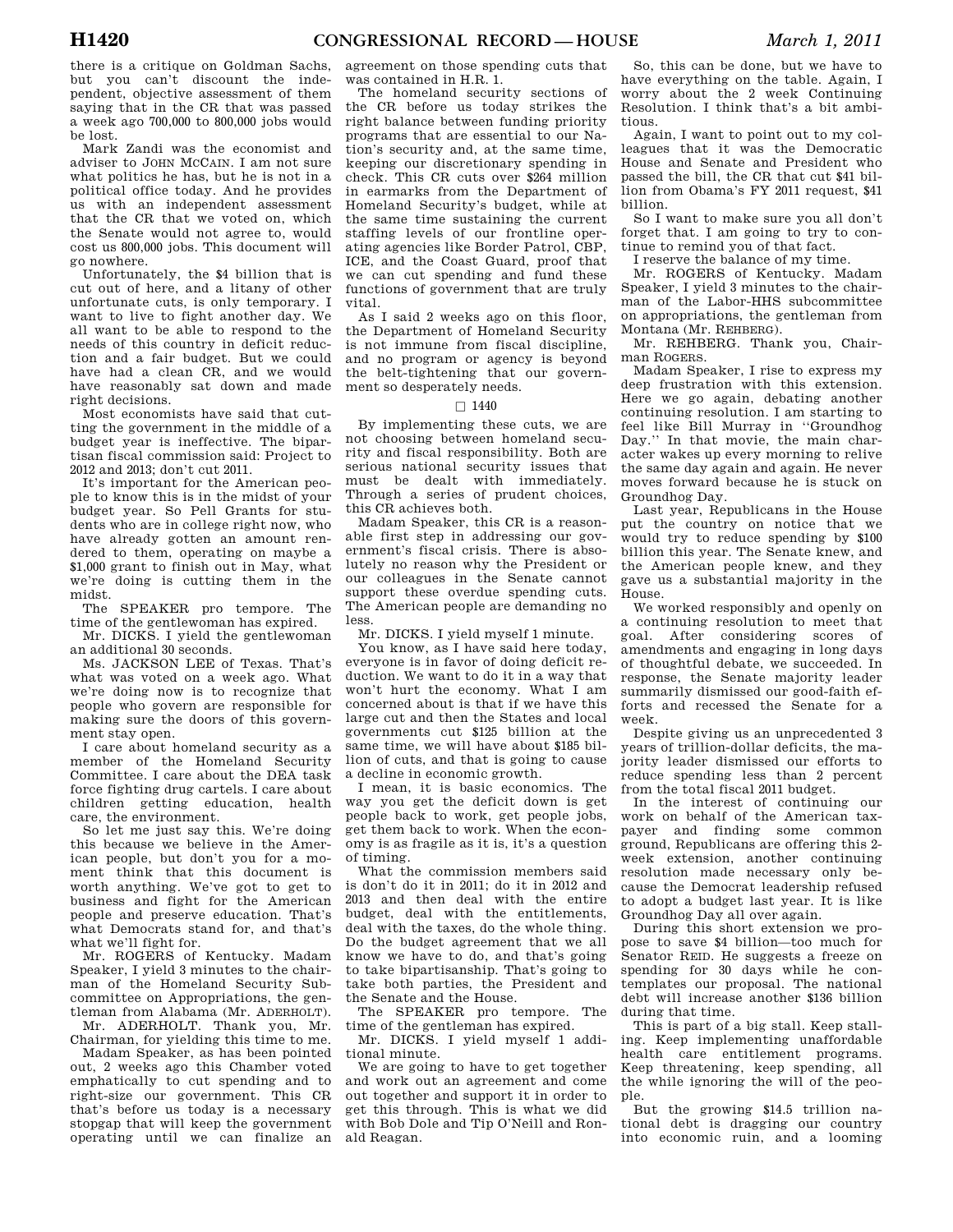there is a critique on Goldman Sachs, but you can't discount the independent, objective assessment of them saying that in the CR that was passed a week ago 700,000 to 800,000 jobs would be lost.

Mark Zandi was the economist and adviser to JOHN MCCAIN. I am not sure what politics he has, but he is not in a political office today. And he provides us with an independent assessment that the CR that we voted on, which the Senate would not agree to, would cost us 800,000 jobs. This document will go nowhere.

Unfortunately, the $4 billion that is cut out of here, and a litany of other unfortunate cuts, is only temporary. I want to live to fight another day. We all want to be able to respond to the needs of this country in deficit reduction and a fair budget. But we could have had a clean CR, and we would have reasonably sat down and made right decisions.

Most economists have said that cutting the government in the middle of a budget year is ineffective. The bipartisan fiscal commission said: Project to 2012 and 2013; don't cut 2011.

It's important for the American people to know this is in the midst of your budget year. So Pell Grants for students who are in college right now, who have already gotten an amount rendered to them, operating on maybe a $1,000 grant to finish out in May, what we're doing is cutting them in the midst.

The SPEAKER pro tempore. The time of the gentlewoman has expired.

Mr. DICKS. I yield the gentlewoman an additional 30 seconds.

Ms. JACKSON LEE of Texas. That's what was voted on a week ago. What we're doing now is to recognize that people who govern are responsible for making sure the doors of this government stay open.

I care about homeland security as a member of the Homeland Security Committee. I care about the DEA task force fighting drug cartels. I care about children getting education, health care, the environment.

So let me just say this. We're doing this because we believe in the American people, but don't you for a moment think that this document is worth anything. We've got to get to business and fight for the American people and preserve education. That's what Democrats stand for, and that's what we'll fight for.

Mr. ROGERS of Kentucky. Madam Speaker, I yield 3 minutes to the chairman of the Homeland Security Subcommittee on Appropriations, the gentleman from Alabama (Mr. ADERHOLT).

Mr. ADERHOLT. Thank you, Mr. Chairman, for yielding this time to me.

Madam Speaker, as has been pointed out, 2 weeks ago this Chamber voted emphatically to cut spending and to right-size our government. This CR that's before us today is a necessary stopgap that will keep the government operating until we can finalize an agreement on those spending cuts that was contained in H.R. 1.

The homeland security sections of the CR before us today strikes the right balance between funding priority programs that are essential to our Nation's security and, at the same time, keeping our discretionary spending in check. This CR cuts over $264 million in earmarks from the Department of Homeland Security's budget, while at the same time sustaining the current staffing levels of our frontline operating agencies like Border Patrol, CBP, ICE, and the Coast Guard, proof that we can cut spending and fund these functions of government that are truly vital.

As I said 2 weeks ago on this floor, the Department of Homeland Security is not immune from fiscal discipline, and no program or agency is beyond the belt-tightening that our government so desperately needs.

□ 1440

By implementing these cuts, we are not choosing between homeland security and fiscal responsibility. Both are serious national security issues that must be dealt with immediately. Through a series of prudent choices, this CR achieves both.

Madam Speaker, this CR is a reasonable first step in addressing our government's fiscal crisis. There is absolutely no reason why the President or our colleagues in the Senate cannot support these overdue spending cuts. The American people are demanding no less.

Mr. DICKS. I yield myself 1 minute.

You know, as I have said here today, everyone is in favor of doing deficit reduction. We want to do it in a way that won't hurt the economy. What I am concerned about is that if we have this large cut and then the States and local governments cut $125 billion at the same time, we will have about $185 billion of cuts, and that is going to cause a decline in economic growth.

I mean, it is basic economics. The way you get the deficit down is get people back to work, get people jobs, get them back to work. When the economy is as fragile as it is, it's a question of timing.

What the commission members said is don't do it in 2011; do it in 2012 and 2013 and then deal with the entire budget, deal with the entitlements, deal with the taxes, do the whole thing. Do the budget agreement that we all know we have to do, and that's going to take bipartisanship. That's going to take both parties, the President and the Senate and the House.

The SPEAKER pro tempore. The time of the gentleman has expired.

Mr. DICKS. I yield myself 1 additional minute.

We are going to have to get together and work out an agreement and come out together and support it in order to get this through. This is what we did with Bob Dole and Tip O'Neill and Ronald Reagan.

So, this can be done, but we have to have everything on the table. Again, I worry about the 2 week Continuing Resolution. I think that's a bit ambitious.

Again, I want to point out to my colleagues that it was the Democratic House and Senate and President who passed the bill, the CR that cut $41 billion from Obama's FY 2011 request, $41 billion.

So I want to make sure you all don't forget that. I am going to try to continue to remind you of that fact.

I reserve the balance of my time.

Mr. ROGERS of Kentucky. Madam Speaker, I yield 3 minutes to the chairman of the Labor-HHS subcommittee on appropriations, the gentleman from Montana (Mr. REHBERG).

Mr. REHBERG. Thank you, Chairman ROGERS.

Madam Speaker, I rise to express my deep frustration with this extension. Here we go again, debating another continuing resolution. I am starting to feel like Bill Murray in ''Groundhog Day.'' In that movie, the main character wakes up every morning to relive the same day again and again. He never moves forward because he is stuck on Groundhog Day.

Last year, Republicans in the House put the country on notice that we would try to reduce spending by $100 billion this year. The Senate knew, and the American people knew, and they gave us a substantial majority in the House.

We worked responsibly and openly on a continuing resolution to meet that goal. After considering scores of amendments and engaging in long days of thoughtful debate, we succeeded. In response, the Senate majority leader summarily dismissed our good-faith efforts and recessed the Senate for a week.

Despite giving us an unprecedented 3 years of trillion-dollar deficits, the majority leader dismissed our efforts to reduce spending less than 2 percent from the total fiscal 2011 budget.

In the interest of continuing our work on behalf of the American taxpayer and finding some common ground, Republicans are offering this 2-week extension, another continuing resolution made necessary only because the Democrat leadership refused to adopt a budget last year. It is like Groundhog Day all over again.

During this short extension we propose to save $4 billion—too much for Senator REID. He suggests a freeze on spending for 30 days while he contemplates our proposal. The national debt will increase another $136 billion during that time.

This is part of a big stall. Keep stalling. Keep implementing unaffordable health care entitlement programs. Keep threatening, keep spending, all the while ignoring the will of the people.

But the growing $14.5 trillion national debt is dragging our country into economic ruin, and a looming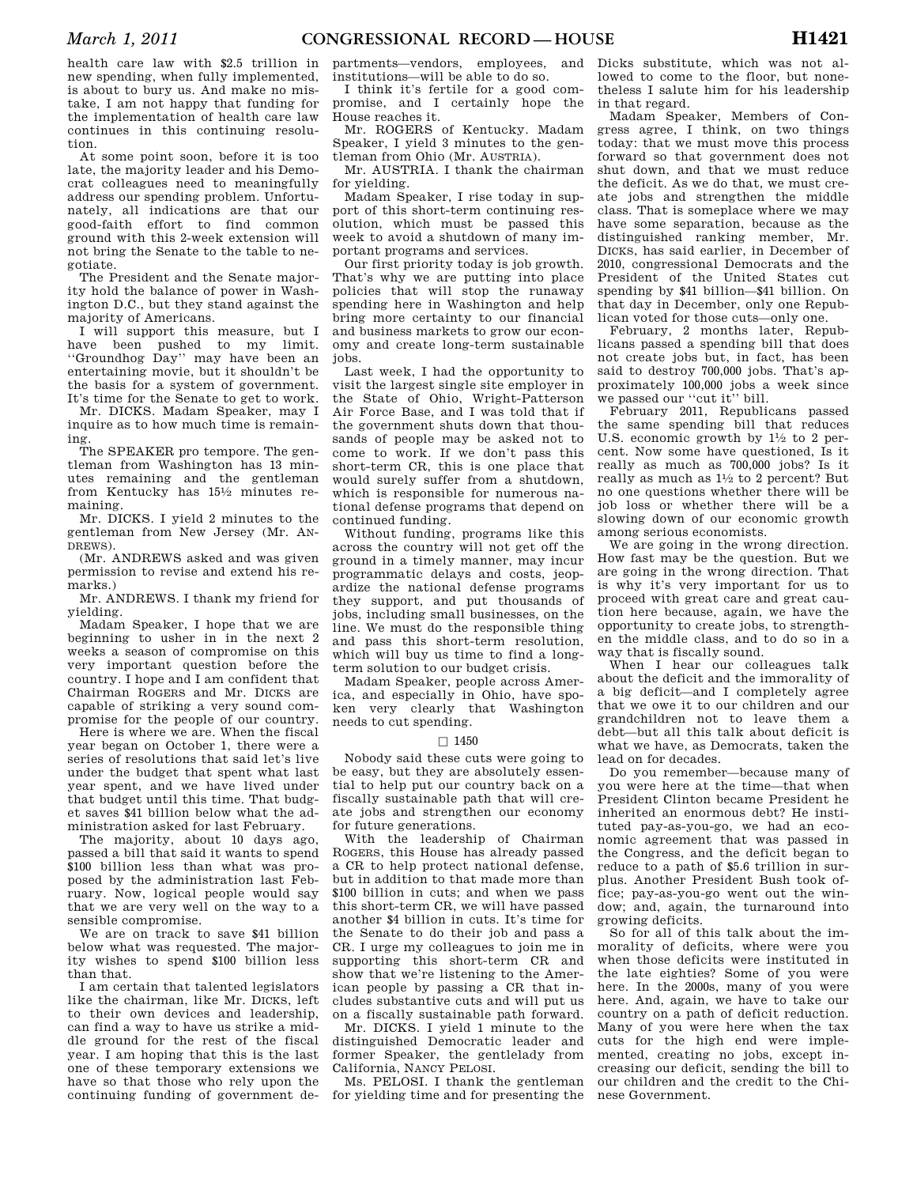health care law with $2.5 trillion in new spending, when fully implemented, is about to bury us. And make no mistake, I am not happy that funding for the implementation of health care law continues in this continuing resolution.

At some point soon, before it is too late, the majority leader and his Democrat colleagues need to meaningfully address our spending problem. Unfortunately, all indications are that our good-faith effort to find common ground with this 2-week extension will not bring the Senate to the table to negotiate.

The President and the Senate majority hold the balance of power in Washington D.C., but they stand against the majority of Americans.

I will support this measure, but I have been pushed to my limit. ''Groundhog Day'' may have been an entertaining movie, but it shouldn't be the basis for a system of government. It's time for the Senate to get to work.

Mr. DICKS. Madam Speaker, may I inquire as to how much time is remaining.

The SPEAKER pro tempore. The gentleman from Washington has 13 minutes remaining and the gentleman from Kentucky has 15½ minutes remaining.

Mr. DICKS. I yield 2 minutes to the gentleman from New Jersey (Mr. ANDREWS).

(Mr. ANDREWS asked and was given permission to revise and extend his remarks.)

Mr. ANDREWS. I thank my friend for yielding.

Madam Speaker, I hope that we are beginning to usher in in the next 2 weeks a season of compromise on this very important question before the country. I hope and I am confident that Chairman ROGERS and Mr. DICKS are capable of striking a very sound compromise for the people of our country.

Here is where we are. When the fiscal year began on October 1, there were a series of resolutions that said let's live under the budget that spent what last year spent, and we have lived under that budget until this time. That budget saves $41 billion below what the administration asked for last February.

The majority, about 10 days ago, passed a bill that said it wants to spend $100 billion less than what was proposed by the administration last February. Now, logical people would say that we are very well on the way to a sensible compromise.

We are on track to save $41 billion below what was requested. The majority wishes to spend $100 billion less than that.

I am certain that talented legislators like the chairman, like Mr. DICKS, left to their own devices and leadership, can find a way to have us strike a middle ground for the rest of the fiscal year. I am hoping that this is the last one of these temporary extensions we have so that those who rely upon the continuing funding of government departments—vendors, employees, and institutions—will be able to do so.

I think it's fertile for a good compromise, and I certainly hope the House reaches it.

Mr. ROGERS of Kentucky. Madam Speaker, I yield 3 minutes to the gentleman from Ohio (Mr. AUSTRIA).

Mr. AUSTRIA. I thank the chairman for yielding.

Madam Speaker, I rise today in support of this short-term continuing resolution, which must be passed this week to avoid a shutdown of many important programs and services.

Our first priority today is job growth. That's why we are putting into place policies that will stop the runaway spending here in Washington and help bring more certainty to our financial and business markets to grow our economy and create long-term sustainable jobs.

Last week, I had the opportunity to visit the largest single site employer in the State of Ohio, Wright-Patterson Air Force Base, and I was told that if the government shuts down that thousands of people may be asked not to come to work. If we don't pass this short-term CR, this is one place that would surely suffer from a shutdown, which is responsible for numerous national defense programs that depend on continued funding.

Without funding, programs like this across the country will not get off the ground in a timely manner, may incur programmatic delays and costs, jeopardize the national defense programs they support, and put thousands of jobs, including small businesses, on the line. We must do the responsible thing and pass this short-term resolution, which will buy us time to find a long-term solution to our budget crisis.

Madam Speaker, people across America, and especially in Ohio, have spoken very clearly that Washington needs to cut spending.

□ 1450

Nobody said these cuts were going to be easy, but they are absolutely essential to help put our country back on a fiscally sustainable path that will create jobs and strengthen our economy for future generations.

With the leadership of Chairman ROGERS, this House has already passed a CR to help protect national defense, but in addition to that made more than $100 billion in cuts; and when we pass this short-term CR, we will have passed another $4 billion in cuts. It's time for the Senate to do their job and pass a CR. I urge my colleagues to join me in supporting this short-term CR and show that we're listening to the American people by passing a CR that includes substantive cuts and will put us on a fiscally sustainable path forward.

Mr. DICKS. I yield 1 minute to the distinguished Democratic leader and former Speaker, the gentlelady from California, NANCY PELOSI.

Ms. PELOSI. I thank the gentleman for yielding time and for presenting the Dicks substitute, which was not allowed to come to the floor, but nonetheless I salute him for his leadership in that regard.

Madam Speaker, Members of Congress agree, I think, on two things today: that we must move this process forward so that government does not shut down, and that we must reduce the deficit. As we do that, we must create jobs and strengthen the middle class. That is someplace where we may have some separation, because as the distinguished ranking member, Mr. DICKS, has said earlier, in December of 2010, congressional Democrats and the President of the United States cut spending by $41 billion—$41 billion. On that day in December, only one Republican voted for those cuts—only one.

February, 2 months later, Republicans passed a spending bill that does not create jobs but, in fact, has been said to destroy 700,000 jobs. That's approximately 100,000 jobs a week since we passed our ''cut it'' bill.

February 2011, Republicans passed the same spending bill that reduces U.S. economic growth by 1½ to 2 percent. Now some have questioned, Is it really as much as 700,000 jobs? Is it really as much as 1½ to 2 percent? But no one questions whether there will be job loss or whether there will be a slowing down of our economic growth among serious economists.

We are going in the wrong direction. How fast may be the question. But we are going in the wrong direction. That is why it's very important for us to proceed with great care and great caution here because, again, we have the opportunity to create jobs, to strengthen the middle class, and to do so in a way that is fiscally sound.

When I hear our colleagues talk about the deficit and the immorality of a big deficit—and I completely agree that we owe it to our children and our grandchildren not to leave them a debt—but all this talk about deficit is what we have, as Democrats, taken the lead on for decades.

Do you remember—because many of you were here at the time—that when President Clinton became President he inherited an enormous debt? He instituted pay-as-you-go, we had an economic agreement that was passed in the Congress, and the deficit began to reduce to a path of $5.6 trillion in surplus. Another President Bush took office; pay-as-you-go went out the window; and, again, the turnaround into growing deficits.

So for all of this talk about the immorality of deficits, where were you when those deficits were instituted in the late eighties? Some of you were here. In the 2000s, many of you were here. And, again, we have to take our country on a path of deficit reduction. Many of you were here when the tax cuts for the high end were implemented, creating no jobs, except increasing our deficit, sending the bill to our children and the credit to the Chinese Government.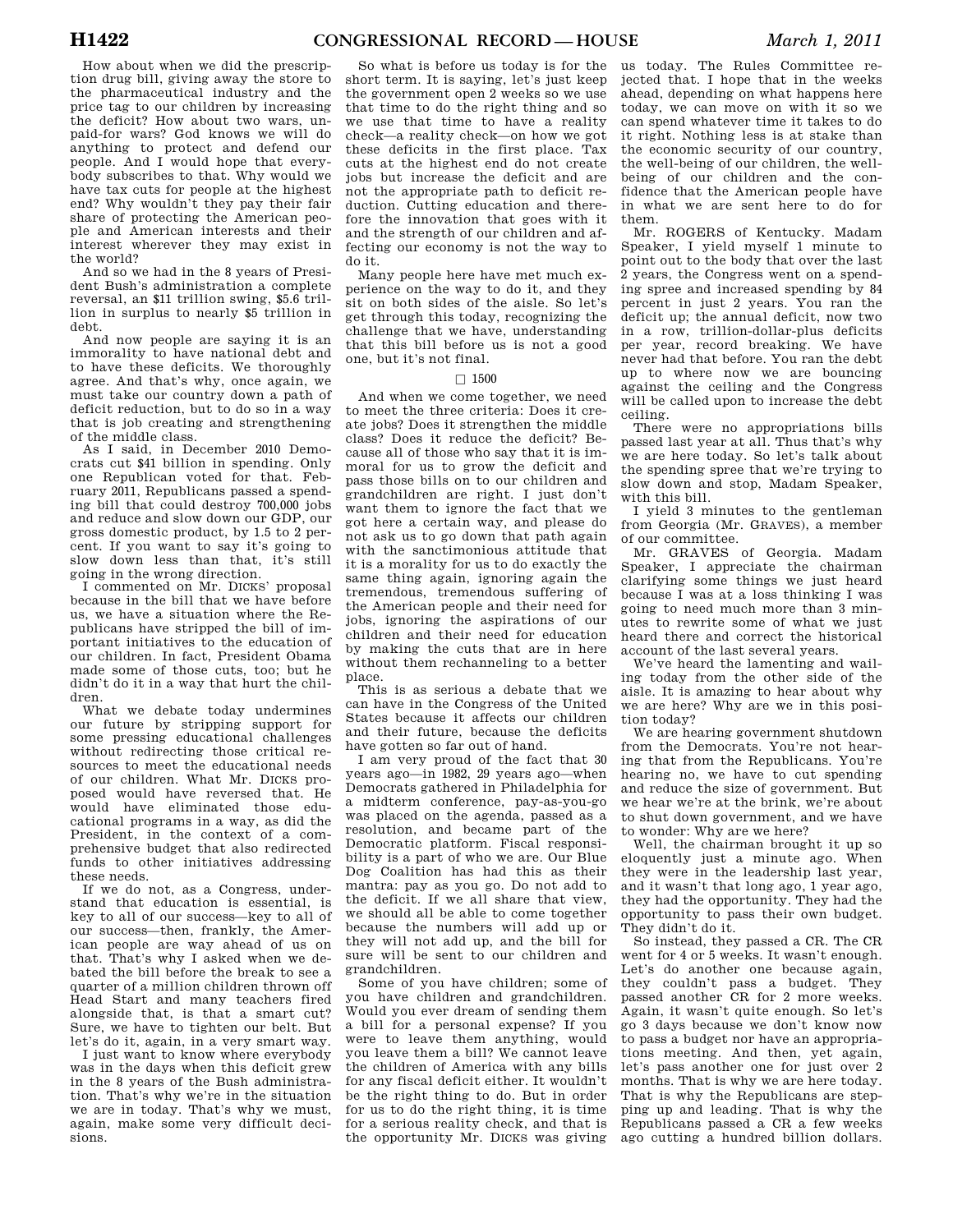How about when we did the prescription drug bill, giving away the store to the pharmaceutical industry and the price tag to our children by increasing the deficit? How about two wars, unpaid-for wars? God knows we will do anything to protect and defend our people. And I would hope that everybody subscribes to that. Why would we have tax cuts for people at the highest end? Why wouldn't they pay their fair share of protecting the American people and American interests and their interest wherever they may exist in the world?

And so we had in the 8 years of President Bush's administration a complete reversal, an $11 trillion swing, $5.6 trillion in surplus to nearly $5 trillion in debt.

And now people are saying it is an immorality to have national debt and to have these deficits. We thoroughly agree. And that's why, once again, we must take our country down a path of deficit reduction, but to do so in a way that is job creating and strengthening of the middle class.

As I said, in December 2010 Democrats cut $41 billion in spending. Only one Republican voted for that. February 2011, Republicans passed a spending bill that could destroy 700,000 jobs and reduce and slow down our GDP, our gross domestic product, by 1.5 to 2 percent. If you want to say it's going to slow down less than that, it's still going in the wrong direction.

I commented on Mr. DICKS' proposal because in the bill that we have before us, we have a situation where the Republicans have stripped the bill of important initiatives to the education of our children. In fact, President Obama made some of those cuts, too; but he didn't do it in a way that hurt the children.

What we debate today undermines our future by stripping support for some pressing educational challenges without redirecting those critical resources to meet the educational needs of our children. What Mr. DICKS proposed would have reversed that. He would have eliminated those educational programs in a way, as did the President, in the context of a comprehensive budget that also redirected funds to other initiatives addressing these needs.

If we do not, as a Congress, understand that education is essential, is key to all of our success—key to all of our success—then, frankly, the American people are way ahead of us on that. That's why I asked when we debated the bill before the break to see a quarter of a million children thrown off Head Start and many teachers fired alongside that, is that a smart cut? Sure, we have to tighten our belt. But let's do it, again, in a very smart way.

I just want to know where everybody was in the days when this deficit grew in the 8 years of the Bush administration. That's why we're in the situation we are in today. That's why we must, again, make some very difficult decisions.

So what is before us today is for the short term. It is saying, let's just keep the government open 2 weeks so we use that time to do the right thing and so we use that time to have a reality check—a reality check—on how we got these deficits in the first place. Tax cuts at the highest end do not create jobs but increase the deficit and are not the appropriate path to deficit reduction. Cutting education and therefore the innovation that goes with it and the strength of our children and affecting our economy is not the way to do it.

Many people here have met much experience on the way to do it, and they sit on both sides of the aisle. So let's get through this today, recognizing the challenge that we have, understanding that this bill before us is not a good one, but it's not final.

□ 1500

And when we come together, we need to meet the three criteria: Does it create jobs? Does it strengthen the middle class? Does it reduce the deficit? Because all of those who say that it is immoral for us to grow the deficit and pass those bills on to our children and grandchildren are right. I just don't want them to ignore the fact that we got here a certain way, and please do not ask us to go down that path again with the sanctimonious attitude that it is a morality for us to do exactly the same thing again, ignoring again the tremendous, tremendous suffering of the American people and their need for jobs, ignoring the aspirations of our children and their need for education by making the cuts that are in here without them rechanneling to a better place.

This is as serious a debate that we can have in the Congress of the United States because it affects our children and their future, because the deficits have gotten so far out of hand.

I am very proud of the fact that 30 years ago—in 1982, 29 years ago—when Democrats gathered in Philadelphia for a midterm conference, pay-as-you-go was placed on the agenda, passed as a resolution, and became part of the Democratic platform. Fiscal responsibility is a part of who we are. Our Blue Dog Coalition has had this as their mantra: pay as you go. Do not add to the deficit. If we all share that view, we should all be able to come together because the numbers will add up or they will not add up, and the bill for sure will be sent to our children and grandchildren.

Some of you have children; some of you have children and grandchildren. Would you ever dream of sending them a bill for a personal expense? If you were to leave them anything, would you leave them a bill? We cannot leave the children of America with any bills for any fiscal deficit either. It wouldn't be the right thing to do. But in order for us to do the right thing, it is time for a serious reality check, and that is the opportunity Mr. DICKS was giving us today. The Rules Committee rejected that. I hope that in the weeks ahead, depending on what happens here today, we can move on with it so we can spend whatever time it takes to do it right. Nothing less is at stake than the economic security of our country, the well-being of our children, the well-being of our children and the confidence that the American people have in what we are sent here to do for them.

Mr. ROGERS of Kentucky. Madam Speaker, I yield myself 1 minute to point out to the body that over the last 2 years, the Congress went on a spending spree and increased spending by 84 percent in just 2 years. You ran the deficit up; the annual deficit, now two in a row, trillion-dollar-plus deficits per year, record breaking. We have never had that before. You ran the debt up to where now we are bouncing against the ceiling and the Congress will be called upon to increase the debt ceiling.

There were no appropriations bills passed last year at all. Thus that's why we are here today. So let's talk about the spending spree that we're trying to slow down and stop, Madam Speaker, with this bill.

I yield 3 minutes to the gentleman from Georgia (Mr. GRAVES), a member of our committee.

Mr. GRAVES of Georgia. Madam Speaker, I appreciate the chairman clarifying some things we just heard because I was at a loss thinking I was going to need much more than 3 minutes to rewrite some of what we just heard there and correct the historical account of the last several years.

We've heard the lamenting and wailing today from the other side of the aisle. It is amazing to hear about why we are here? Why are we in this position today?

We are hearing government shutdown from the Democrats. You're not hearing that from the Republicans. You're hearing no, we have to cut spending and reduce the size of government. But we hear we're at the brink, we're about to shut down government, and we have to wonder: Why are we here?

Well, the chairman brought it up so eloquently just a minute ago. When they were in the leadership last year, and it wasn't that long ago, 1 year ago, they had the opportunity. They had the opportunity to pass their own budget. They didn't do it.

So instead, they passed a CR. The CR went for 4 or 5 weeks. It wasn't enough. Let's do another one because again, they couldn't pass a budget. They passed another CR for 2 more weeks. Again, it wasn't quite enough. So let's go 3 days because we don't know now to pass a budget nor have an appropriations meeting. And then, yet again, let's pass another one for just over 2 months. That is why we are here today. That is why the Republicans are stepping up and leading. That is why the Republicans passed a CR a few weeks ago cutting a hundred billion dollars.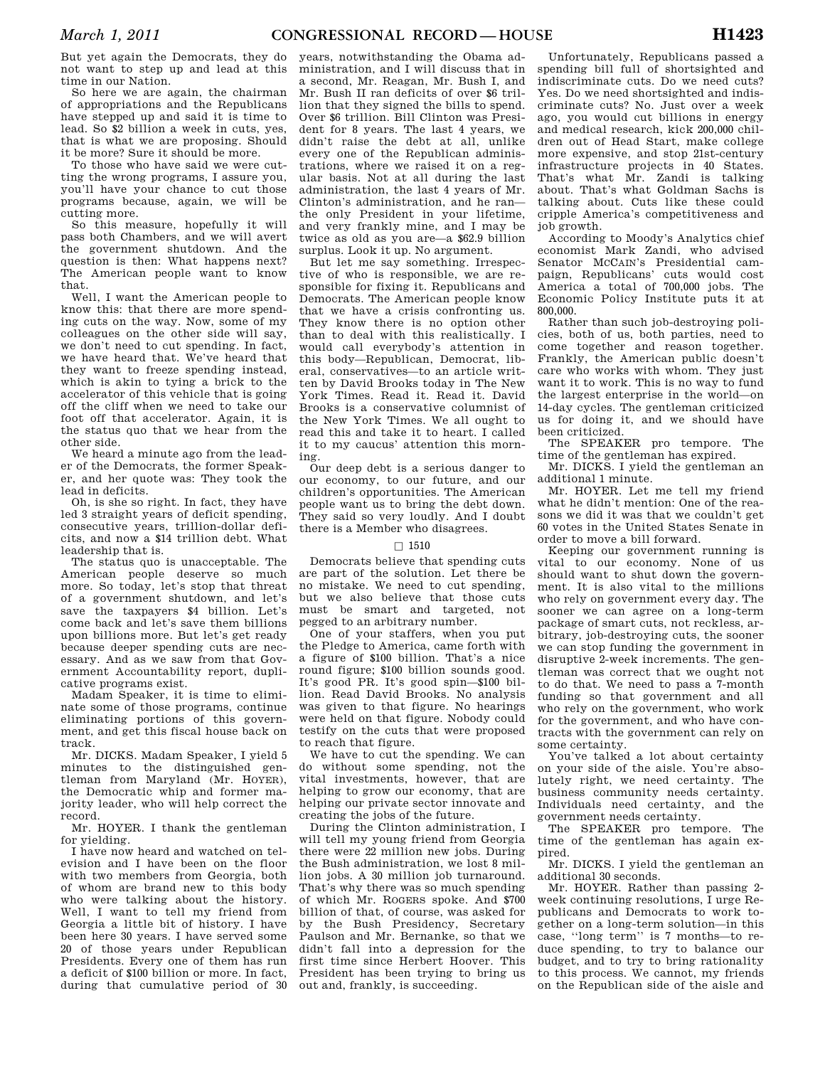But yet again the Democrats, they do not want to step up and lead at this time in our Nation.

So here we are again, the chairman of appropriations and the Republicans have stepped up and said it is time to lead. So $2 billion a week in cuts, yes, that is what we are proposing. Should it be more? Sure it should be more.

To those who have said we were cutting the wrong programs, I assure you, you'll have your chance to cut those programs because, again, we will be cutting more.

So this measure, hopefully it will pass both Chambers, and we will avert the government shutdown. And the question is then: What happens next? The American people want to know that.

Well, I want the American people to know this: that there are more spending cuts on the way. Now, some of my colleagues on the other side will say, we don't need to cut spending. In fact, we have heard that. We've heard that they want to freeze spending instead, which is akin to tying a brick to the accelerator of this vehicle that is going off the cliff when we need to take our foot off that accelerator. Again, it is the status quo that we hear from the other side.

We heard a minute ago from the leader of the Democrats, the former Speaker, and her quote was: They took the lead in deficits.

Oh, is she so right. In fact, they have led 3 straight years of deficit spending, consecutive years, trillion-dollar deficits, and now a $14 trillion debt. What leadership that is.

The status quo is unacceptable. The American people deserve so much more. So today, let's stop that threat of a government shutdown, and let's save the taxpayers $4 billion. Let's come back and let's save them billions upon billions more. But let's get ready because deeper spending cuts are necessary. And as we saw from that Government Accountability report, duplicative programs exist.

Madam Speaker, it is time to eliminate some of those programs, continue eliminating portions of this government, and get this fiscal house back on track.

Mr. DICKS. Madam Speaker, I yield 5 minutes to the distinguished gentleman from Maryland (Mr. HOYER), the Democratic whip and former majority leader, who will help correct the record.

Mr. HOYER. I thank the gentleman for yielding.

I have now heard and watched on television and I have been on the floor with two members from Georgia, both of whom are brand new to this body who were talking about the history. Well, I want to tell my friend from Georgia a little bit of history. I have been here 30 years. I have served some 20 of those years under Republican Presidents. Every one of them has run a deficit of $100 billion or more. In fact, during that cumulative period of 30 years, notwithstanding the Obama administration, and I will discuss that in a second, Mr. Reagan, Mr. Bush I, and Mr. Bush II ran deficits of over $6 trillion that they signed the bills to spend. Over $6 trillion. Bill Clinton was President for 8 years. The last 4 years, we didn't raise the debt at all, unlike every one of the Republican administrations, where we raised it on a regular basis. Not at all during the last administration, the last 4 years of Mr. Clinton's administration, and he ran—the only President in your lifetime, and very frankly mine, and I may be twice as old as you are—a $62.9 billion surplus. Look it up. No argument.

But let me say something. Irrespective of who is responsible, we are responsible for fixing it. Republicans and Democrats. The American people know that we have a crisis confronting us. They know there is no option other than to deal with this realistically. I would call everybody's attention in this body—Republican, Democrat, liberal, conservatives—to an article written by David Brooks today in The New York Times. Read it. Read it. David Brooks is a conservative columnist of the New York Times. We all ought to read this and take it to heart. I called it to my caucus' attention this morning.

Our deep debt is a serious danger to our economy, to our future, and our children's opportunities. The American people want us to bring the debt down. They said so very loudly. And I doubt there is a Member who disagrees.

☐ 1510

Democrats believe that spending cuts are part of the solution. Let there be no mistake. We need to cut spending, but we also believe that those cuts must be smart and targeted, not pegged to an arbitrary number.

One of your staffers, when you put the Pledge to America, came forth with a figure of $100 billion. That's a nice round figure; $100 billion sounds good. It's good PR. It's good spin—$100 billion. Read David Brooks. No analysis was given to that figure. No hearings were held on that figure. Nobody could testify on the cuts that were proposed to reach that figure.

We have to cut the spending. We can do without some spending, not the vital investments, however, that are helping to grow our economy, that are helping our private sector innovate and creating the jobs of the future.

During the Clinton administration, I will tell my young friend from Georgia there were 22 million new jobs. During the Bush administration, we lost 8 million jobs. A 30 million job turnaround. That's why there was so much spending of which Mr. ROGERS spoke. And $700 billion of that, of course, was asked for by the Bush Presidency, Secretary Paulson and Mr. Bernanke, so that we didn't fall into a depression for the first time since Herbert Hoover. This President has been trying to bring us out and, frankly, is succeeding.

Unfortunately, Republicans passed a spending bill full of shortsighted and indiscriminate cuts. Do we need cuts? Yes. Do we need shortsighted and indiscriminate cuts? No. Just over a week ago, you would cut billions in energy and medical research, kick 200,000 children out of Head Start, make college more expensive, and stop 21st-century infrastructure projects in 40 States. That's what Mr. Zandi is talking about. That's what Goldman Sachs is talking about. Cuts like these could cripple America's competitiveness and job growth.

According to Moody's Analytics chief economist Mark Zandi, who advised Senator MCCAIN's Presidential campaign, Republicans' cuts would cost America a total of 700,000 jobs. The Economic Policy Institute puts it at 800,000.

Rather than such job-destroying policies, both of us, both parties, need to come together and reason together. Frankly, the American public doesn't care who works with whom. They just want it to work. This is no way to fund the largest enterprise in the world—on 14-day cycles. The gentleman criticized us for doing it, and we should have been criticized.

The SPEAKER pro tempore. The time of the gentleman has expired.

Mr. DICKS. I yield the gentleman an additional 1 minute.

Mr. HOYER. Let me tell my friend what he didn't mention: One of the reasons we did it was that we couldn't get 60 votes in the United States Senate in order to move a bill forward.

Keeping our government running is vital to our economy. None of us should want to shut down the government. It is also vital to the millions who rely on government every day. The sooner we can agree on a long-term package of smart cuts, not reckless, arbitrary, job-destroying cuts, the sooner we can stop funding the government in disruptive 2-week increments. The gentleman was correct that we ought not to do that. We need to pass a 7-month funding so that government and all who rely on the government, who work for the government, and who have contracts with the government can rely on some certainty.

You've talked a lot about certainty on your side of the aisle. You're absolutely right, we need certainty. The business community needs certainty. Individuals need certainty, and the government needs certainty.

The SPEAKER pro tempore. The time of the gentleman has again expired.

Mr. DICKS. I yield the gentleman an additional 30 seconds.

Mr. HOYER. Rather than passing 2-week continuing resolutions, I urge Republicans and Democrats to work together on a long-term solution—in this case, ''long term'' is 7 months—to reduce spending, to try to balance our budget, and to try to bring rationality to this process. We cannot, my friends on the Republican side of the aisle and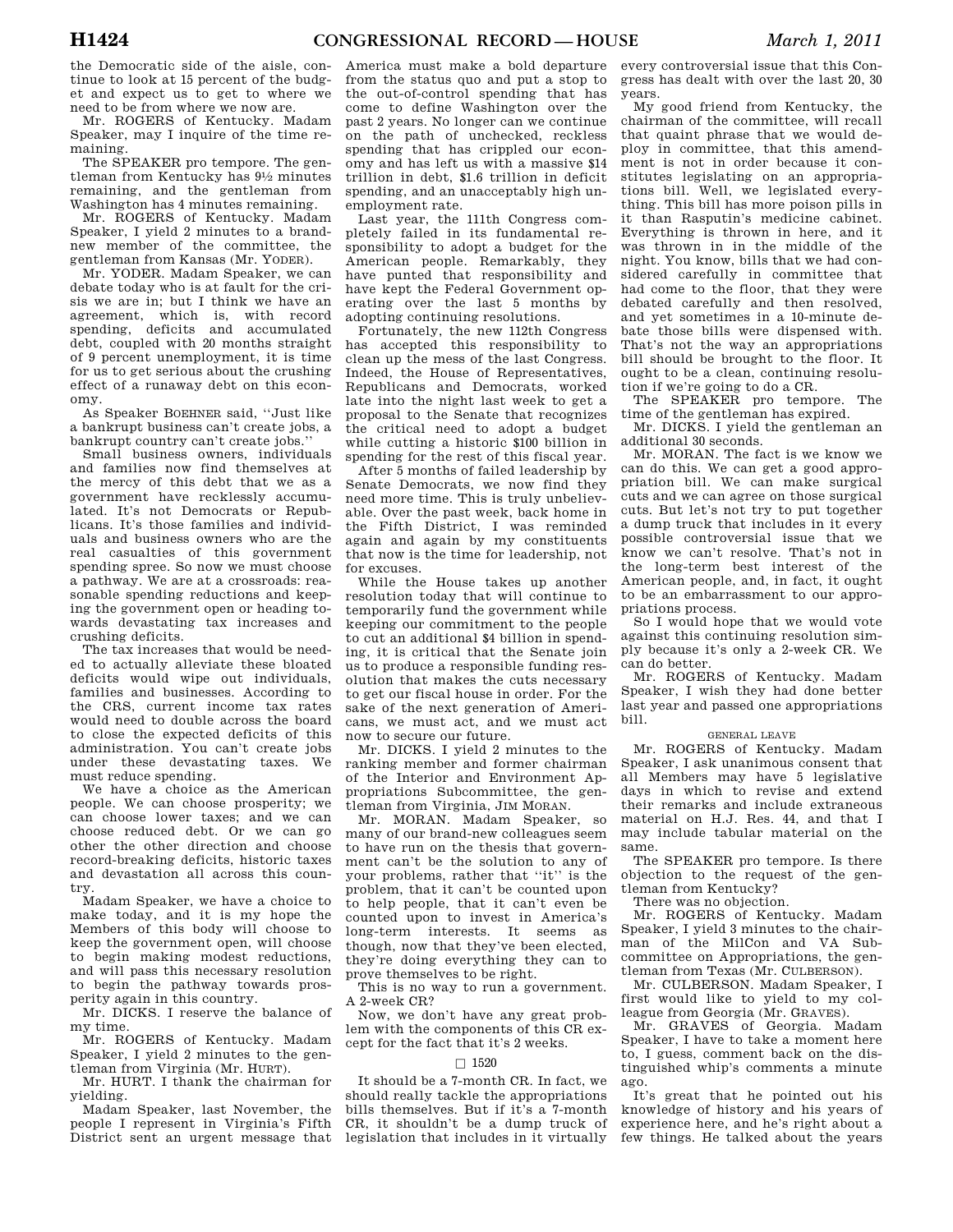the Democratic side of the aisle, continue to look at 15 percent of the budget and expect us to get to where we need to be from where we now are.

Mr. ROGERS of Kentucky. Madam Speaker, may I inquire of the time remaining.

The SPEAKER pro tempore. The gentleman from Kentucky has 9½ minutes remaining, and the gentleman from Washington has 4 minutes remaining.

Mr. ROGERS of Kentucky. Madam Speaker, I yield 2 minutes to a brand-new member of the committee, the gentleman from Kansas (Mr. YODER).

Mr. YODER. Madam Speaker, we can debate today who is at fault for the crisis we are in; but I think we have an agreement, which is, with record spending, deficits and accumulated debt, coupled with 20 months straight of 9 percent unemployment, it is time for us to get serious about the crushing effect of a runaway debt on this economy.

As Speaker BOEHNER said, "Just like a bankrupt business can't create jobs, a bankrupt country can't create jobs."

Small business owners, individuals and families now find themselves at the mercy of this debt that we as a government have recklessly accumulated. It's not Democrats or Republicans. It's those families and individuals and business owners who are the real casualties of this government spending spree. So now we must choose a pathway. We are at a crossroads: reasonable spending reductions and keeping the government open or heading towards devastating tax increases and crushing deficits.

The tax increases that would be needed to actually alleviate these bloated deficits would wipe out individuals, families and businesses. According to the CRS, current income tax rates would need to double across the board to close the expected deficits of this administration. You can't create jobs under these devastating taxes. We must reduce spending.

We have a choice as the American people. We can choose prosperity; we can choose lower taxes; and we can choose reduced debt. Or we can go other the other direction and choose record-breaking deficits, historic taxes and devastation all across this country.

Madam Speaker, we have a choice to make today, and it is my hope the Members of this body will choose to keep the government open, will choose to begin making modest reductions, and will pass this necessary resolution to begin the pathway towards prosperity again in this country.

Mr. DICKS. I reserve the balance of my time.

Mr. ROGERS of Kentucky. Madam Speaker, I yield 2 minutes to the gentleman from Virginia (Mr. HURT).

Mr. HURT. I thank the chairman for yielding.

Madam Speaker, last November, the people I represent in Virginia's Fifth District sent an urgent message that America must make a bold departure from the status quo and put a stop to the out-of-control spending that has come to define Washington over the past 2 years. No longer can we continue on the path of unchecked, reckless spending that has crippled our economy and has left us with a massive $14 trillion in debt, $1.6 trillion in deficit spending, and an unacceptably high unemployment rate.

Last year, the 111th Congress completely failed in its fundamental responsibility to adopt a budget for the American people. Remarkably, they have punted that responsibility and have kept the Federal Government operating over the last 5 months by adopting continuing resolutions.

Fortunately, the new 112th Congress has accepted this responsibility to clean up the mess of the last Congress. Indeed, the House of Representatives, Republicans and Democrats, worked late into the night last week to get a proposal to the Senate that recognizes the critical need to adopt a budget while cutting a historic $100 billion in spending for the rest of this fiscal year.

After 5 months of failed leadership by Senate Democrats, we now find they need more time. This is truly unbelievable. Over the past week, back home in the Fifth District, I was reminded again and again by my constituents that now is the time for leadership, not for excuses.

While the House takes up another resolution today that will continue to temporarily fund the government while keeping our commitment to the people to cut an additional $4 billion in spending, it is critical that the Senate join us to produce a responsible funding resolution that makes the cuts necessary to get our fiscal house in order. For the sake of the next generation of Americans, we must act, and we must act now to secure our future.

Mr. DICKS. I yield 2 minutes to the ranking member and former chairman of the Interior and Environment Appropriations Subcommittee, the gentleman from Virginia, JIM MORAN.

Mr. MORAN. Madam Speaker, so many of our brand-new colleagues seem to have run on the thesis that government can't be the solution to any of your problems, rather that "it" is the problem, that it can't be counted upon to help people, that it can't even be counted upon to invest in America's long-term interests. It seems as though, now that they've been elected, they're doing everything they can to prove themselves to be right.

This is no way to run a government. A 2-week CR?

Now, we don't have any great problem with the components of this CR except for the fact that it's 2 weeks.

□ 1520

It should be a 7-month CR. In fact, we should really tackle the appropriations bills themselves. But if it's a 7-month CR, it shouldn't be a dump truck of legislation that includes in it virtually every controversial issue that this Congress has dealt with over the last 20, 30 years.

My good friend from Kentucky, the chairman of the committee, will recall that quaint phrase that we would deploy in committee, that this amendment is not in order because it constitutes legislating on an appropriations bill. Well, we legislated everything. This bill has more poison pills in it than Rasputin's medicine cabinet. Everything is thrown in here, and it was thrown in in the middle of the night. You know, bills that we had considered carefully in committee that had come to the floor, that they were debated carefully and then resolved, and yet sometimes in a 10-minute debate those bills were dispensed with. That's not the way an appropriations bill should be brought to the floor. It ought to be a clean, continuing resolution if we're going to do a CR.

The SPEAKER pro tempore. The time of the gentleman has expired.

Mr. DICKS. I yield the gentleman an additional 30 seconds.

Mr. MORAN. The fact is we know we can do this. We can get a good appropriation bill. We can make surgical cuts and we can agree on those surgical cuts. But let's not try to put together a dump truck that includes in it every possible controversial issue that we know we can't resolve. That's not in the long-term best interest of the American people, and, in fact, it ought to be an embarrassment to our appropriations process.

So I would hope that we would vote against this continuing resolution simply because it's only a 2-week CR. We can do better.

Mr. ROGERS of Kentucky. Madam Speaker, I wish they had done better last year and passed one appropriations bill.

GENERAL LEAVE

Mr. ROGERS of Kentucky. Madam Speaker, I ask unanimous consent that all Members may have 5 legislative days in which to revise and extend their remarks and include extraneous material on H.J. Res. 44, and that I may include tabular material on the same.

The SPEAKER pro tempore. Is there objection to the request of the gentleman from Kentucky?

There was no objection.

Mr. ROGERS of Kentucky. Madam Speaker, I yield 3 minutes to the chairman of the MilCon and VA Subcommittee on Appropriations, the gentleman from Texas (Mr. CULBERSON).

Mr. CULBERSON. Madam Speaker, I first would like to yield to my colleague from Georgia (Mr. GRAVES).

Mr. GRAVES of Georgia. Madam Speaker, I have to take a moment here to, I guess, comment back on the distinguished whip's comments a minute ago.

It's great that he pointed out his knowledge of history and his years of experience here, and he's right about a few things. He talked about the years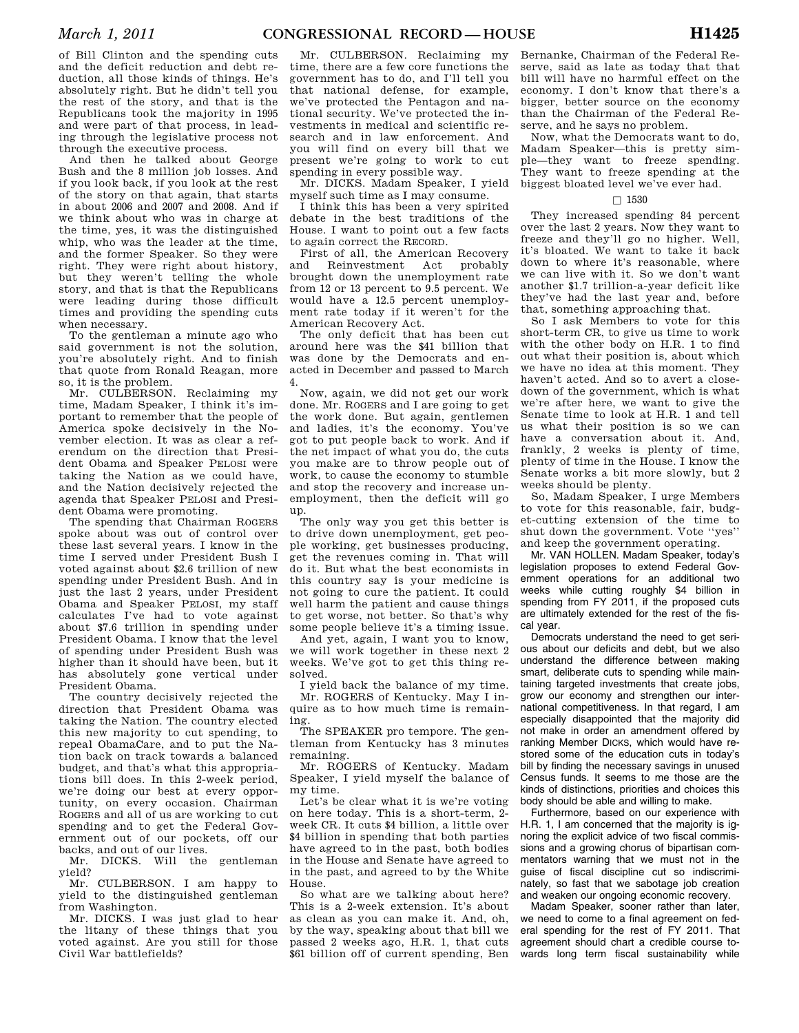of Bill Clinton and the spending cuts and the deficit reduction and debt reduction, all those kinds of things. He's absolutely right. But he didn't tell you the rest of the story, and that is the Republicans took the majority in 1995 and were part of that process, in leading through the legislative process not through the executive process.

And then he talked about George Bush and the 8 million job losses. And if you look back, if you look at the rest of the story on that again, that starts in about 2006 and 2007 and 2008. And if we think about who was in charge at the time, yes, it was the distinguished whip, who was the leader at the time, and the former Speaker. So they were right. They were right about history, but they weren't telling the whole story, and that is that the Republicans were leading during those difficult times and providing the spending cuts when necessary.

To the gentleman a minute ago who said government is not the solution, you're absolutely right. And to finish that quote from Ronald Reagan, more so, it is the problem.

Mr. CULBERSON. Reclaiming my time, Madam Speaker, I think it's important to remember that the people of America spoke decisively in the November election. It was as clear a referendum on the direction that President Obama and Speaker PELOSI were taking the Nation as we could have, and the Nation decisively rejected the agenda that Speaker PELOSI and President Obama were promoting.

The spending that Chairman ROGERS spoke about was out of control over these last several years. I know in the time I served under President Bush I voted against about $2.6 trillion of new spending under President Bush. And in just the last 2 years, under President Obama and Speaker PELOSI, my staff calculates I've had to vote against about $7.6 trillion in spending under President Obama. I know that the level of spending under President Bush was higher than it should have been, but it has absolutely gone vertical under President Obama.

The country decisively rejected the direction that President Obama was taking the Nation. The country elected this new majority to cut spending, to repeal ObamaCare, and to put the Nation back on track towards a balanced budget, and that's what this appropriations bill does. In this 2-week period, we're doing our best at every opportunity, on every occasion. Chairman ROGERS and all of us are working to cut spending and to get the Federal Government out of our pockets, off our backs, and out of our lives.

Mr. DICKS. Will the gentleman yield?

Mr. CULBERSON. I am happy to yield to the distinguished gentleman from Washington.

Mr. DICKS. I was just glad to hear the litany of these things that you voted against. Are you still for those Civil War battlefields?

Mr. CULBERSON. Reclaiming my time, there are a few core functions the government has to do, and I'll tell you that national defense, for example, we've protected the Pentagon and national security. We've protected the investments in medical and scientific research and in law enforcement. And you will find on every bill that we present we're going to work to cut spending in every possible way.

Mr. DICKS. Madam Speaker, I yield myself such time as I may consume.

I think this has been a very spirited debate in the best traditions of the House. I want to point out a few facts to again correct the RECORD.

First of all, the American Recovery and Reinvestment Act probably brought down the unemployment rate from 12 or 13 percent to 9.5 percent. We would have a 12.5 percent unemployment rate today if it weren't for the American Recovery Act.

The only deficit that has been cut around here was the $41 billion that was done by the Democrats and enacted in December and passed to March 4.

Now, again, we did not get our work done. Mr. ROGERS and I are going to get the work done. But again, gentlemen and ladies, it's the economy. You've got to put people back to work. And if the net impact of what you do, the cuts you make are to throw people out of work, to cause the economy to stumble and stop the recovery and increase unemployment, then the deficit will go up.

The only way you get this better is to drive down unemployment, get people working, get businesses producing, get the revenues coming in. That will do it. But what the best economists in this country say is your medicine is not going to cure the patient. It could well harm the patient and cause things to get worse, not better. So that's why some people believe it's a timing issue.

And yet, again, I want you to know, we will work together in these next 2 weeks. We've got to get this thing resolved.

I yield back the balance of my time.

Mr. ROGERS of Kentucky. May I inquire as to how much time is remaining.

The SPEAKER pro tempore. The gentleman from Kentucky has 3 minutes remaining.

Mr. ROGERS of Kentucky. Madam Speaker, I yield myself the balance of my time.

Let's be clear what it is we're voting on here today. This is a short-term, 2-week CR. It cuts $4 billion, a little over $4 billion in spending that both parties have agreed to in the past, both bodies in the House and Senate have agreed to in the past, and agreed to by the White House.

So what are we talking about here? This is a 2-week extension. It's about as clean as you can make it. And, oh, by the way, speaking about that bill we passed 2 weeks ago, H.R. 1, that cuts $61 billion off of current spending, Ben Bernanke, Chairman of the Federal Reserve, said as late as today that that bill will have no harmful effect on the economy. I don't know that there's a bigger, better source on the economy than the Chairman of the Federal Reserve, and he says no problem.

Now, what the Democrats want to do, Madam Speaker—this is pretty simple—they want to freeze spending. They want to freeze spending at the biggest bloated level we've ever had.

□ 1530

They increased spending 84 percent over the last 2 years. Now they want to freeze and they'll go no higher. Well, it's bloated. We want to take it back down to where it's reasonable, where we can live with it. So we don't want another $1.7 trillion-a-year deficit like they've had the last year and, before that, something approaching that.

So I ask Members to vote for this short-term CR, to give us time to work with the other body on H.R. 1 to find out what their position is, about which we have no idea at this moment. They haven't acted. And so to avert a close-down of the government, which is what we're after here, we want to give the Senate time to look at H.R. 1 and tell us what their position is so we can have a conversation about it. And, frankly, 2 weeks is plenty of time, plenty of time in the House. I know the Senate works a bit more slowly, but 2 weeks should be plenty.

So, Madam Speaker, I urge Members to vote for this reasonable, fair, budget-cutting extension of the time to shut down the government. Vote "yes" and keep the government operating.

Mr. VAN HOLLEN. Madam Speaker, today's legislation proposes to extend Federal Government operations for an additional two weeks while cutting roughly $4 billion in spending from FY 2011, if the proposed cuts are ultimately extended for the rest of the fiscal year.

Democrats understand the need to get serious about our deficits and debt, but we also understand the difference between making smart, deliberate cuts to spending while maintaining targeted investments that create jobs, grow our economy and strengthen our international competitiveness. In that regard, I am especially disappointed that the majority did not make in order an amendment offered by ranking Member DICKS, which would have restored some of the education cuts in today's bill by finding the necessary savings in unused Census funds. It seems to me those are the kinds of distinctions, priorities and choices this body should be able and willing to make.

Furthermore, based on our experience with H.R. 1, I am concerned that the majority is ignoring the explicit advice of two fiscal commissions and a growing chorus of bipartisan commentators warning that we must not in the guise of fiscal discipline cut so indiscriminately, so fast that we sabotage job creation and weaken our ongoing economic recovery.

Madam Speaker, sooner rather than later, we need to come to a final agreement on federal spending for the rest of FY 2011. That agreement should chart a credible course towards long term fiscal sustainability while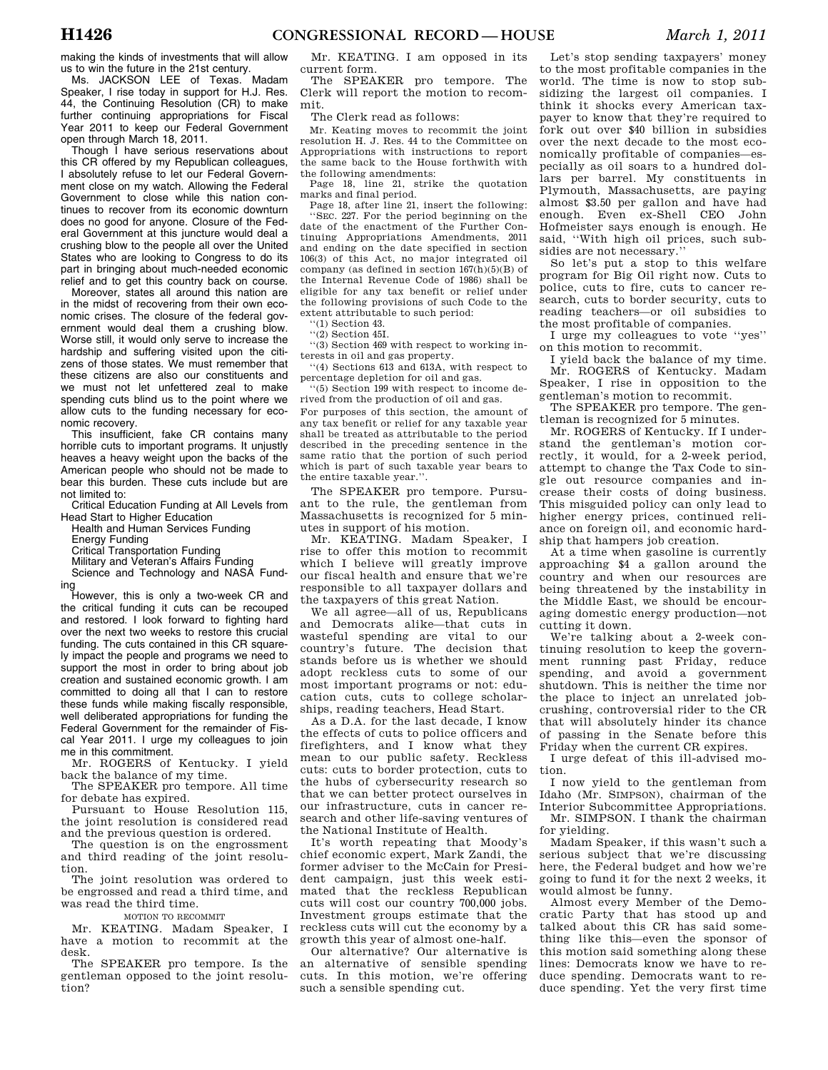making the kinds of investments that will allow us to win the future in the 21st century.

Ms. JACKSON LEE of Texas. Madam Speaker, I rise today in support for H.J. Res. 44, the Continuing Resolution (CR) to make further continuing appropriations for Fiscal Year 2011 to keep our Federal Government open through March 18, 2011.

Though I have serious reservations about this CR offered by my Republican colleagues, I absolutely refuse to let our Federal Government close on my watch. Allowing the Federal Government to close while this nation continues to recover from its economic downturn does no good for anyone. Closure of the Federal Government at this juncture would deal a crushing blow to the people all over the United States who are looking to Congress to do its part in bringing about much-needed economic relief and to get this country back on course.

Moreover, states all around this nation are in the midst of recovering from their own economic crises. The closure of the federal government would deal them a crushing blow. Worse still, it would only serve to increase the hardship and suffering visited upon the citizens of those states. We must remember that these citizens are also our constituents and we must not let unfettered zeal to make spending cuts blind us to the point where we allow cuts to the funding necessary for economic recovery.

This insufficient, fake CR contains many horrible cuts to important programs. It unjustly heaves a heavy weight upon the backs of the American people who should not be made to bear this burden. These cuts include but are not limited to:

Critical Education Funding at All Levels from Head Start to Higher Education

Health and Human Services Funding

Energy Funding

Critical Transportation Funding

Military and Veteran's Affairs Funding

Science and Technology and NASA Funding

However, this is only a two-week CR and the critical funding it cuts can be recouped and restored. I look forward to fighting hard over the next two weeks to restore this crucial funding. The cuts contained in this CR squarely impact the people and programs we need to support the most in order to bring about job creation and sustained economic growth. I am committed to doing all that I can to restore these funds while making fiscally responsible, well deliberated appropriations for funding the Federal Government for the remainder of Fiscal Year 2011. I urge my colleagues to join me in this commitment.

Mr. ROGERS of Kentucky. I yield back the balance of my time.

The SPEAKER pro tempore. All time for debate has expired.

Pursuant to House Resolution 115, the joint resolution is considered read and the previous question is ordered.

The question is on the engrossment and third reading of the joint resolution.

The joint resolution was ordered to be engrossed and read a third time, and was read the third time.

MOTION TO RECOMMIT

Mr. KEATING. Madam Speaker, I have a motion to recommit at the desk.

The SPEAKER pro tempore. Is the gentleman opposed to the joint resolution?

Mr. KEATING. I am opposed in its current form.

The SPEAKER pro tempore. The Clerk will report the motion to recommit.

The Clerk read as follows:

Mr. Keating moves to recommit the joint resolution H. J. Res. 44 to the Committee on Appropriations with instructions to report the same back to the House forthwith with the following amendments:

Page 18, line 21, strike the quotation marks and final period.

Page 18, after line 21, insert the following:

"SEC. 227. For the period beginning on the date of the enactment of the Further Continuing Appropriations Amendments, 2011 and ending on the date specified in section 106(3) of this Act, no major integrated oil company (as defined in section 167(h)(5)(B) of the Internal Revenue Code of 1986) shall be eligible for any tax benefit or relief under the following provisions of such Code to the extent attributable to such period:

"(1) Section 43.

"(2) Section 45I.

"(3) Section 469 with respect to working interests in oil and gas property.

"(4) Sections 613 and 613A, with respect to percentage depletion for oil and gas.

"(5) Section 199 with respect to income derived from the production of oil and gas.

For purposes of this section, the amount of any tax benefit or relief for any taxable year shall be treated as attributable to the period described in the preceding sentence in the same ratio that the portion of such period which is part of such taxable year bears to the entire taxable year.".

The SPEAKER pro tempore. Pursuant to the rule, the gentleman from Massachusetts is recognized for 5 minutes in support of his motion.

Mr. KEATING. Madam Speaker, I rise to offer this motion to recommit which I believe will greatly improve our fiscal health and ensure that we're responsible to all taxpayer dollars and the taxpayers of this great Nation.

We all agree—all of us, Republicans and Democrats alike—that cuts in wasteful spending are vital to our country's future. The decision that stands before us is whether we should adopt reckless cuts to some of our most important programs or not: education cuts, cuts to college scholarships, reading teachers, Head Start.

As a D.A. for the last decade, I know the effects of cuts to police officers and firefighters, and I know what they mean to our public safety. Reckless cuts: cuts to border protection, cuts to the hubs of cybersecurity research so that we can better protect ourselves in our infrastructure, cuts in cancer research and other life-saving ventures of the National Institute of Health.

It's worth repeating that Moody's chief economic expert, Mark Zandi, the former adviser to the McCain for President campaign, just this week estimated that the reckless Republican cuts will cost our country 700,000 jobs. Investment groups estimate that the reckless cuts will cut the economy by a growth this year of almost one-half.

Our alternative? Our alternative is an alternative of sensible spending cuts. In this motion, we're offering such a sensible spending cut.

Let's stop sending taxpayers' money to the most profitable companies in the world. The time is now to stop subsidizing the largest oil companies. I think it shocks every American taxpayer to know that they're required to fork out over $40 billion in subsidies over the next decade to the most economically profitable of companies—especially as oil soars to a hundred dollars per barrel. My constituents in Plymouth, Massachusetts, are paying almost $3.50 per gallon and have had enough. Even ex-Shell CEO John Hofmeister says enough is enough. He said, "With high oil prices, such subsidies are not necessary."

So let's put a stop to this welfare program for Big Oil right now. Cuts to police, cuts to fire, cuts to cancer research, cuts to border security, cuts to reading teachers—or oil subsidies to the most profitable of companies.

I urge my colleagues to vote "yes" on this motion to recommit.

I yield back the balance of my time.

Mr. ROGERS of Kentucky. Madam Speaker, I rise in opposition to the gentleman's motion to recommit.

The SPEAKER pro tempore. The gentleman is recognized for 5 minutes.

Mr. ROGERS of Kentucky. If I understand the gentleman's motion correctly, it would, for a 2-week period, attempt to change the Tax Code to single out resource companies and increase their costs of doing business. This misguided policy can only lead to higher energy prices, continued reliance on foreign oil, and economic hardship that hampers job creation.

At a time when gasoline is currently approaching $4 a gallon around the country and when our resources are being threatened by the instability in the Middle East, we should be encouraging domestic energy production—not cutting it down.

We're talking about a 2-week continuing resolution to keep the government running past Friday, reduce spending, and avoid a government shutdown. This is neither the time nor the place to inject an unrelated job-crushing, controversial rider to the CR that will absolutely hinder its chance of passing in the Senate before this Friday when the current CR expires.

I urge defeat of this ill-advised motion.

I now yield to the gentleman from Idaho (Mr. SIMPSON), chairman of the Interior Subcommittee Appropriations.

Mr. SIMPSON. I thank the chairman for yielding.

Madam Speaker, if this wasn't such a serious subject that we're discussing here, the Federal budget and how we're going to fund it for the next 2 weeks, it would almost be funny.

Almost every Member of the Democratic Party that has stood up and talked about this CR has said something like this—even the sponsor of this motion said something along these lines: Democrats know we have to reduce spending. Democrats want to reduce spending. Yet the very first time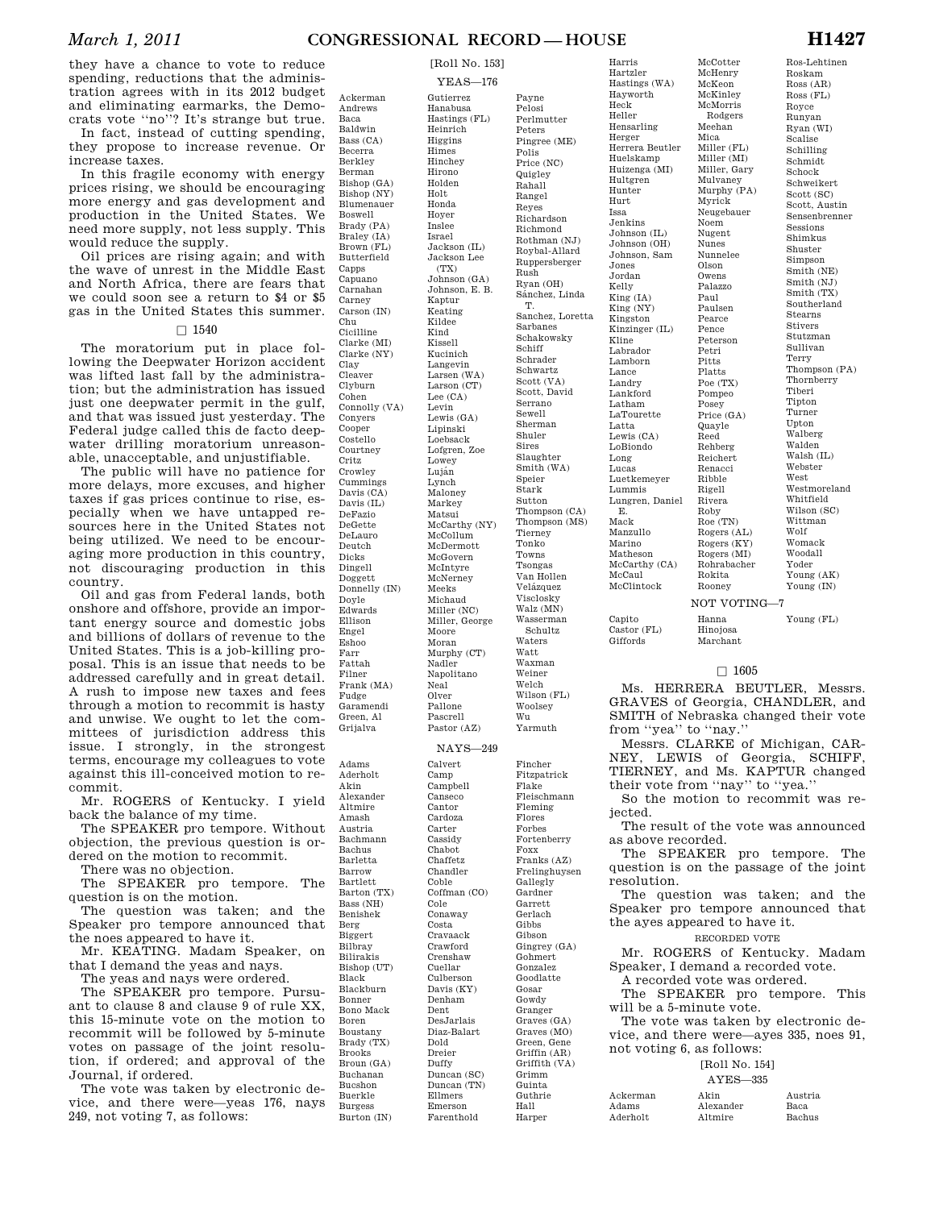they have a chance to vote to reduce spending, reductions that the administration agrees with in its 2012 budget and eliminating earmarks, the Democrats vote ''no''? It's strange but true.

In fact, instead of cutting spending, they propose to increase revenue. Or increase taxes.

In this fragile economy with energy prices rising, we should be encouraging more energy and gas development and production in the United States. We need more supply, not less supply. This would reduce the supply.

Oil prices are rising again; and with the wave of unrest in the Middle East and North Africa, there are fears that we could soon see a return to $4 or $5 gas in the United States this summer.

□ 1540

The moratorium put in place following the Deepwater Horizon accident was lifted last fall by the administration; but the administration has issued just one deepwater permit in the gulf, and that was issued just yesterday. The Federal judge called this de facto deepwater drilling moratorium unreasonable, unacceptable, and unjustifiable.

The public will have no patience for more delays, more excuses, and higher taxes if gas prices continue to rise, especially when we have untapped resources here in the United States not being utilized. We need to be encouraging more production in this country, not discouraging production in this country.

Oil and gas from Federal lands, both onshore and offshore, provide an important energy source and domestic jobs and billions of dollars of revenue to the United States. This is a job-killing proposal. This is an issue that needs to be addressed carefully and in great detail. A rush to impose new taxes and fees through a motion to recommit is hasty and unwise. We ought to let the committees of jurisdiction address this issue. I strongly, in the strongest terms, encourage my colleagues to vote against this ill-conceived motion to recommit.

Mr. ROGERS of Kentucky. I yield back the balance of my time.

The SPEAKER pro tempore. Without objection, the previous question is ordered on the motion to recommit.

There was no objection.

The SPEAKER pro tempore. The question is on the motion.

The question was taken; and the Speaker pro tempore announced that the noes appeared to have it.

Mr. KEATING. Madam Speaker, on that I demand the yeas and nays.

The yeas and nays were ordered.

The SPEAKER pro tempore. Pursuant to clause 8 and clause 9 of rule XX, this 15-minute vote on the motion to recommit will be followed by 5-minute votes on passage of the joint resolution, if ordered; and approval of the Journal, if ordered.

The vote was taken by electronic device, and there were—yeas 176, nays 249, not voting 7, as follows:

[Roll No. 153]

YEAS—176

Ackerman
Andrews
Baca
Baldwin
Bass (CA)
Becerra
Berkley
Berman
Bishop (GA)
Bishop (NY)
Blumenauer
Boswell
Brady (PA)
Braley (IA)
Brown (FL)
Butterfield
Capps
Capuano
Carnahan
Carney
Carson (IN)
Chu
Cicilline
Clarke (MI)
Clarke (NY)
Clay
Cleaver
Clyburn
Cohen
Connolly (VA)
Conyers
Cooper
Costello
Courtney
Critz
Crowley
Cummings
Davis (CA)
Davis (IL)
DeFazio
DeGette
DeLauro
Deutch
Dicks
Dingell
Doggett
Donnelly (IN)
Doyle
Edwards
Ellison
Engel
Eshoo
Farr
Fattah
Filner
Frank (MA)
Fudge
Garamendi
Green, Al
Grijalva
Gutierrez
Hanabusa
Hastings (FL)
Heinrich
Higgins
Himes
Hinchey
Hirono
Holden
Holt
Honda
Hoyer
Inslee
Israel
Jackson (IL)
Jackson Lee (TX)
Johnson (GA)
Johnson, E. B.
Kaptur
Keating
Kildee
Kind
Kissell
Kucinich
Langevin
Larsen (WA)
Larson (CT)
Lee (CA)
Levin
Lewis (GA)
Lipinski
Loebsack
Lofgren, Zoe
Lowey
Luján
Lynch
Maloney
Markey
Matsui
McCarthy (NY)
McCollum
McDermott
McGovern
McIntyre
McNerney
Meeks
Michaud
Miller (NC)
Miller, George
Moore
Moran
Murphy (CT)
Nadler
Napolitano
Neal
Olver
Pallone
Pascrell
Pastor (AZ)
Payne
Pelosi
Perlmutter
Peters
Pingree (ME)
Polis
Price (NC)
Quigley
Rahall
Rangel
Reyes
Richardson
Richmond
Rothman (NJ)
Roybal-Allard
Ruppersberger
Rush
Ryan (OH)
Sánchez, Linda T.
Sanchez, Loretta
Sarbanes
Schakowsky
Schiff
Schrader
Schwartz
Scott (VA)
Scott, David
Serrano
Sewell
Sherman
Shuler
Sires
Slaughter
Smith (WA)
Speier
Stark
Sutton
Thompson (CA)
Thompson (MS)
Tierney
Tonko
Towns
Tsongas
Van Hollen
Velázquez
Visclosky
Walz (MN)
Wasserman Schultz
Waters
Watt
Waxman
Weiner
Welch
Wilson (FL)
Woolsey
Wu
Yarmuth

NAYS—249

Adams
Aderholt
Akin
Alexander
Altmire
Amash
Austria
Bachmann
Bachus
Barletta
Barrow
Bartlett
Barton (TX)
Bass (NH)
Benishek
Berg
Biggert
Bilbray
Bilirakis
Bishop (UT)
Black
Blackburn
Bonner
Bono Mack
Boren
Boustany
Brady (TX)
Brooks
Broun (GA)
Buchanan
Bucshon
Buerkle
Burgess
Burton (IN)
Calvert
Camp
Campbell
Canseco
Cantor
Cardoza
Carter
Cassidy
Chabot
Chaffetz
Chandler
Coble
Coffman (CO)
Cole
Conaway
Costa
Cravaack
Crawford
Crenshaw
Cuellar
Culberson
Davis (KY)
Denham
Dent
DesJarlais
Diaz-Balart
Dold
Dreier
Duffy
Duncan (SC)
Duncan (TN)
Ellmers
Emerson
Farenthold
Fincher
Fitzpatrick
Flake
Fleischmann
Fleming
Flores
Forbes
Fortenberry
Foxx
Franks (AZ)
Frelinghuysen
Gallegly
Gardner
Garrett
Gerlach
Gibbs
Gibson
Gingrey (GA)
Gohmert
Gonzalez
Goodlatte
Gosar
Gowdy
Granger
Graves (GA)
Graves (MO)
Green, Gene
Griffin (AR)
Griffith (VA)
Grimm
Guinta
Guthrie
Hall
Harper
Harris
Hartzler
Hastings (WA)
Hayworth
Heck
Heller
Hensarling
Herger
Herrera Beutler
Huelskamp
Huizenga (MI)
Hultgren
Hunter
Hurt
Issa
Jenkins
Johnson (IL)
Johnson (OH)
Johnson, Sam
Jones
Jordan
Kelly
King (IA)
King (NY)
Kingston
Kinzinger (IL)
Kline
Labrador
Lamborn
Lance
Landry
Lankford
Latham
LaTourette
Latta
Lewis (CA)
LoBiondo
Long
Lucas
Luetkemeyer
Lummis
Lungren, Daniel E.
Mack
Manzullo
Marino
Matheson
McCarthy (CA)
McCaul
McClintock
McCotter
McHenry
McKeon
McKinley
McMorris Rodgers
Meehan
Mica
Miller (FL)
Miller (MI)
Miller, Gary
Mulvaney
Murphy (PA)
Myrick
Neugebauer
Noem
Nugent
Nunes
Nunnelee
Olson
Owens
Palazzo
Paul
Paulsen
Pearce
Pence
Peterson
Petri
Pitts
Platts
Poe (TX)
Pompeo
Posey
Price (GA)
Quayle
Reed
Rehberg
Reichert
Renacci
Ribble
Rigell
Rivera
Roby
Roe (TN)
Rogers (AL)
Rogers (KY)
Rogers (MI)
Rohrabacher
Rokita
Rooney
Ros-Lehtinen
Roskam
Ross (AR)
Ross (FL)
Royce
Runyan
Ryan (WI)
Scalise
Schilling
Schmidt
Schock
Schweikert
Scott (SC)
Scott, Austin
Sensenbrenner
Sessions
Shimkus
Shuster
Simpson
Smith (NE)
Smith (NJ)
Smith (TX)
Southerland
Stearns
Stivers
Stutzman
Sullivan
Terry
Thompson (PA)
Thornberry
Tiberi
Tipton
Turner
Upton
Walberg
Walden
Walsh (IL)
Webster
West
Westmoreland
Whitfield
Wilson (SC)
Wittman
Wolf
Womack
Woodall
Yoder
Young (AK)
Young (IN)

NOT VOTING—7

Capito
Castor (FL)
Giffords
Hanna
Hinojosa
Marchant
Young (FL)

□ 1605

Ms. HERRERA BEUTLER, Messrs. GRAVES of Georgia, CHANDLER, and SMITH of Nebraska changed their vote from ''yea'' to ''nay.''

Messrs. CLARKE of Michigan, CARNEY, LEWIS of Georgia, SCHIFF, TIERNEY, and Ms. KAPTUR changed their vote from ''nay'' to ''yea.''

So the motion to recommit was rejected.

The result of the vote was announced as above recorded.

The SPEAKER pro tempore. The question is on the passage of the joint resolution.

The question was taken; and the Speaker pro tempore announced that the ayes appeared to have it.

RECORDED VOTE

Mr. ROGERS of Kentucky. Madam Speaker, I demand a recorded vote.

A recorded vote was ordered.

The SPEAKER pro tempore. This will be a 5-minute vote.

The vote was taken by electronic device, and there were—ayes 335, noes 91, not voting 6, as follows:

[Roll No. 154]

AYES—335

Ackerman
Adams
Aderholt
Akin
Alexander
Altmire
Austria
Baca
Bachus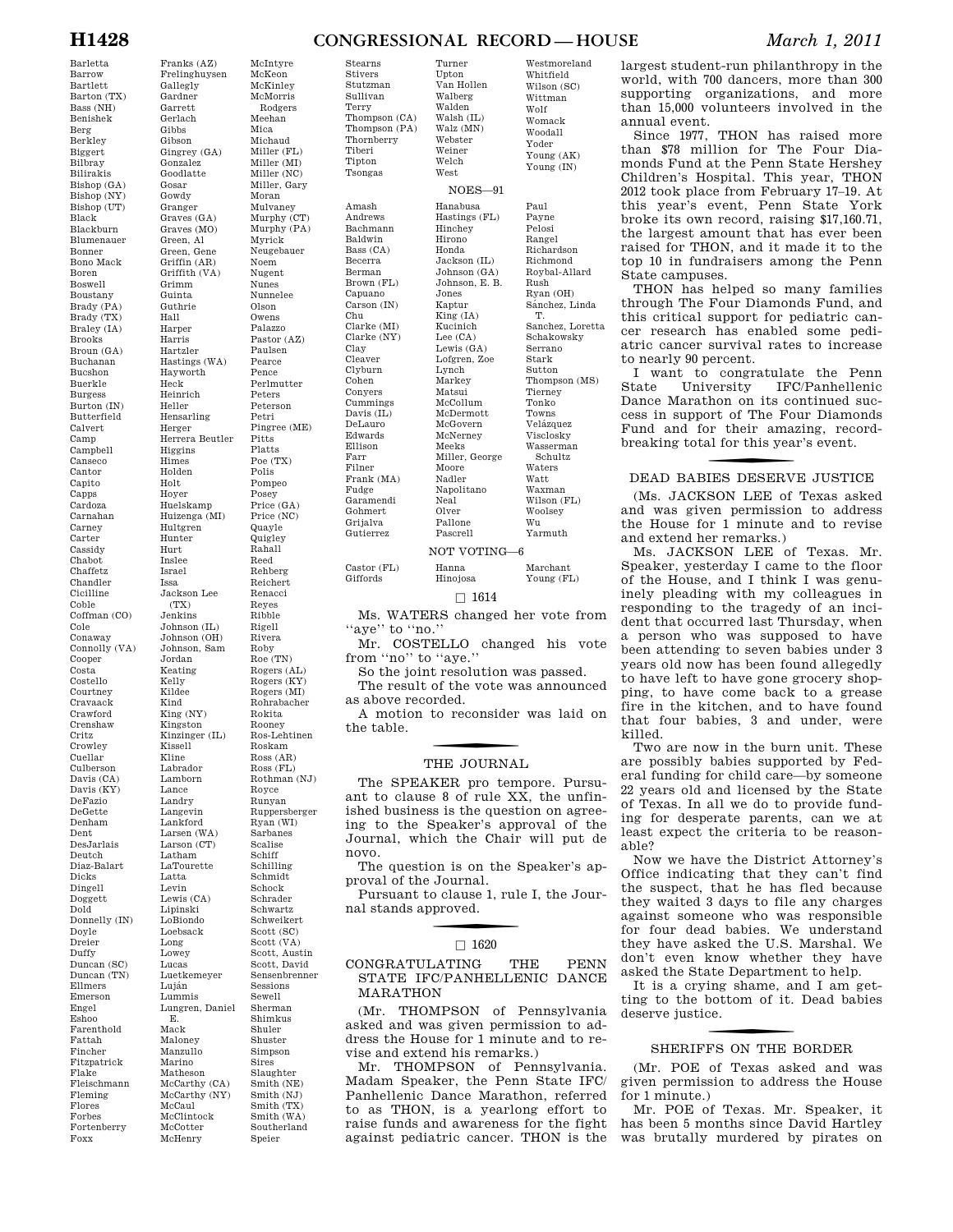Barletta
Barrow
Bartlett
Barton (TX)
Bass (NH)
Benishek
Berg
Berkley
Biggert
Bilbray
Bilirakis
Bishop (GA)
Bishop (NY)
Bishop (UT)
Black
Blackburn
Blumenauer
Bonner
Bono Mack
Boren
Boswell
Boustany
Brady (PA)
Brady (TX)
Braley (IA)
Brooks
Broun (GA)
Buchanan
Bucshon
Buerkle
Burgess
Burton (IN)
Butterfield
Calvert
Camp
Campbell
Canseco
Cantor
Capito
Capps
Cardoza
Carnahan
Carney
Carter
Cassidy
Chabot
Chaffetz
Chandler
Cicilline
Coble
Coffman (CO)
Cole
Conaway
Connolly (VA)
Cooper
Costa
Costello
Courtney
Cravaack
Crawford
Crenshaw
Critz
Crowley
Cuellar
Culberson
Davis (CA)
Davis (KY)
DeFazio
DeGette
Denham
Dent
DesJarlais
Deutch
Diaz-Balart
Dicks
Dingell
Doggett
Dold
Donnelly (IN)
Doyle
Dreier
Duffy
Duncan (SC)
Duncan (TN)
Ellmers
Emerson
Engel
Eshoo
Farenthold
Fattah
Fincher
Fitzpatrick
Flake
Fleischmann
Fleming
Flores
Forbes
Fortenberry
Foxx
Franks (AZ)
Frelinghuysen
Gallegly
Gardner
Garrett
Gerlach
Gibbs
Gibson
Gingrey (GA)
Gonzalez
Goodlatte
Gosar
Gowdy
Granger
Graves (GA)
Graves (MO)
Green, Al
Green, Gene
Griffin (AR)
Griffith (VA)
Grimm
Guinta
Guthrie
Hall
Harper
Harris
Hartzler
Hastings (WA)
Hayworth
Heck
Heinrich
Heller
Hensarling
Herger
Herrera Beutler
Higgins
Himes
Holden
Holt
Hoyer
Huelskamp
Huizenga (MI)
Hultgren
Hunter
Hurt
Inslee
Israel
Issa
Jackson Lee (TX)
Jenkins
Johnson (IL)
Johnson (OH)
Johnson, Sam
Jordan
Keating
Kelly
Kildee
Kind
King (NY)
Kingston
Kinzinger (IL)
Kissell
Kline
Labrador
Lamborn
Lance
Landry
Langevin
Lankford
Larsen (WA)
Larson (CT)
Latham
LaTourette
Latta
Levin
Lewis (CA)
Lipinski
LoBiondo
Loebsack
Long
Lowey
Lucas
Luetkemeyer
Luján
Lummis
Lungren, Daniel E.
Mack
Maloney
Manzullo
Marino
Matheson
McCarthy (CA)
McCarthy (NY)
McCaul
McClintock
McCotter
McHenry
McIntyre
McKeon
McKinley
McMorris Rodgers
Meehan
Mica
Michaud
Miller (FL)
Miller (MI)
Miller (NC)
Miller, Gary
Moran
Mulvaney
Murphy (CT)
Murphy (PA)
Myrick
Neugebauer
Noem
Nugent
Nunes
Nunnelee
Olson
Owens
Palazzo
Pastor (AZ)
Paulsen
Pearce
Pence
Perlmutter
Peters
Peterson
Petri
Pingree (ME)
Pitts
Platts
Poe (TX)
Polis
Pompeo
Posey
Price (GA)
Price (NC)
Quayle
Quigley
Rahall
Reed
Rehberg
Reichert
Renacci
Reyes
Ribble
Rigell
Rivera
Roby
Roe (TN)
Rogers (AL)
Rogers (KY)
Rogers (MI)
Rohrabacher
Rokita
Rooney
Ros-Lehtinen
Roskam
Ross (AR)
Ross (FL)
Rothman (NJ)
Royce
Runyan
Ruppersberger
Ryan (WI)
Sarbanes
Scalise
Schiff
Schilling
Schmidt
Schock
Schrader
Schwartz
Schweikert
Scott (SC)
Scott (VA)
Scott, Austin
Scott, David
Sensenbrenner
Sessions
Sewell
Sherman
Shimkus
Shuler
Shuster
Simpson
Sires
Slaughter
Smith (NE)
Smith (NJ)
Smith (TX)
Smith (WA)
Southerland
Speier
Stearns
Stivers
Stutzman
Sullivan
Terry
Thompson (CA)
Thompson (PA)
Thornberry
Tiberi
Tipton
Tsongas
Turner
Upton
Van Hollen
Walberg
Walden
Walsh (IL)
Walz (MN)
Webster
Weiner
Welch
West
Westmoreland
Whitfield
Wilson (SC)
Wittman
Wolf
Womack
Woodall
Yoder
Young (AK)
Young (IN)

NOES—91

Amash
Andrews
Bachmann
Baldwin
Bass (CA)
Becerra
Berman
Brown (FL)
Capuano
Carson (IN)
Chu
Clarke (MI)
Clarke (NY)
Clay
Cleaver
Clyburn
Cohen
Conyers
Cummings
Davis (IL)
DeLauro
Edwards
Ellison
Farr
Filner
Frank (MA)
Fudge
Garamendi
Gohmert
Grijalva
Gutierrez
Hanabusa
Hastings (FL)
Hinchey
Hirono
Honda
Jackson (IL)
Johnson (GA)
Johnson, E. B.
Jones
Kaptur
King (IA)
Kucinich
Lee (CA)
Lewis (GA)
Lofgren, Zoe
Lynch
Markey
Matsui
McCollum
McDermott
McGovern
McNerney
Meeks
Miller, George
Moore
Nadler
Napolitano
Neal
Olver
Pallone
Pascrell
Paul
Payne
Pelosi
Rangel
Richardson
Richmond
Roybal-Allard
Rush
Ryan (OH)
Sánchez, Linda T.
Sanchez, Loretta
Schakowsky
Serrano
Stark
Sutton
Thompson (MS)
Tierney
Tonko
Towns
Velázquez
Visclosky
Wasserman Schultz
Waters
Watt
Waxman
Wilson (FL)
Woolsey
Wu
Yarmuth

NOT VOTING—6

Castor (FL)
Giffords
Hanna
Hinojosa
Marchant
Young (FL)

□ 1614

Ms. WATERS changed her vote from ''aye'' to ''no.''

Mr. COSTELLO changed his vote from ''no'' to ''aye.''

So the joint resolution was passed.

The result of the vote was announced as above recorded.

A motion to reconsider was laid on the table.

## THE JOURNAL

The SPEAKER pro tempore. Pursuant to clause 8 of rule XX, the unfinished business is the question on agreeing to the Speaker's approval of the Journal, which the Chair will put de novo.

The question is on the Speaker's approval of the Journal.

Pursuant to clause 1, rule I, the Journal stands approved.

□ 1620

## CONGRATULATING THE PENN STATE IFC/PANHELLENIC DANCE MARATHON

(Mr. THOMPSON of Pennsylvania asked and was given permission to address the House for 1 minute and to revise and extend his remarks.)

Mr. THOMPSON of Pennsylvania. Madam Speaker, the Penn State IFC/Panhellenic Dance Marathon, referred to as THON, is a yearlong effort to raise funds and awareness for the fight against pediatric cancer. THON is the largest student-run philanthropy in the world, with 700 dancers, more than 300 supporting organizations, and more than 15,000 volunteers involved in the annual event.

Since 1977, THON has raised more than $78 million for The Four Diamonds Fund at the Penn State Hershey Children's Hospital. This year, THON 2012 took place from February 17–19. At this year's event, Penn State York broke its own record, raising $17,160.71, the largest amount that has ever been raised for THON, and it made it to the top 10 in fundraisers among the Penn State campuses.

THON has helped so many families through The Four Diamonds Fund, and this critical support for pediatric cancer research has enabled some pediatric cancer survival rates to increase to nearly 90 percent.

I want to congratulate the Penn State University IFC/Panhellenic Dance Marathon on its continued success in support of The Four Diamonds Fund and for their amazing, record-breaking total for this year's event.

## DEAD BABIES DESERVE JUSTICE

(Ms. JACKSON LEE of Texas asked and was given permission to address the House for 1 minute and to revise and extend her remarks.)

Ms. JACKSON LEE of Texas. Mr. Speaker, yesterday I came to the floor of the House, and I think I was genuinely pleading with my colleagues in responding to the tragedy of an incident that occurred last Thursday, when a person who was supposed to have been attending to seven babies under 3 years old now has been found allegedly to have left to have gone grocery shopping, to have come back to a grease fire in the kitchen, and to have found that four babies, 3 and under, were killed.

Two are now in the burn unit. These are possibly babies supported by Federal funding for child care—by someone 22 years old and licensed by the State of Texas. In all we do to provide funding for desperate parents, can we at least expect the criteria to be reasonable?

Now we have the District Attorney's Office indicating that they can't find the suspect, that he has fled because they waited 3 days to file any charges against someone who was responsible for four dead babies. We understand they have asked the U.S. Marshal. We don't even know whether they have asked the State Department to help.

It is a crying shame, and I am getting to the bottom of it. Dead babies deserve justice.

## SHERIFFS ON THE BORDER

(Mr. POE of Texas asked and was given permission to address the House for 1 minute.)

Mr. POE of Texas. Mr. Speaker, it has been 5 months since David Hartley was brutally murdered by pirates on